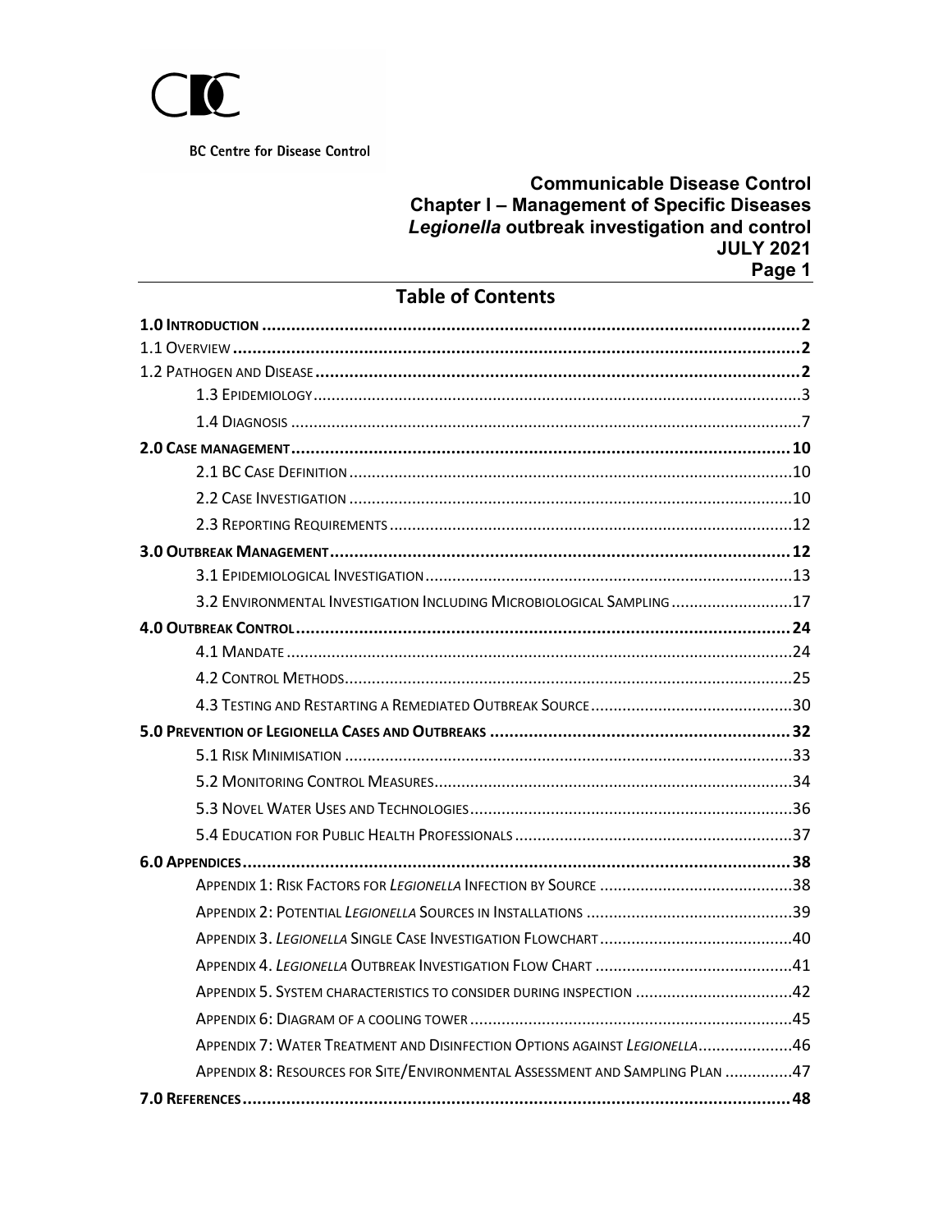BC Centre for Disease Control

**Communicable Disease Control**
**Chapter I – Management of Specific Diseases**
***Legionella* outbreak investigation and control**
**JULY 2021**

## Table of Contents

- **1.0 Introduction ..... 2**
- 1.1 Overview ..... 2
- 1.2 Pathogen and Disease ..... 2
  - 1.3 Epidemiology ..... 3
  - 1.4 Diagnosis ..... 7
- **2.0 Case management ..... 10**
  - 2.1 BC Case Definition ..... 10
  - 2.2 Case Investigation ..... 10
  - 2.3 Reporting Requirements ..... 12
- **3.0 Outbreak Management ..... 12**
  - 3.1 Epidemiological Investigation ..... 13
  - 3.2 Environmental Investigation Including Microbiological Sampling ..... 17
- **4.0 Outbreak Control ..... 24**
  - 4.1 Mandate ..... 24
  - 4.2 Control Methods ..... 25
  - 4.3 Testing and Restarting a Remediated Outbreak Source ..... 30
- **5.0 Prevention of Legionella Cases and Outbreaks ..... 32**
  - 5.1 Risk Minimisation ..... 33
  - 5.2 Monitoring Control Measures ..... 34
  - 5.3 Novel Water Uses and Technologies ..... 36
  - 5.4 Education for Public Health Professionals ..... 37
- **6.0 Appendices ..... 38**
  - Appendix 1: Risk Factors for *Legionella* Infection by Source ..... 38
  - Appendix 2: Potential *Legionella* Sources in Installations ..... 39
  - Appendix 3. *Legionella* Single Case Investigation Flowchart ..... 40
  - Appendix 4. *Legionella* Outbreak Investigation Flow Chart ..... 41
  - Appendix 5. System characteristics to consider during inspection ..... 42
  - Appendix 6: Diagram of a cooling tower ..... 45
  - Appendix 7: Water Treatment and Disinfection Options against *Legionella* ..... 46
  - Appendix 8: Resources for Site/Environmental Assessment and Sampling Plan ..... 47
- **7.0 References ..... 48**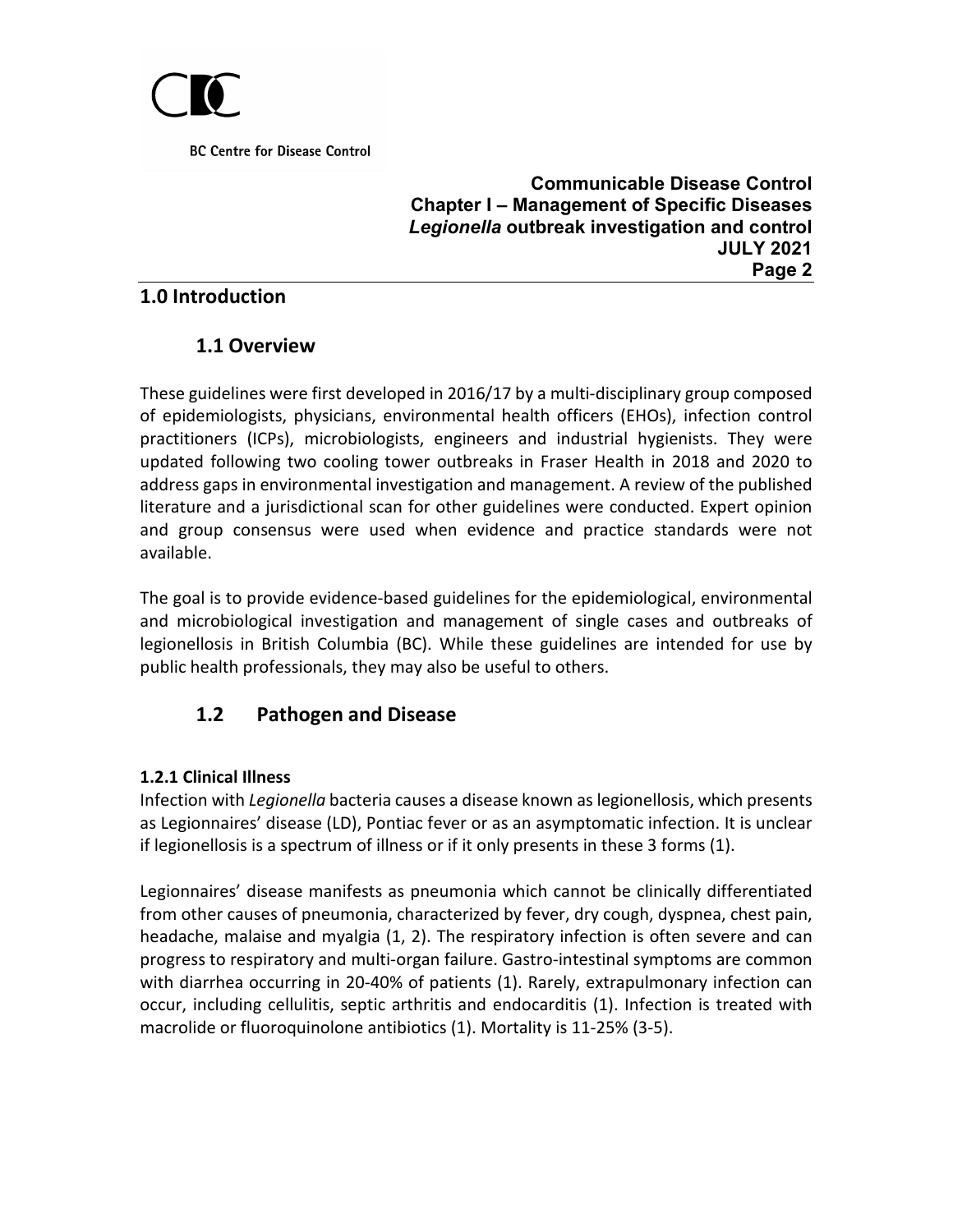# 1.0 Introduction

## 1.1 Overview

These guidelines were first developed in 2016/17 by a multi-disciplinary group composed of epidemiologists, physicians, environmental health officers (EHOs), infection control practitioners (ICPs), microbiologists, engineers and industrial hygienists. They were updated following two cooling tower outbreaks in Fraser Health in 2018 and 2020 to address gaps in environmental investigation and management. A review of the published literature and a jurisdictional scan for other guidelines were conducted. Expert opinion and group consensus were used when evidence and practice standards were not available.

The goal is to provide evidence-based guidelines for the epidemiological, environmental and microbiological investigation and management of single cases and outbreaks of legionellosis in British Columbia (BC). While these guidelines are intended for use by public health professionals, they may also be useful to others.

## 1.2 Pathogen and Disease

### 1.2.1 Clinical Illness

Infection with *Legionella* bacteria causes a disease known as legionellosis, which presents as Legionnaires' disease (LD), Pontiac fever or as an asymptomatic infection. It is unclear if legionellosis is a spectrum of illness or if it only presents in these 3 forms (1).

Legionnaires' disease manifests as pneumonia which cannot be clinically differentiated from other causes of pneumonia, characterized by fever, dry cough, dyspnea, chest pain, headache, malaise and myalgia (1, 2). The respiratory infection is often severe and can progress to respiratory and multi-organ failure. Gastro-intestinal symptoms are common with diarrhea occurring in 20-40% of patients (1). Rarely, extrapulmonary infection can occur, including cellulitis, septic arthritis and endocarditis (1). Infection is treated with macrolide or fluoroquinolone antibiotics (1). Mortality is 11-25% (3-5).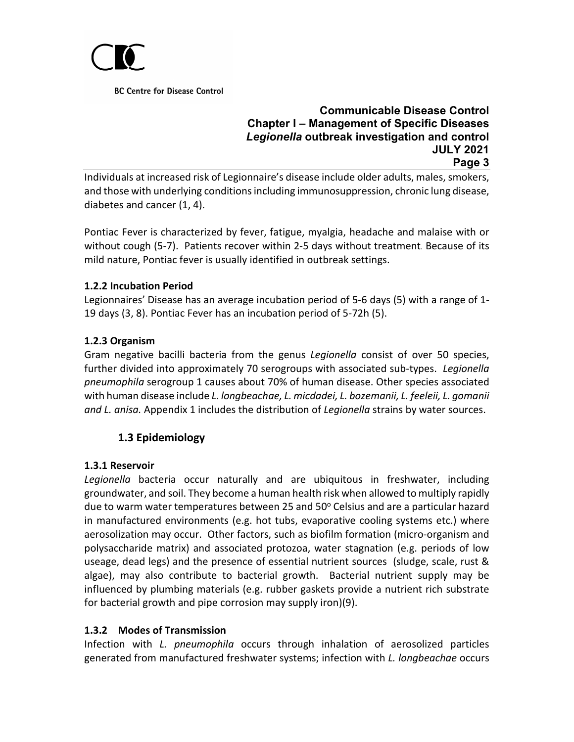Individuals at increased risk of Legionnaire's disease include older adults, males, smokers, and those with underlying conditions including immunosuppression, chronic lung disease, diabetes and cancer (1, 4).

Pontiac Fever is characterized by fever, fatigue, myalgia, headache and malaise with or without cough (5-7). Patients recover within 2-5 days without treatment. Because of its mild nature, Pontiac fever is usually identified in outbreak settings.

#### 1.2.2 Incubation Period

Legionnaires' Disease has an average incubation period of 5-6 days (5) with a range of 1-19 days (3, 8). Pontiac Fever has an incubation period of 5-72h (5).

#### 1.2.3 Organism

Gram negative bacilli bacteria from the genus *Legionella* consist of over 50 species, further divided into approximately 70 serogroups with associated sub-types. *Legionella pneumophila* serogroup 1 causes about 70% of human disease. Other species associated with human disease include *L. longbeachae, L. micdadei, L. bozemanii, L. feeleii, L. gomanii and L. anisa.* Appendix 1 includes the distribution of *Legionella* strains by water sources.

### 1.3 Epidemiology

#### 1.3.1 Reservoir

*Legionella* bacteria occur naturally and are ubiquitous in freshwater, including groundwater, and soil. They become a human health risk when allowed to multiply rapidly due to warm water temperatures between 25 and 50$^{o}$ Celsius and are a particular hazard in manufactured environments (e.g. hot tubs, evaporative cooling systems etc.) where aerosolization may occur. Other factors, such as biofilm formation (micro-organism and polysaccharide matrix) and associated protozoa, water stagnation (e.g. periods of low useage, dead legs) and the presence of essential nutrient sources (sludge, scale, rust & algae), may also contribute to bacterial growth. Bacterial nutrient supply may be influenced by plumbing materials (e.g. rubber gaskets provide a nutrient rich substrate for bacterial growth and pipe corrosion may supply iron)(9).

#### 1.3.2 Modes of Transmission

Infection with *L. pneumophila* occurs through inhalation of aerosolized particles generated from manufactured freshwater systems; infection with *L. longbeachae* occurs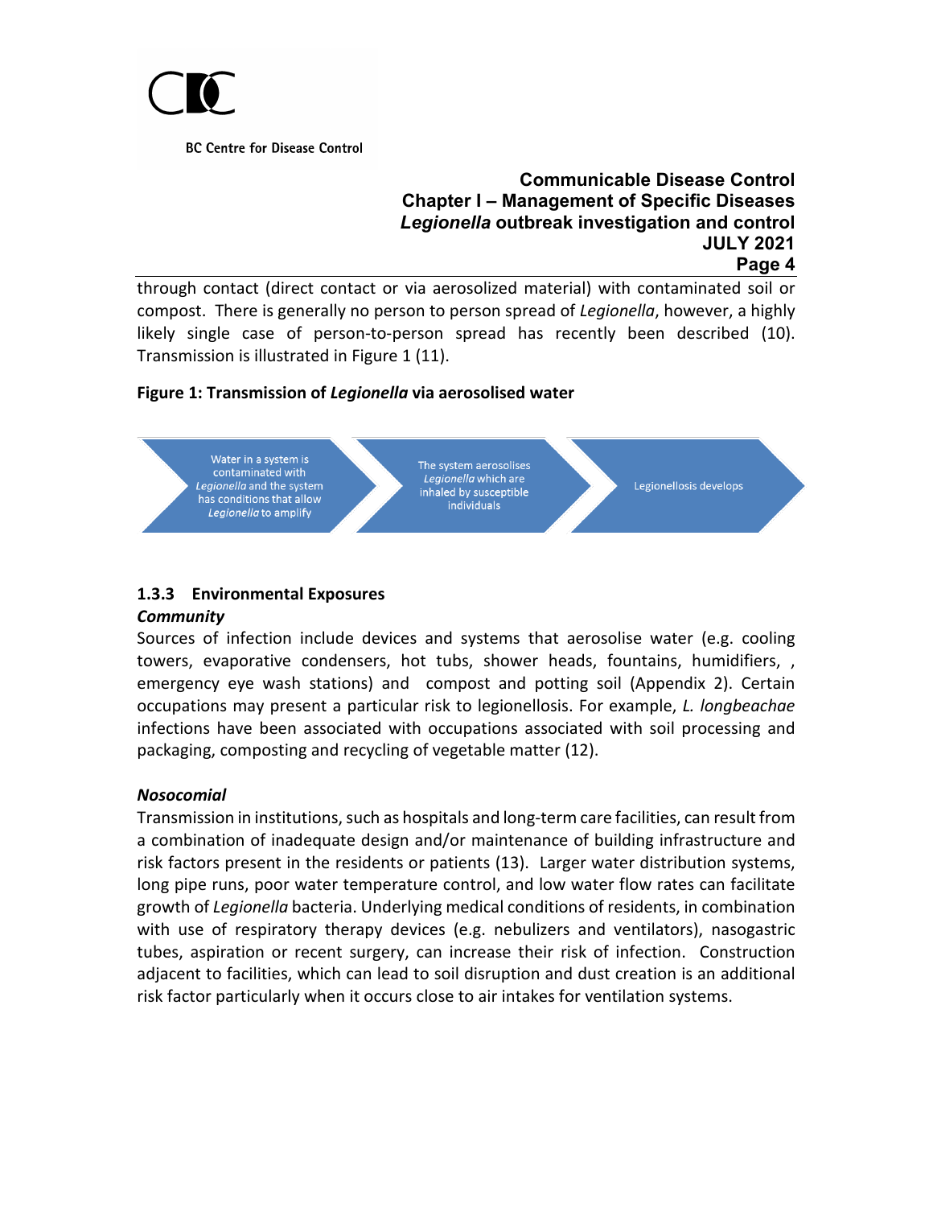through contact (direct contact or via aerosolized material) with contaminated soil or compost. There is generally no person to person spread of *Legionella*, however, a highly likely single case of person-to-person spread has recently been described (10). Transmission is illustrated in Figure 1 (11).

**Figure 1: Transmission of *Legionella* via aerosolised water**

Water in a system is contaminated with *Legionella* and the system has conditions that allow *Legionella* to amplify → The system aerosolises *Legionella* which are inhaled by susceptible individuals → Legionellosis develops

### 1.3.3 Environmental Exposures

***Community***

Sources of infection include devices and systems that aerosolise water (e.g. cooling towers, evaporative condensers, hot tubs, shower heads, fountains, humidifiers, , emergency eye wash stations) and compost and potting soil (Appendix 2). Certain occupations may present a particular risk to legionellosis. For example, *L. longbeachae* infections have been associated with occupations associated with soil processing and packaging, composting and recycling of vegetable matter (12).

***Nosocomial***

Transmission in institutions, such as hospitals and long-term care facilities, can result from a combination of inadequate design and/or maintenance of building infrastructure and risk factors present in the residents or patients (13). Larger water distribution systems, long pipe runs, poor water temperature control, and low water flow rates can facilitate growth of *Legionella* bacteria. Underlying medical conditions of residents, in combination with use of respiratory therapy devices (e.g. nebulizers and ventilators), nasogastric tubes, aspiration or recent surgery, can increase their risk of infection. Construction adjacent to facilities, which can lead to soil disruption and dust creation is an additional risk factor particularly when it occurs close to air intakes for ventilation systems.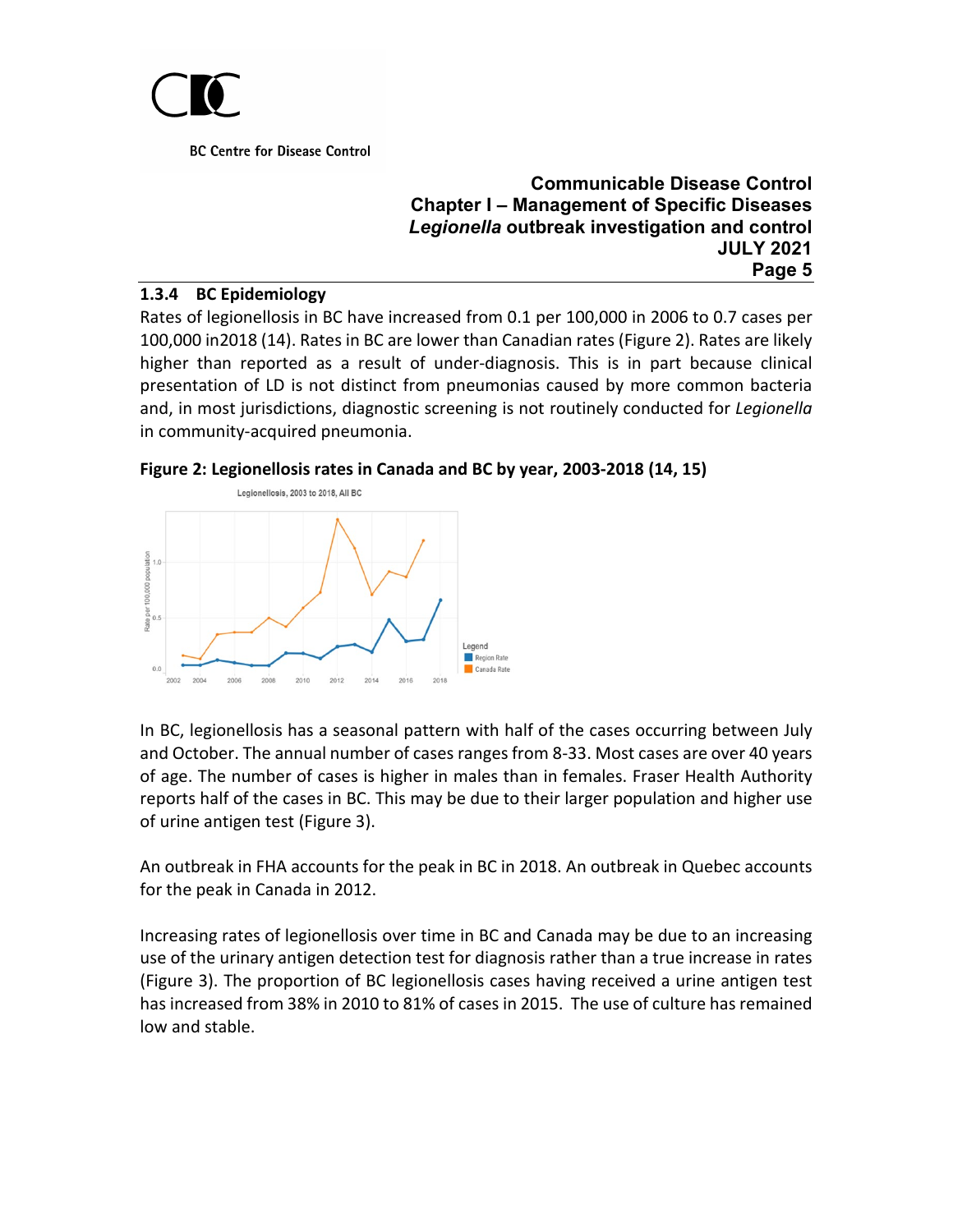### 1.3.4 BC Epidemiology

Rates of legionellosis in BC have increased from 0.1 per 100,000 in 2006 to 0.7 cases per 100,000 in2018 (14). Rates in BC are lower than Canadian rates (Figure 2). Rates are likely higher than reported as a result of under-diagnosis. This is in part because clinical presentation of LD is not distinct from pneumonias caused by more common bacteria and, in most jurisdictions, diagnostic screening is not routinely conducted for *Legionella* in community-acquired pneumonia.

**Figure 2: Legionellosis rates in Canada and BC by year, 2003-2018 (14, 15)**

In BC, legionellosis has a seasonal pattern with half of the cases occurring between July and October. The annual number of cases ranges from 8-33. Most cases are over 40 years of age. The number of cases is higher in males than in females. Fraser Health Authority reports half of the cases in BC. This may be due to their larger population and higher use of urine antigen test (Figure 3).

An outbreak in FHA accounts for the peak in BC in 2018. An outbreak in Quebec accounts for the peak in Canada in 2012.

Increasing rates of legionellosis over time in BC and Canada may be due to an increasing use of the urinary antigen detection test for diagnosis rather than a true increase in rates (Figure 3). The proportion of BC legionellosis cases having received a urine antigen test has increased from 38% in 2010 to 81% of cases in 2015. The use of culture has remained low and stable.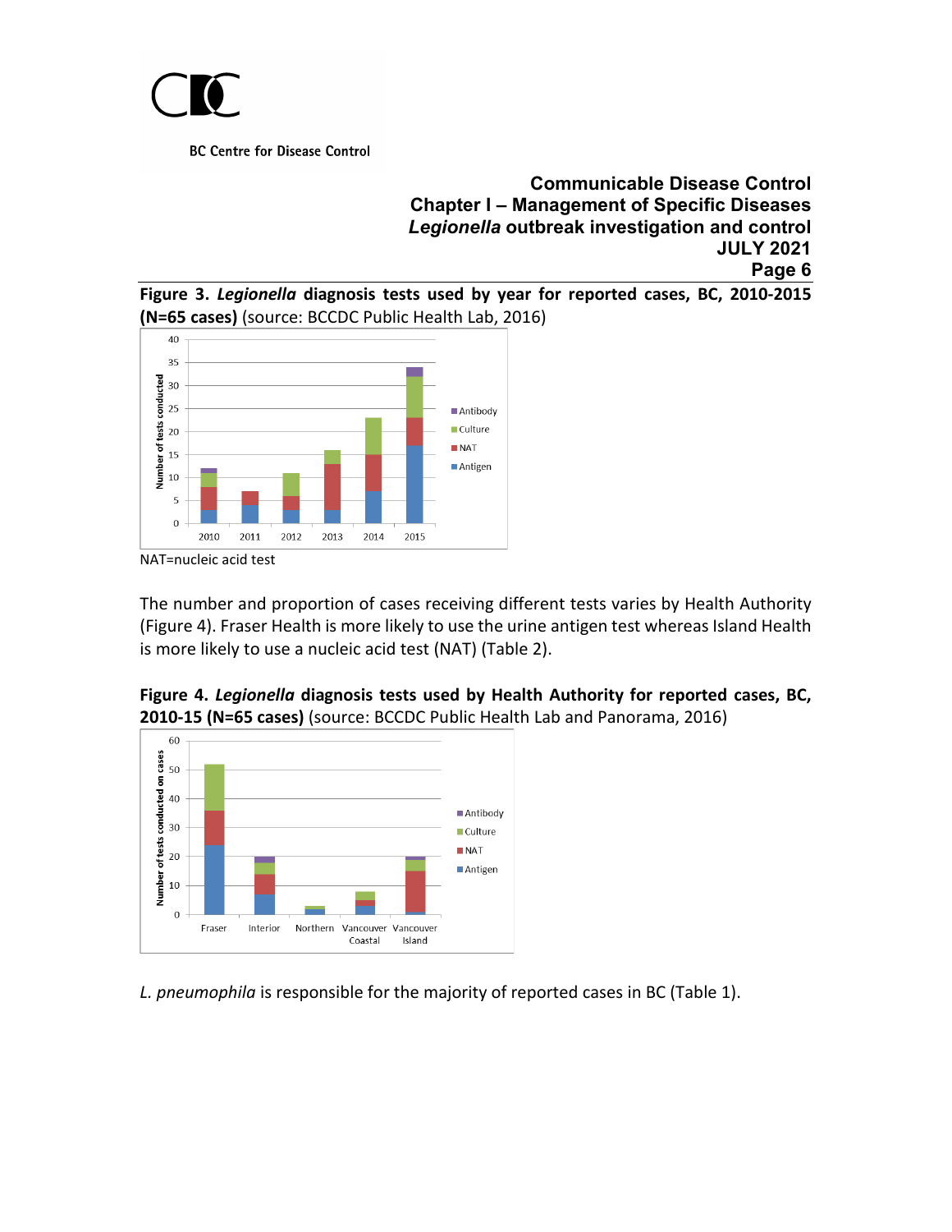**Figure 3. *Legionella* diagnosis tests used by year for reported cases, BC, 2010-2015 (N=65 cases)** (source: BCCDC Public Health Lab, 2016)

NAT=nucleic acid test

The number and proportion of cases receiving different tests varies by Health Authority (Figure 4). Fraser Health is more likely to use the urine antigen test whereas Island Health is more likely to use a nucleic acid test (NAT) (Table 2).

**Figure 4. *Legionella* diagnosis tests used by Health Authority for reported cases, BC, 2010-15 (N=65 cases)** (source: BCCDC Public Health Lab and Panorama, 2016)

*L. pneumophila* is responsible for the majority of reported cases in BC (Table 1).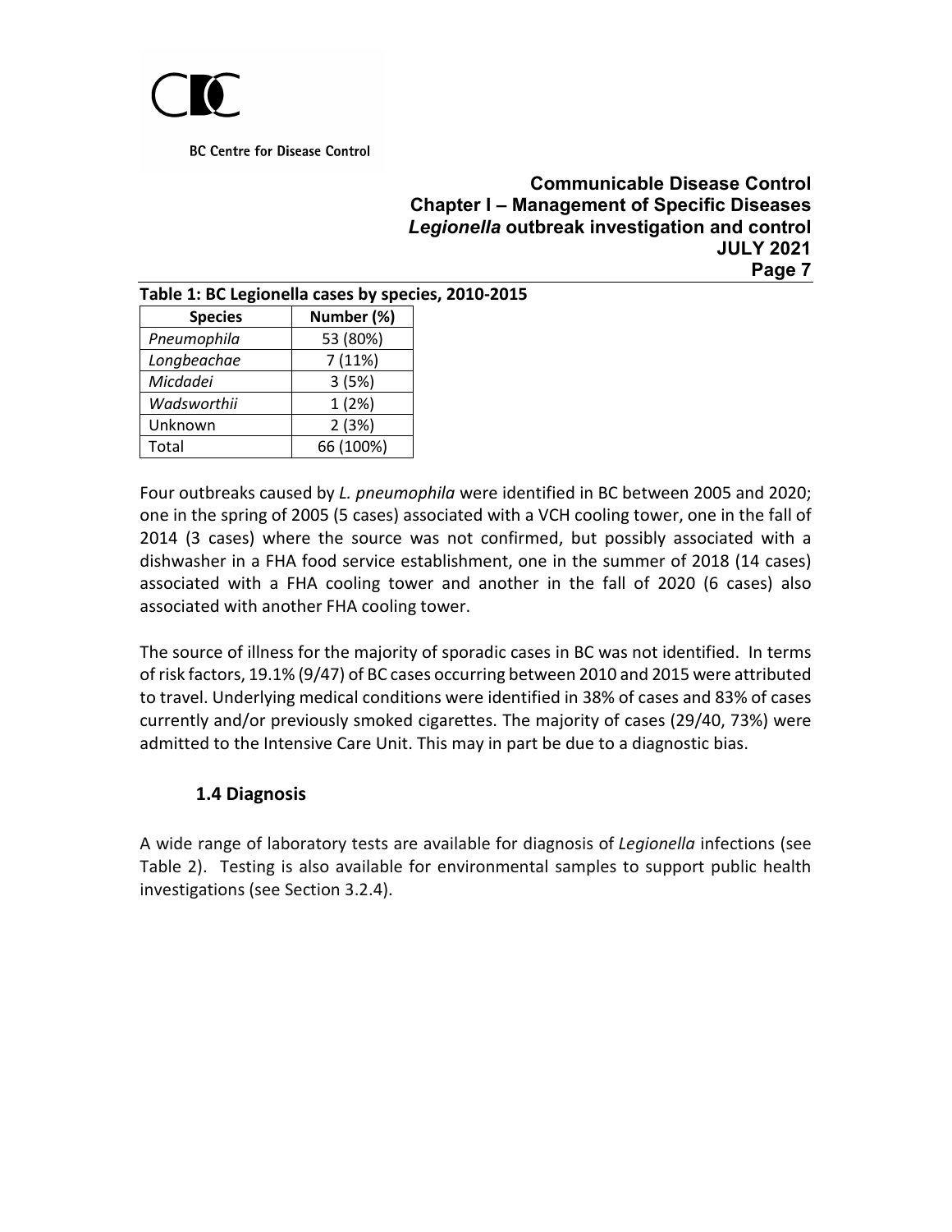**Table 1: BC Legionella cases by species, 2010-2015**

| Species | Number (%) |
|---|---|
| *Pneumophila* | 53 (80%) |
| *Longbeachae* | 7 (11%) |
| *Micdadei* | 3 (5%) |
| *Wadsworthii* | 1 (2%) |
| Unknown | 2 (3%) |
| Total | 66 (100%) |

Four outbreaks caused by *L. pneumophila* were identified in BC between 2005 and 2020; one in the spring of 2005 (5 cases) associated with a VCH cooling tower, one in the fall of 2014 (3 cases) where the source was not confirmed, but possibly associated with a dishwasher in a FHA food service establishment, one in the summer of 2018 (14 cases) associated with a FHA cooling tower and another in the fall of 2020 (6 cases) also associated with another FHA cooling tower.

The source of illness for the majority of sporadic cases in BC was not identified. In terms of risk factors, 19.1% (9/47) of BC cases occurring between 2010 and 2015 were attributed to travel. Underlying medical conditions were identified in 38% of cases and 83% of cases currently and/or previously smoked cigarettes. The majority of cases (29/40, 73%) were admitted to the Intensive Care Unit. This may in part be due to a diagnostic bias.

### 1.4 Diagnosis

A wide range of laboratory tests are available for diagnosis of *Legionella* infections (see Table 2). Testing is also available for environmental samples to support public health investigations (see Section 3.2.4).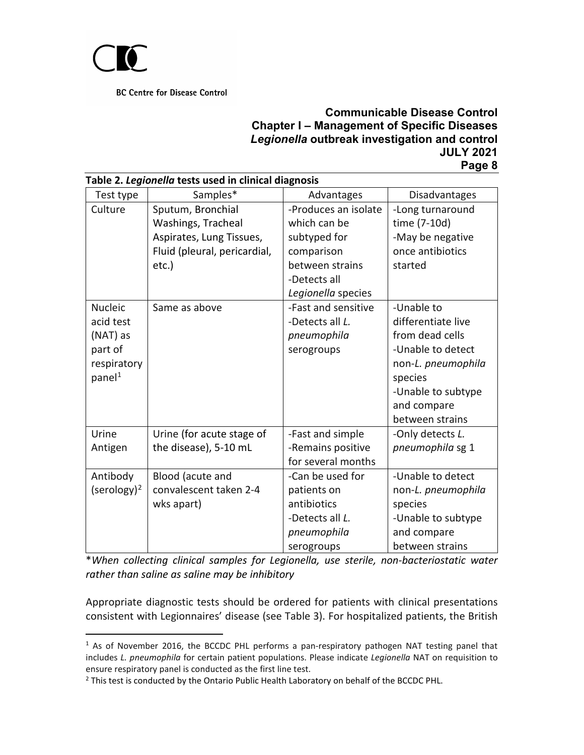**Table 2. *Legionella* tests used in clinical diagnosis**

| Test type | Samples* | Advantages | Disadvantages |
|---|---|---|---|
| Culture | Sputum, Bronchial Washings, Tracheal Aspirates, Lung Tissues, Fluid (pleural, pericardial, etc.) | -Produces an isolate which can be subtyped for comparison between strains<br>-Detects all *Legionella* species | -Long turnaround time (7-10d)<br>-May be negative once antibiotics started |
| Nucleic acid test (NAT) as part of respiratory panel[1] | Same as above | -Fast and sensitive<br>-Detects all *L. pneumophila* serogroups | -Unable to differentiate live from dead cells<br>-Unable to detect non-*L. pneumophila* species<br>-Unable to subtype and compare between strains |
| Urine Antigen | Urine (for acute stage of the disease), 5-10 mL | -Fast and simple<br>-Remains positive for several months | -Only detects *L. pneumophila* sg 1 |
| Antibody (serology)[2] | Blood (acute and convalescent taken 2-4 wks apart) | -Can be used for patients on antibiotics<br>-Detects all *L. pneumophila* serogroups | -Unable to detect non-*L. pneumophila* species<br>-Unable to subtype and compare between strains |

**When collecting clinical samples for Legionella, use sterile, non-bacteriostatic water rather than saline as saline may be inhibitory*

Appropriate diagnostic tests should be ordered for patients with clinical presentations consistent with Legionnaires' disease (see Table 3). For hospitalized patients, the British

[1] As of November 2016, the BCCDC PHL performs a pan-respiratory pathogen NAT testing panel that includes *L. pneumophila* for certain patient populations. Please indicate *Legionella* NAT on requisition to ensure respiratory panel is conducted as the first line test.

[2] This test is conducted by the Ontario Public Health Laboratory on behalf of the BCCDC PHL.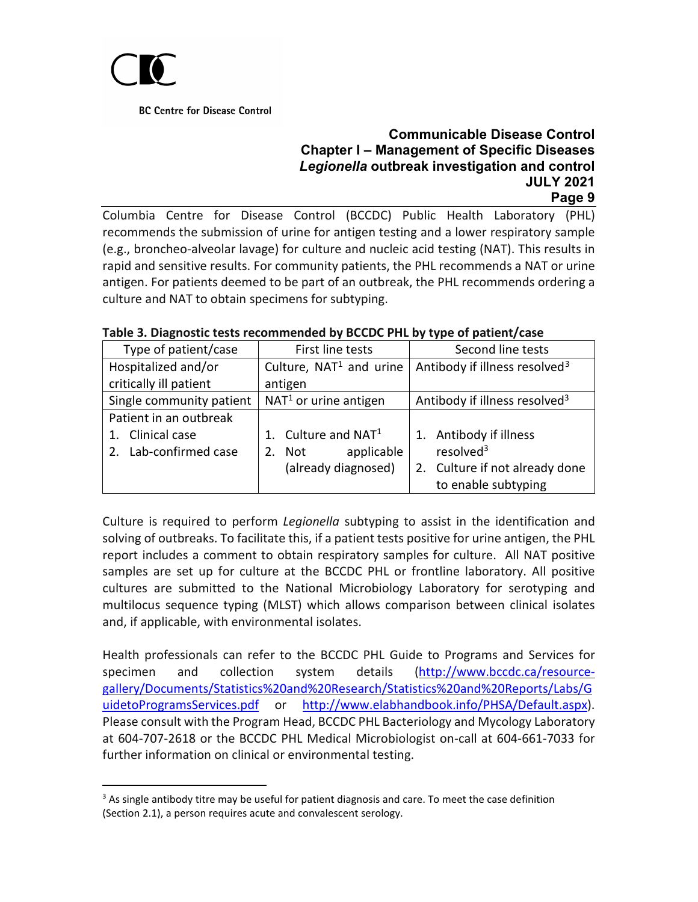Columbia Centre for Disease Control (BCCDC) Public Health Laboratory (PHL) recommends the submission of urine for antigen testing and a lower respiratory sample (e.g., broncheo-alveolar lavage) for culture and nucleic acid testing (NAT). This results in rapid and sensitive results. For community patients, the PHL recommends a NAT or urine antigen. For patients deemed to be part of an outbreak, the PHL recommends ordering a culture and NAT to obtain specimens for subtyping.

**Table 3. Diagnostic tests recommended by BCCDC PHL by type of patient/case**

| Type of patient/case | First line tests | Second line tests |
|---|---|---|
| Hospitalized and/or critically ill patient | Culture, NAT[1] and urine antigen | Antibody if illness resolved[3] |
| Single community patient | NAT[1] or urine antigen | Antibody if illness resolved[3] |
| Patient in an outbreak<br>1. Clinical case<br>2. Lab-confirmed case | <br>1. Culture and NAT[1]<br>2. Not applicable (already diagnosed) | <br>1. Antibody if illness resolved[3]<br>2. Culture if not already done to enable subtyping |

Culture is required to perform *Legionella* subtyping to assist in the identification and solving of outbreaks. To facilitate this, if a patient tests positive for urine antigen, the PHL report includes a comment to obtain respiratory samples for culture. All NAT positive samples are set up for culture at the BCCDC PHL or frontline laboratory. All positive cultures are submitted to the National Microbiology Laboratory for serotyping and multilocus sequence typing (MLST) which allows comparison between clinical isolates and, if applicable, with environmental isolates.

Health professionals can refer to the BCCDC PHL Guide to Programs and Services for specimen and collection system details (http://www.bccdc.ca/resource-gallery/Documents/Statistics%20and%20Research/Statistics%20and%20Reports/Labs/GuidetoProgramsServices.pdf or http://www.elabhandbook.info/PHSA/Default.aspx). Please consult with the Program Head, BCCDC PHL Bacteriology and Mycology Laboratory at 604-707-2618 or the BCCDC PHL Medical Microbiologist on-call at 604-661-7033 for further information on clinical or environmental testing.

[3] As single antibody titre may be useful for patient diagnosis and care. To meet the case definition (Section 2.1), a person requires acute and convalescent serology.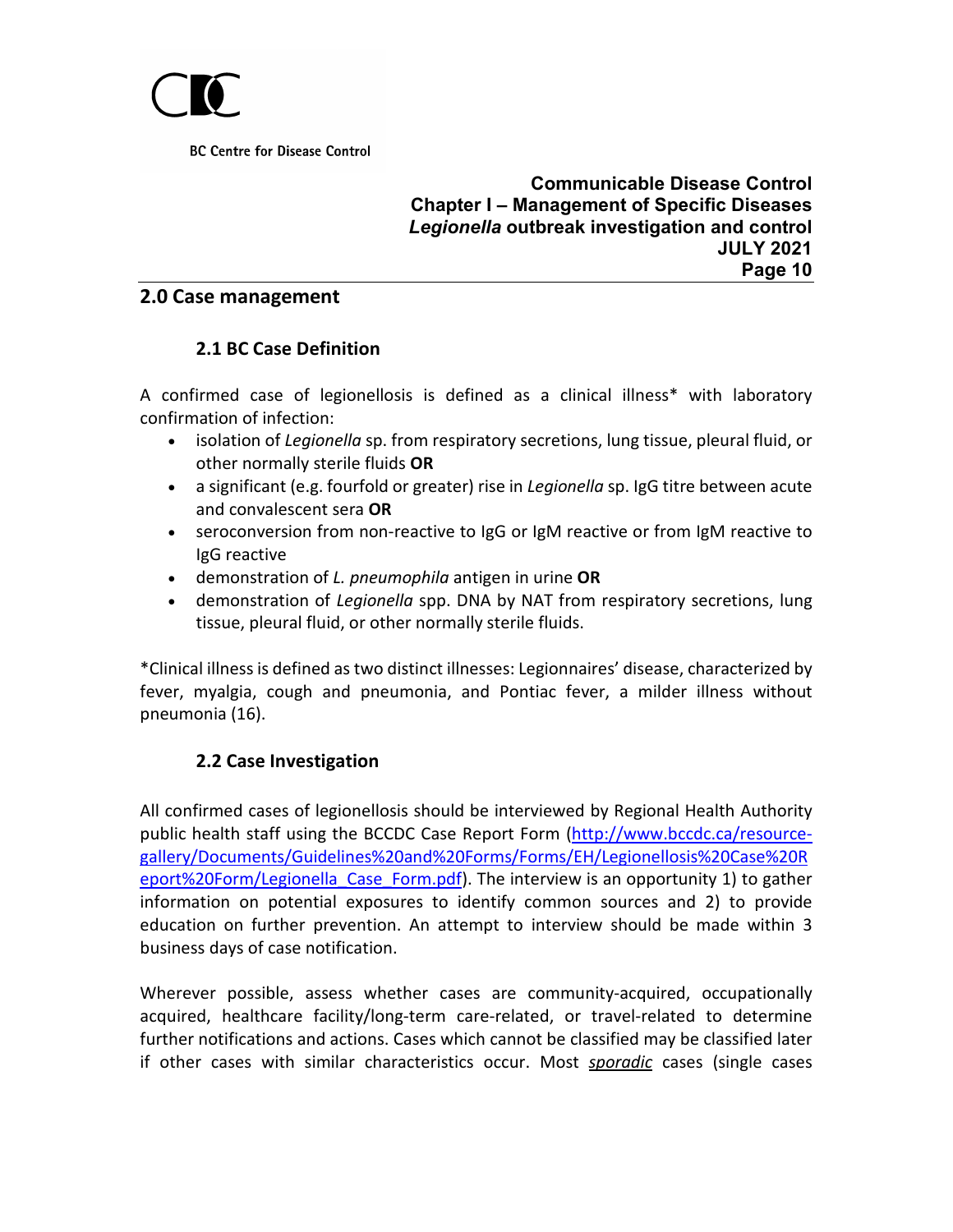## 2.0 Case management

### 2.1 BC Case Definition

A confirmed case of legionellosis is defined as a clinical illness* with laboratory confirmation of infection:

- isolation of *Legionella* sp. from respiratory secretions, lung tissue, pleural fluid, or other normally sterile fluids **OR**
- a significant (e.g. fourfold or greater) rise in *Legionella* sp. IgG titre between acute and convalescent sera **OR**
- seroconversion from non-reactive to IgG or IgM reactive or from IgM reactive to IgG reactive
- demonstration of *L. pneumophila* antigen in urine **OR**
- demonstration of *Legionella* spp. DNA by NAT from respiratory secretions, lung tissue, pleural fluid, or other normally sterile fluids.

*Clinical illness is defined as two distinct illnesses: Legionnaires' disease, characterized by fever, myalgia, cough and pneumonia, and Pontiac fever, a milder illness without pneumonia (16).

### 2.2 Case Investigation

All confirmed cases of legionellosis should be interviewed by Regional Health Authority public health staff using the BCCDC Case Report Form (http://www.bccdc.ca/resource-gallery/Documents/Guidelines%20and%20Forms/Forms/EH/Legionellosis%20Case%20Report%20Form/Legionella_Case_Form.pdf). The interview is an opportunity 1) to gather information on potential exposures to identify common sources and 2) to provide education on further prevention. An attempt to interview should be made within 3 business days of case notification.

Wherever possible, assess whether cases are community-acquired, occupationally acquired, healthcare facility/long-term care-related, or travel-related to determine further notifications and actions. Cases which cannot be classified may be classified later if other cases with similar characteristics occur. Most ***sporadic*** cases (single cases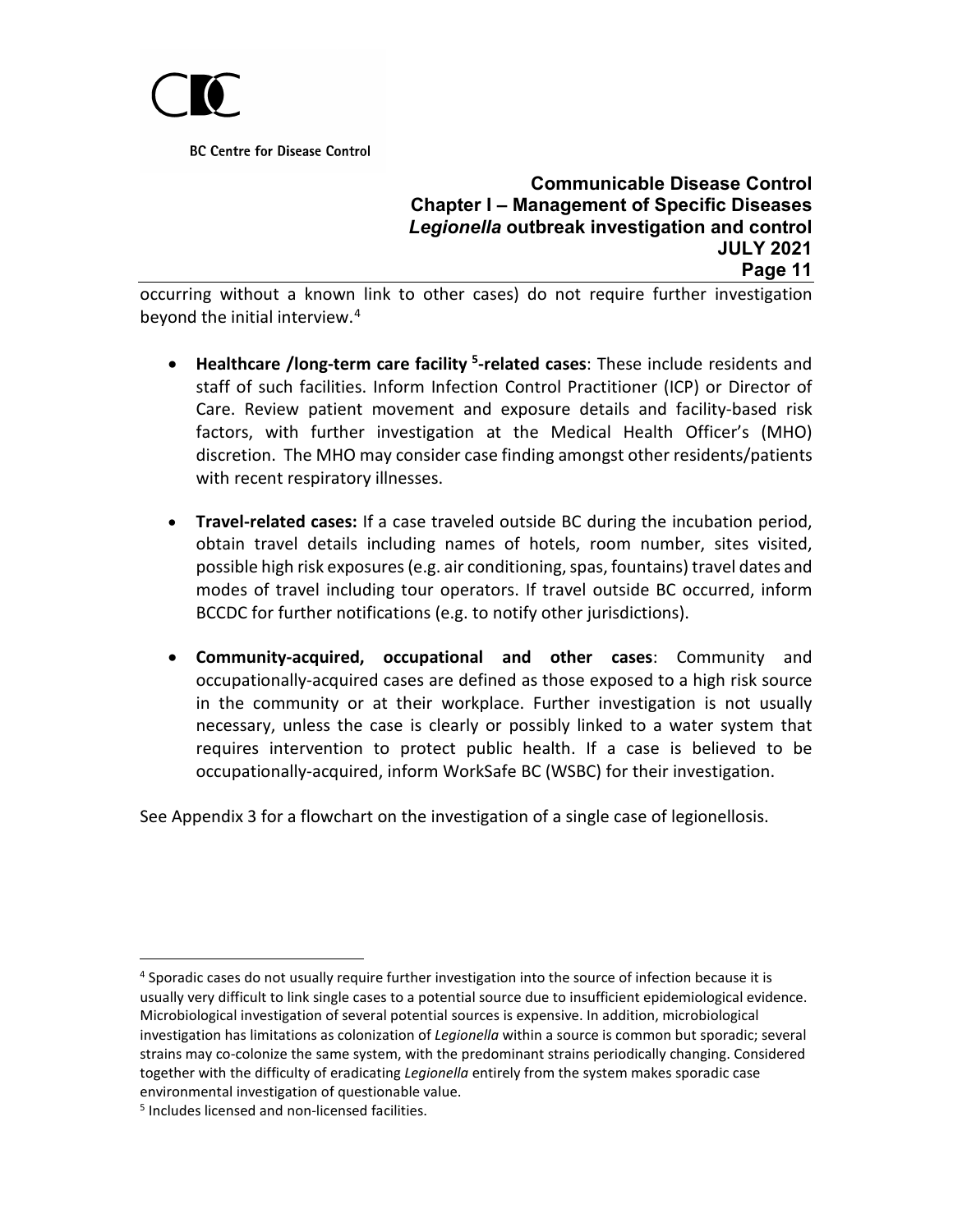occurring without a known link to other cases) do not require further investigation beyond the initial interview.[4]

- **Healthcare /long-term care facility [5]-related cases**: These include residents and staff of such facilities. Inform Infection Control Practitioner (ICP) or Director of Care. Review patient movement and exposure details and facility-based risk factors, with further investigation at the Medical Health Officer's (MHO) discretion. The MHO may consider case finding amongst other residents/patients with recent respiratory illnesses.

- **Travel-related cases:** If a case traveled outside BC during the incubation period, obtain travel details including names of hotels, room number, sites visited, possible high risk exposures (e.g. air conditioning, spas, fountains) travel dates and modes of travel including tour operators. If travel outside BC occurred, inform BCCDC for further notifications (e.g. to notify other jurisdictions).

- **Community-acquired, occupational and other cases**: Community and occupationally-acquired cases are defined as those exposed to a high risk source in the community or at their workplace. Further investigation is not usually necessary, unless the case is clearly or possibly linked to a water system that requires intervention to protect public health. If a case is believed to be occupationally-acquired, inform WorkSafe BC (WSBC) for their investigation.

See Appendix 3 for a flowchart on the investigation of a single case of legionellosis.

---

[4] Sporadic cases do not usually require further investigation into the source of infection because it is usually very difficult to link single cases to a potential source due to insufficient epidemiological evidence. Microbiological investigation of several potential sources is expensive. In addition, microbiological investigation has limitations as colonization of *Legionella* within a source is common but sporadic; several strains may co-colonize the same system, with the predominant strains periodically changing. Considered together with the difficulty of eradicating *Legionella* entirely from the system makes sporadic case environmental investigation of questionable value.

[5] Includes licensed and non-licensed facilities.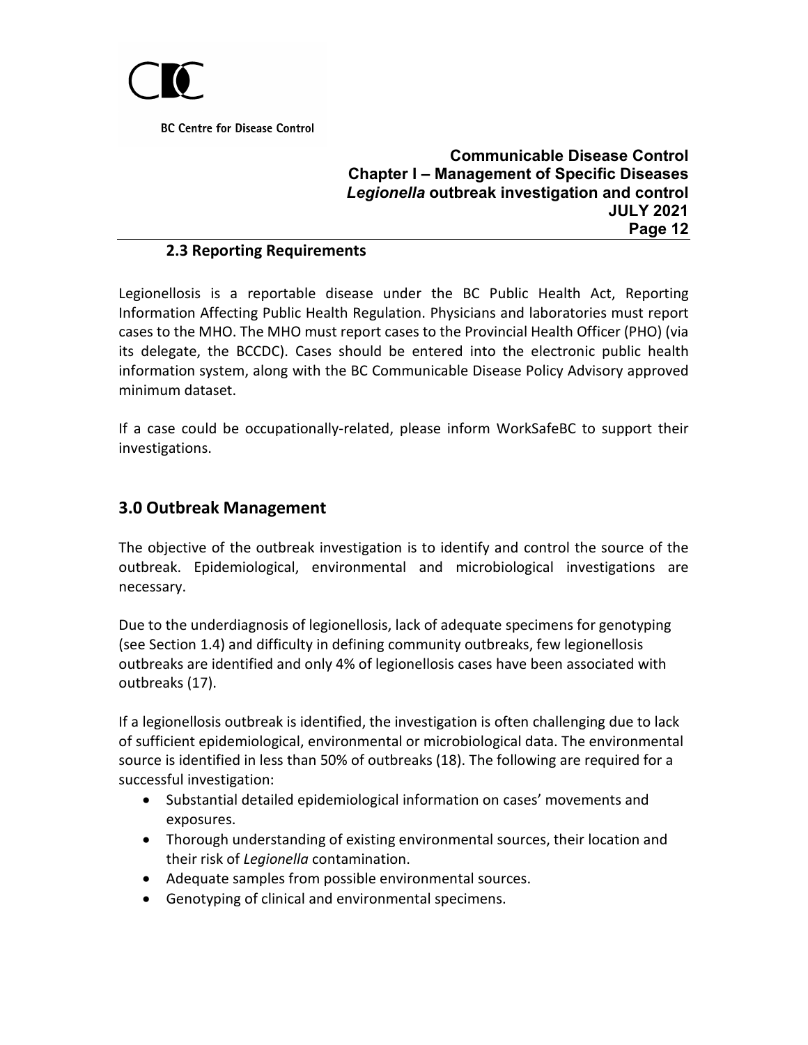### 2.3 Reporting Requirements

Legionellosis is a reportable disease under the BC Public Health Act, Reporting Information Affecting Public Health Regulation. Physicians and laboratories must report cases to the MHO. The MHO must report cases to the Provincial Health Officer (PHO) (via its delegate, the BCCDC). Cases should be entered into the electronic public health information system, along with the BC Communicable Disease Policy Advisory approved minimum dataset.

If a case could be occupationally-related, please inform WorkSafeBC to support their investigations.

## 3.0 Outbreak Management

The objective of the outbreak investigation is to identify and control the source of the outbreak. Epidemiological, environmental and microbiological investigations are necessary.

Due to the underdiagnosis of legionellosis, lack of adequate specimens for genotyping (see Section 1.4) and difficulty in defining community outbreaks, few legionellosis outbreaks are identified and only 4% of legionellosis cases have been associated with outbreaks (17).

If a legionellosis outbreak is identified, the investigation is often challenging due to lack of sufficient epidemiological, environmental or microbiological data. The environmental source is identified in less than 50% of outbreaks (18). The following are required for a successful investigation:

- Substantial detailed epidemiological information on cases' movements and exposures.
- Thorough understanding of existing environmental sources, their location and their risk of *Legionella* contamination.
- Adequate samples from possible environmental sources.
- Genotyping of clinical and environmental specimens.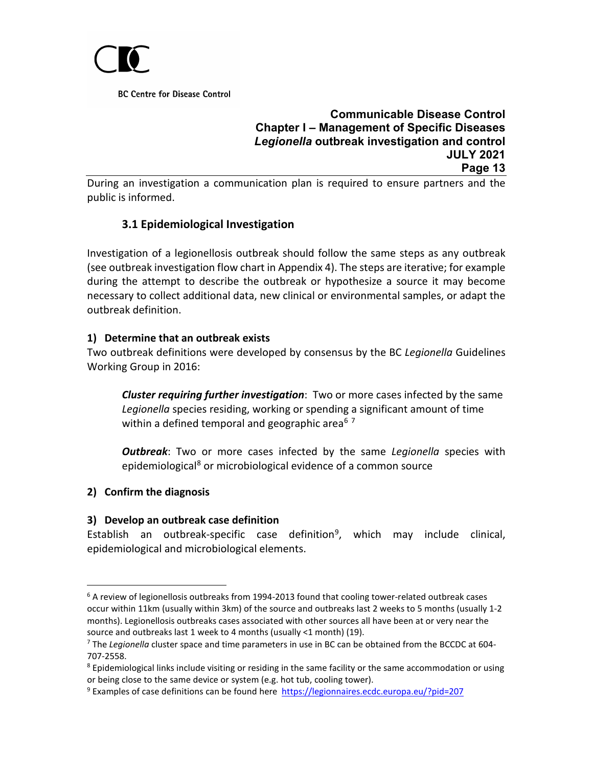During an investigation a communication plan is required to ensure partners and the public is informed.

### 3.1 Epidemiological Investigation

Investigation of a legionellosis outbreak should follow the same steps as any outbreak (see outbreak investigation flow chart in Appendix 4). The steps are iterative; for example during the attempt to describe the outbreak or hypothesize a source it may become necessary to collect additional data, new clinical or environmental samples, or adapt the outbreak definition.

**1) Determine that an outbreak exists**

Two outbreak definitions were developed by consensus by the BC *Legionella* Guidelines Working Group in 2016:

> ***Cluster requiring further investigation***: Two or more cases infected by the same *Legionella* species residing, working or spending a significant amount of time within a defined temporal and geographic area[6] [7]
>
> ***Outbreak***: Two or more cases infected by the same *Legionella* species with epidemiological[8] or microbiological evidence of a common source

**2) Confirm the diagnosis**

**3) Develop an outbreak case definition**

Establish an outbreak-specific case definition[9], which may include clinical, epidemiological and microbiological elements.

---

[6] A review of legionellosis outbreaks from 1994-2013 found that cooling tower-related outbreak cases occur within 11km (usually within 3km) of the source and outbreaks last 2 weeks to 5 months (usually 1-2 months). Legionellosis outbreaks cases associated with other sources all have been at or very near the source and outbreaks last 1 week to 4 months (usually <1 month) (19).

[7] The *Legionella* cluster space and time parameters in use in BC can be obtained from the BCCDC at 604-707-2558.

[8] Epidemiological links include visiting or residing in the same facility or the same accommodation or using or being close to the same device or system (e.g. hot tub, cooling tower).

[9] Examples of case definitions can be found here https://legionnaires.ecdc.europa.eu/?pid=207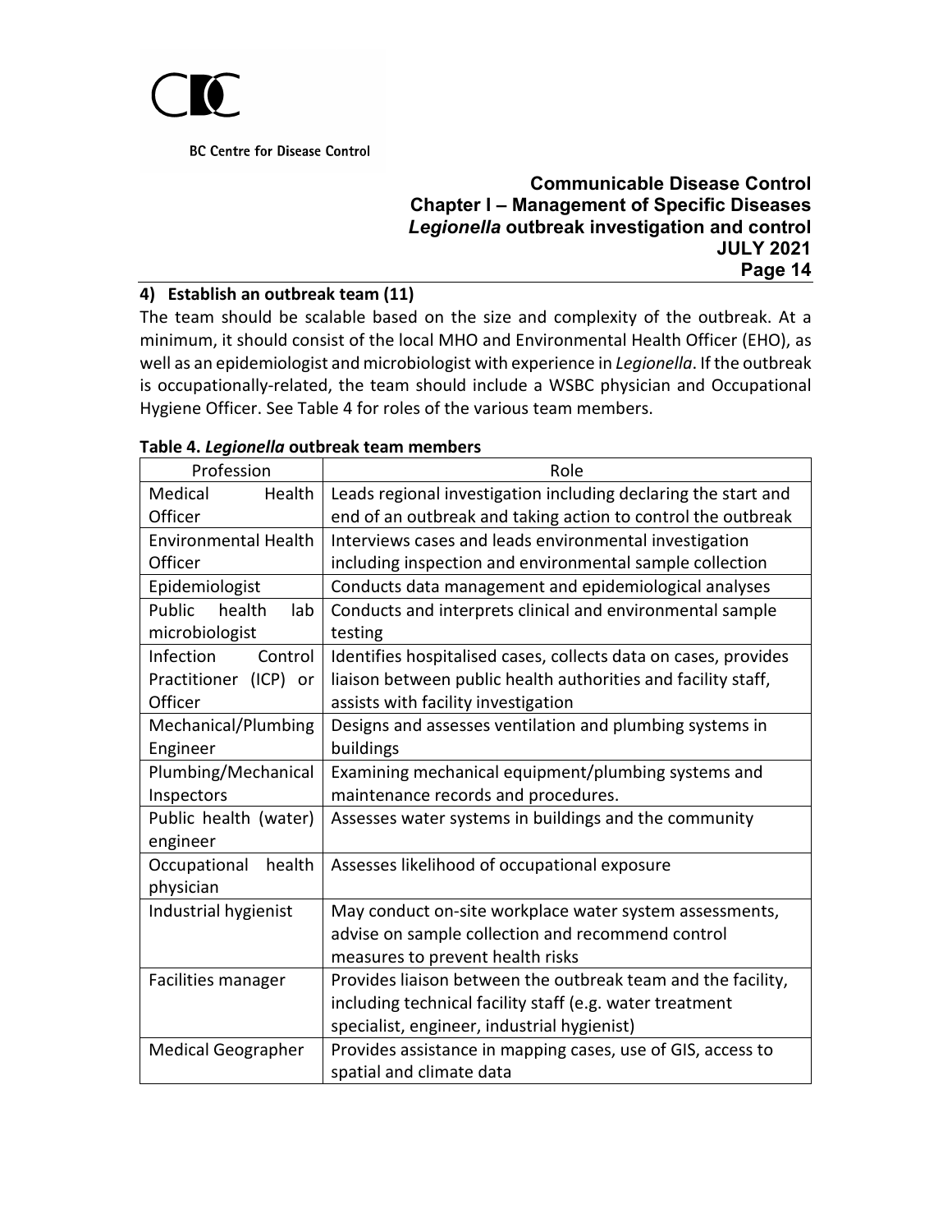### 4) Establish an outbreak team (11)

The team should be scalable based on the size and complexity of the outbreak. At a minimum, it should consist of the local MHO and Environmental Health Officer (EHO), as well as an epidemiologist and microbiologist with experience in *Legionella*. If the outbreak is occupationally-related, the team should include a WSBC physician and Occupational Hygiene Officer. See Table 4 for roles of the various team members.

**Table 4. *Legionella* outbreak team members**

| Profession | Role |
| --- | --- |
| Medical Health Officer | Leads regional investigation including declaring the start and end of an outbreak and taking action to control the outbreak |
| Environmental Health Officer | Interviews cases and leads environmental investigation including inspection and environmental sample collection |
| Epidemiologist | Conducts data management and epidemiological analyses |
| Public health lab microbiologist | Conducts and interprets clinical and environmental sample testing |
| Infection Control Practitioner (ICP) or Officer | Identifies hospitalised cases, collects data on cases, provides liaison between public health authorities and facility staff, assists with facility investigation |
| Mechanical/Plumbing Engineer | Designs and assesses ventilation and plumbing systems in buildings |
| Plumbing/Mechanical Inspectors | Examining mechanical equipment/plumbing systems and maintenance records and procedures. |
| Public health (water) engineer | Assesses water systems in buildings and the community |
| Occupational health physician | Assesses likelihood of occupational exposure |
| Industrial hygienist | May conduct on-site workplace water system assessments, advise on sample collection and recommend control measures to prevent health risks |
| Facilities manager | Provides liaison between the outbreak team and the facility, including technical facility staff (e.g. water treatment specialist, engineer, industrial hygienist) |
| Medical Geographer | Provides assistance in mapping cases, use of GIS, access to spatial and climate data |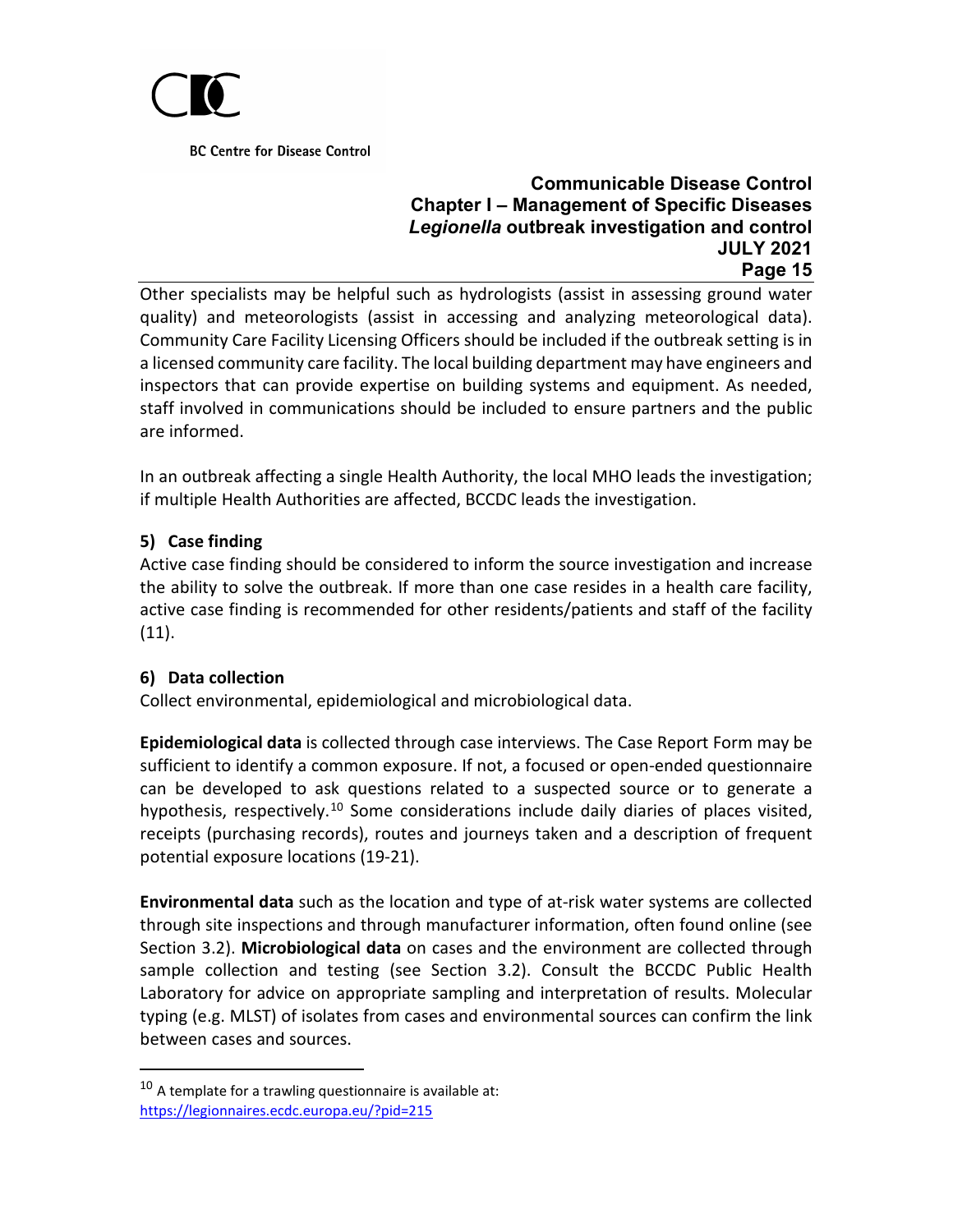Other specialists may be helpful such as hydrologists (assist in assessing ground water quality) and meteorologists (assist in accessing and analyzing meteorological data). Community Care Facility Licensing Officers should be included if the outbreak setting is in a licensed community care facility. The local building department may have engineers and inspectors that can provide expertise on building systems and equipment. As needed, staff involved in communications should be included to ensure partners and the public are informed.

In an outbreak affecting a single Health Authority, the local MHO leads the investigation; if multiple Health Authorities are affected, BCCDC leads the investigation.

### 5) Case finding

Active case finding should be considered to inform the source investigation and increase the ability to solve the outbreak. If more than one case resides in a health care facility, active case finding is recommended for other residents/patients and staff of the facility (11).

### 6) Data collection

Collect environmental, epidemiological and microbiological data.

**Epidemiological data** is collected through case interviews. The Case Report Form may be sufficient to identify a common exposure. If not, a focused or open-ended questionnaire can be developed to ask questions related to a suspected source or to generate a hypothesis, respectively.[10] Some considerations include daily diaries of places visited, receipts (purchasing records), routes and journeys taken and a description of frequent potential exposure locations (19-21).

**Environmental data** such as the location and type of at-risk water systems are collected through site inspections and through manufacturer information, often found online (see Section 3.2). **Microbiological data** on cases and the environment are collected through sample collection and testing (see Section 3.2). Consult the BCCDC Public Health Laboratory for advice on appropriate sampling and interpretation of results. Molecular typing (e.g. MLST) of isolates from cases and environmental sources can confirm the link between cases and sources.

---

[10] A template for a trawling questionnaire is available at: https://legionnaires.ecdc.europa.eu/?pid=215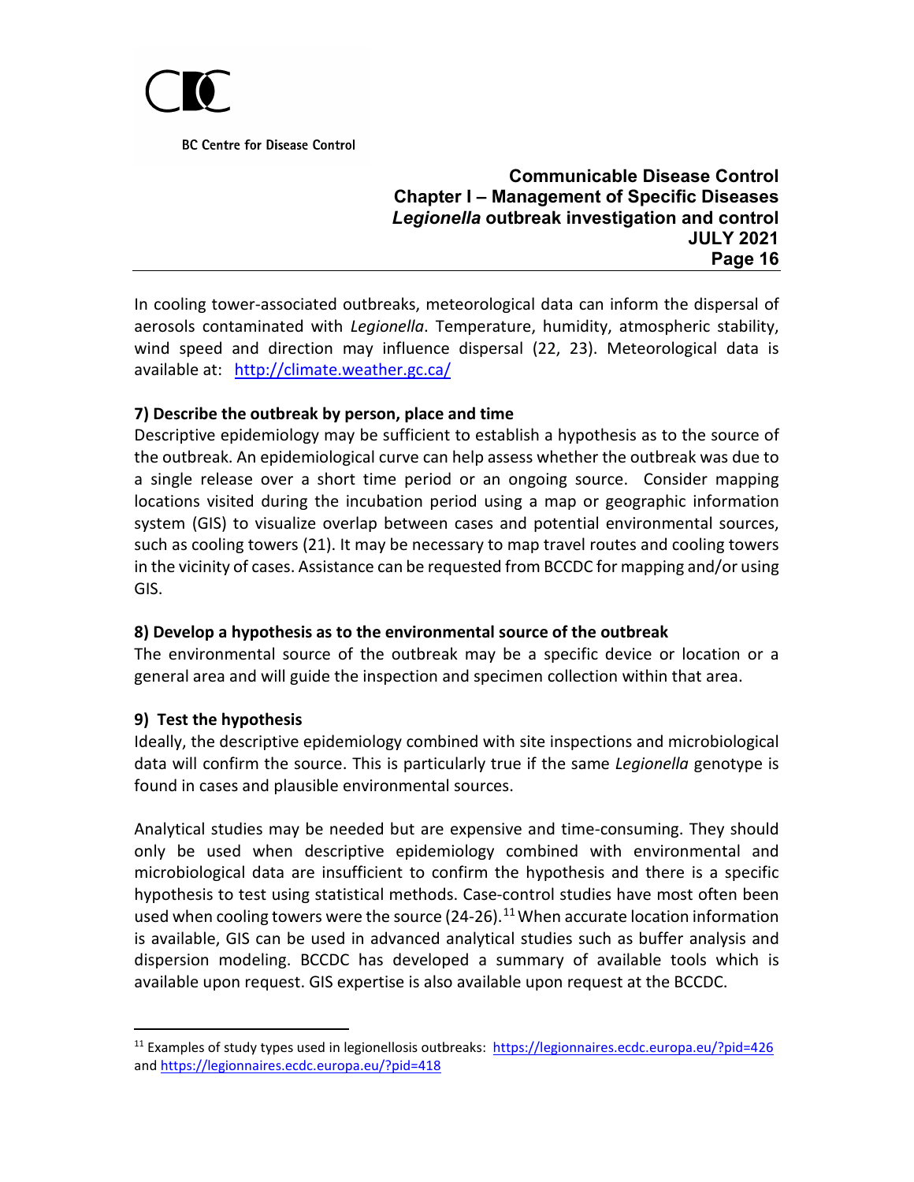In cooling tower-associated outbreaks, meteorological data can inform the dispersal of aerosols contaminated with *Legionella*. Temperature, humidity, atmospheric stability, wind speed and direction may influence dispersal (22, 23). Meteorological data is available at: [http://climate.weather.gc.ca/](http://climate.weather.gc.ca/)

**7) Describe the outbreak by person, place and time**

Descriptive epidemiology may be sufficient to establish a hypothesis as to the source of the outbreak. An epidemiological curve can help assess whether the outbreak was due to a single release over a short time period or an ongoing source. Consider mapping locations visited during the incubation period using a map or geographic information system (GIS) to visualize overlap between cases and potential environmental sources, such as cooling towers (21). It may be necessary to map travel routes and cooling towers in the vicinity of cases. Assistance can be requested from BCCDC for mapping and/or using GIS.

**8) Develop a hypothesis as to the environmental source of the outbreak**

The environmental source of the outbreak may be a specific device or location or a general area and will guide the inspection and specimen collection within that area.

**9) Test the hypothesis**

Ideally, the descriptive epidemiology combined with site inspections and microbiological data will confirm the source. This is particularly true if the same *Legionella* genotype is found in cases and plausible environmental sources.

Analytical studies may be needed but are expensive and time-consuming. They should only be used when descriptive epidemiology combined with environmental and microbiological data are insufficient to confirm the hypothesis and there is a specific hypothesis to test using statistical methods. Case-control studies have most often been used when cooling towers were the source (24-26).[11] When accurate location information is available, GIS can be used in advanced analytical studies such as buffer analysis and dispersion modeling. BCCDC has developed a summary of available tools which is available upon request. GIS expertise is also available upon request at the BCCDC.

---

[11] Examples of study types used in legionellosis outbreaks: [https://legionnaires.ecdc.europa.eu/?pid=426](https://legionnaires.ecdc.europa.eu/?pid=426) and [https://legionnaires.ecdc.europa.eu/?pid=418](https://legionnaires.ecdc.europa.eu/?pid=418)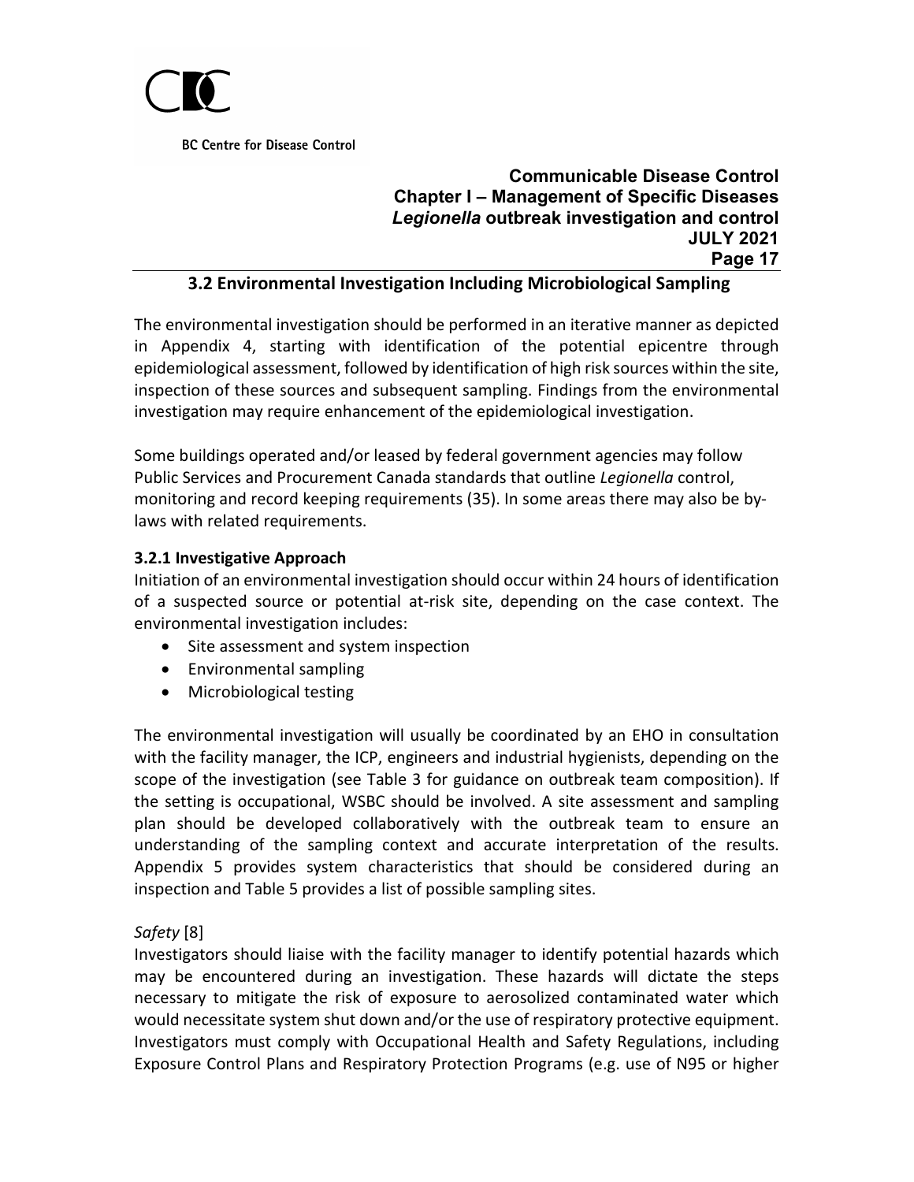## 3.2 Environmental Investigation Including Microbiological Sampling

The environmental investigation should be performed in an iterative manner as depicted in Appendix 4, starting with identification of the potential epicentre through epidemiological assessment, followed by identification of high risk sources within the site, inspection of these sources and subsequent sampling. Findings from the environmental investigation may require enhancement of the epidemiological investigation.

Some buildings operated and/or leased by federal government agencies may follow Public Services and Procurement Canada standards that outline *Legionella* control, monitoring and record keeping requirements (35). In some areas there may also be by-laws with related requirements.

### 3.2.1 Investigative Approach

Initiation of an environmental investigation should occur within 24 hours of identification of a suspected source or potential at-risk site, depending on the case context. The environmental investigation includes:

- Site assessment and system inspection
- Environmental sampling
- Microbiological testing

The environmental investigation will usually be coordinated by an EHO in consultation with the facility manager, the ICP, engineers and industrial hygienists, depending on the scope of the investigation (see Table 3 for guidance on outbreak team composition). If the setting is occupational, WSBC should be involved. A site assessment and sampling plan should be developed collaboratively with the outbreak team to ensure an understanding of the sampling context and accurate interpretation of the results. Appendix 5 provides system characteristics that should be considered during an inspection and Table 5 provides a list of possible sampling sites.

*Safety* [8]

Investigators should liaise with the facility manager to identify potential hazards which may be encountered during an investigation. These hazards will dictate the steps necessary to mitigate the risk of exposure to aerosolized contaminated water which would necessitate system shut down and/or the use of respiratory protective equipment. Investigators must comply with Occupational Health and Safety Regulations, including Exposure Control Plans and Respiratory Protection Programs (e.g. use of N95 or higher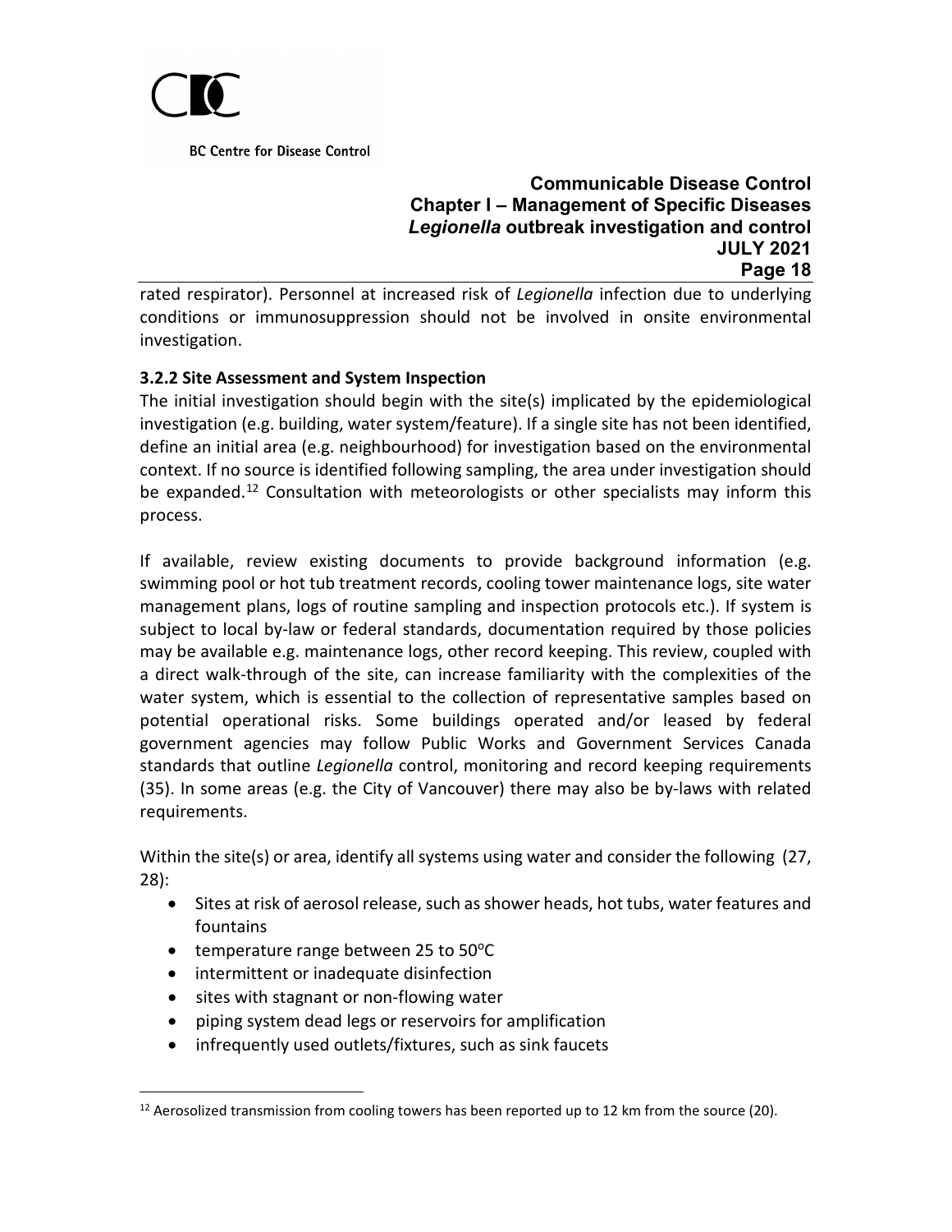rated respirator). Personnel at increased risk of *Legionella* infection due to underlying conditions or immunosuppression should not be involved in onsite environmental investigation.

### 3.2.2 Site Assessment and System Inspection

The initial investigation should begin with the site(s) implicated by the epidemiological investigation (e.g. building, water system/feature). If a single site has not been identified, define an initial area (e.g. neighbourhood) for investigation based on the environmental context. If no source is identified following sampling, the area under investigation should be expanded.[12] Consultation with meteorologists or other specialists may inform this process.

If available, review existing documents to provide background information (e.g. swimming pool or hot tub treatment records, cooling tower maintenance logs, site water management plans, logs of routine sampling and inspection protocols etc.). If system is subject to local by-law or federal standards, documentation required by those policies may be available e.g. maintenance logs, other record keeping. This review, coupled with a direct walk-through of the site, can increase familiarity with the complexities of the water system, which is essential to the collection of representative samples based on potential operational risks. Some buildings operated and/or leased by federal government agencies may follow Public Works and Government Services Canada standards that outline *Legionella* control, monitoring and record keeping requirements (35). In some areas (e.g. the City of Vancouver) there may also be by-laws with related requirements.

Within the site(s) or area, identify all systems using water and consider the following (27, 28):

- Sites at risk of aerosol release, such as shower heads, hot tubs, water features and fountains
- temperature range between 25 to 50°C
- intermittent or inadequate disinfection
- sites with stagnant or non-flowing water
- piping system dead legs or reservoirs for amplification
- infrequently used outlets/fixtures, such as sink faucets

[12] Aerosolized transmission from cooling towers has been reported up to 12 km from the source (20).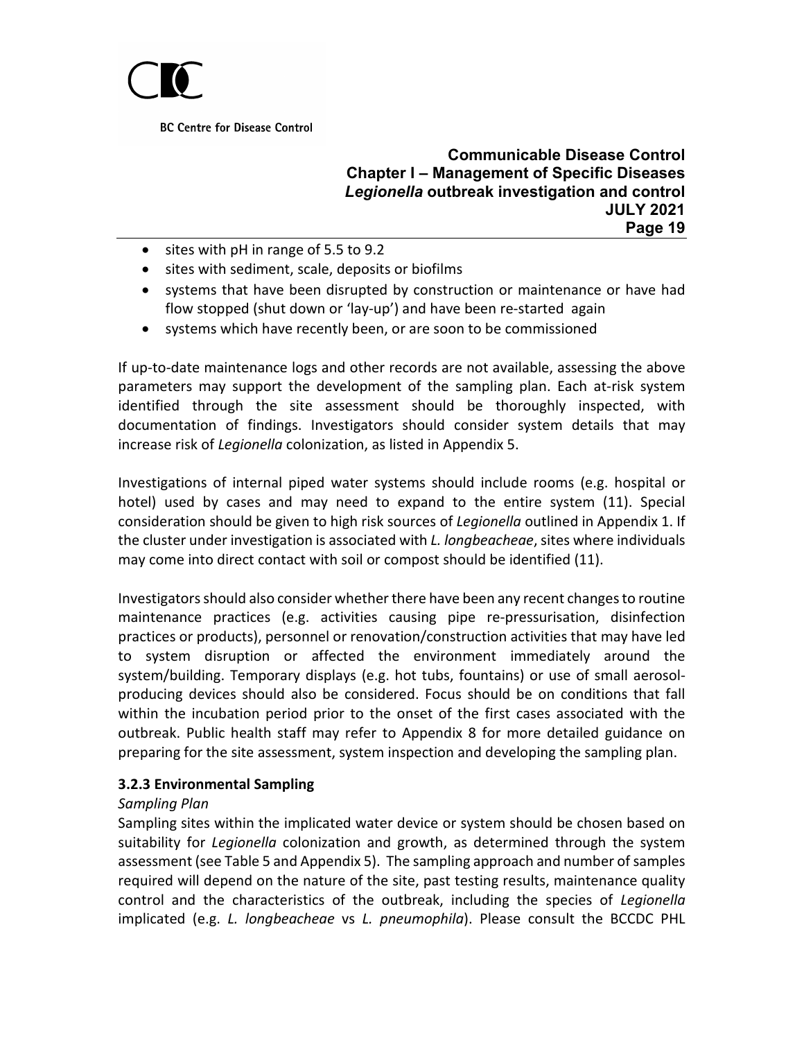- sites with pH in range of 5.5 to 9.2
- sites with sediment, scale, deposits or biofilms
- systems that have been disrupted by construction or maintenance or have had flow stopped (shut down or 'lay-up') and have been re-started again
- systems which have recently been, or are soon to be commissioned

If up-to-date maintenance logs and other records are not available, assessing the above parameters may support the development of the sampling plan. Each at-risk system identified through the site assessment should be thoroughly inspected, with documentation of findings. Investigators should consider system details that may increase risk of *Legionella* colonization, as listed in Appendix 5.

Investigations of internal piped water systems should include rooms (e.g. hospital or hotel) used by cases and may need to expand to the entire system (11). Special consideration should be given to high risk sources of *Legionella* outlined in Appendix 1. If the cluster under investigation is associated with *L. longbeacheae*, sites where individuals may come into direct contact with soil or compost should be identified (11).

Investigators should also consider whether there have been any recent changes to routine maintenance practices (e.g. activities causing pipe re-pressurisation, disinfection practices or products), personnel or renovation/construction activities that may have led to system disruption or affected the environment immediately around the system/building. Temporary displays (e.g. hot tubs, fountains) or use of small aerosol-producing devices should also be considered. Focus should be on conditions that fall within the incubation period prior to the onset of the first cases associated with the outbreak. Public health staff may refer to Appendix 8 for more detailed guidance on preparing for the site assessment, system inspection and developing the sampling plan.

### 3.2.3 Environmental Sampling

*Sampling Plan*

Sampling sites within the implicated water device or system should be chosen based on suitability for *Legionella* colonization and growth, as determined through the system assessment (see Table 5 and Appendix 5). The sampling approach and number of samples required will depend on the nature of the site, past testing results, maintenance quality control and the characteristics of the outbreak, including the species of *Legionella* implicated (e.g. *L. longbeacheae* vs *L. pneumophila*). Please consult the BCCDC PHL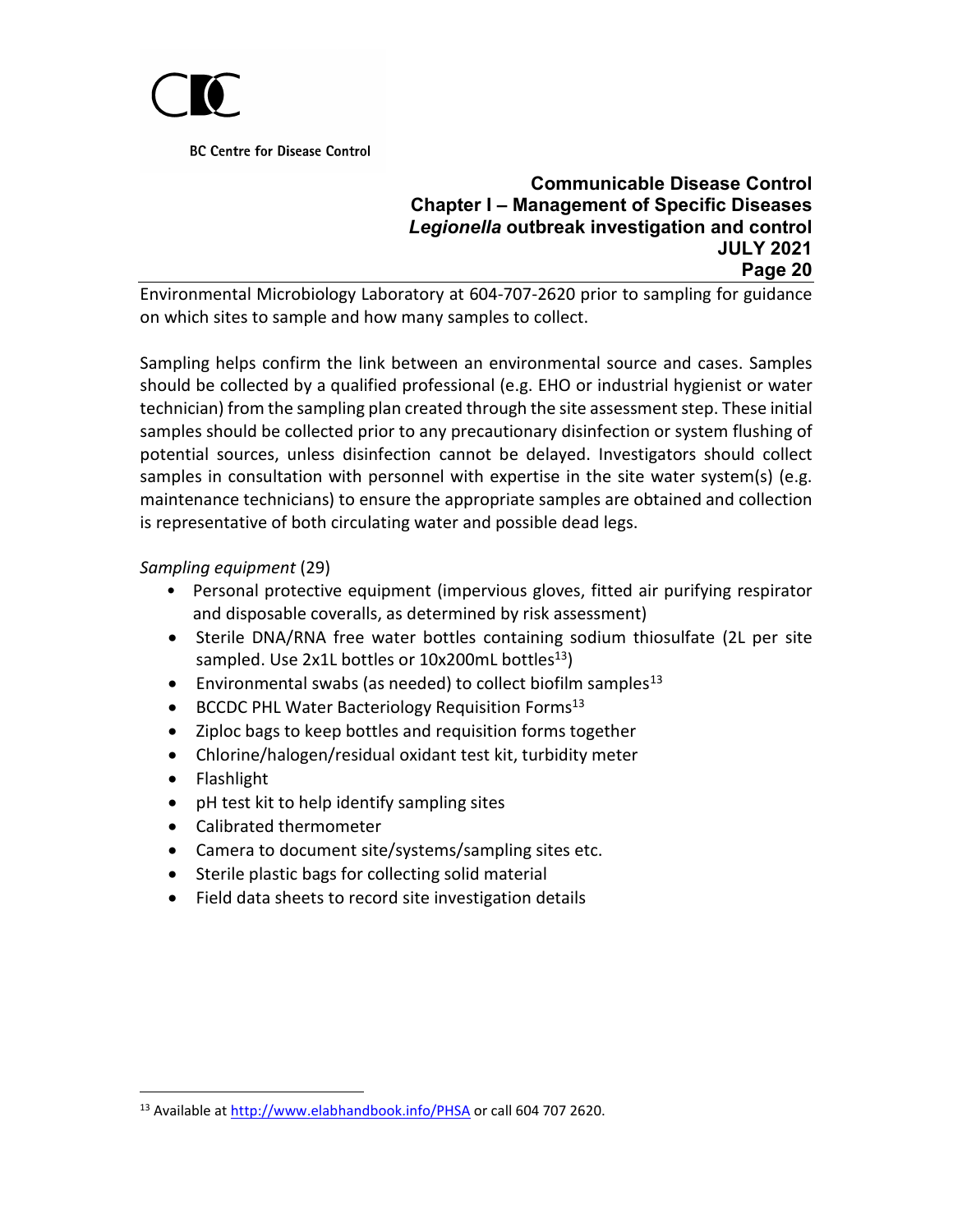Environmental Microbiology Laboratory at 604-707-2620 prior to sampling for guidance on which sites to sample and how many samples to collect.

Sampling helps confirm the link between an environmental source and cases. Samples should be collected by a qualified professional (e.g. EHO or industrial hygienist or water technician) from the sampling plan created through the site assessment step. These initial samples should be collected prior to any precautionary disinfection or system flushing of potential sources, unless disinfection cannot be delayed. Investigators should collect samples in consultation with personnel with expertise in the site water system(s) (e.g. maintenance technicians) to ensure the appropriate samples are obtained and collection is representative of both circulating water and possible dead legs.

*Sampling equipment* (29)

- Personal protective equipment (impervious gloves, fitted air purifying respirator and disposable coveralls, as determined by risk assessment)
- Sterile DNA/RNA free water bottles containing sodium thiosulfate (2L per site sampled. Use 2x1L bottles or 10x200mL bottles[13])
- Environmental swabs (as needed) to collect biofilm samples[13]
- BCCDC PHL Water Bacteriology Requisition Forms[13]
- Ziploc bags to keep bottles and requisition forms together
- Chlorine/halogen/residual oxidant test kit, turbidity meter
- Flashlight
- pH test kit to help identify sampling sites
- Calibrated thermometer
- Camera to document site/systems/sampling sites etc.
- Sterile plastic bags for collecting solid material
- Field data sheets to record site investigation details

[13] Available at http://www.elabhandbook.info/PHSA or call 604 707 2620.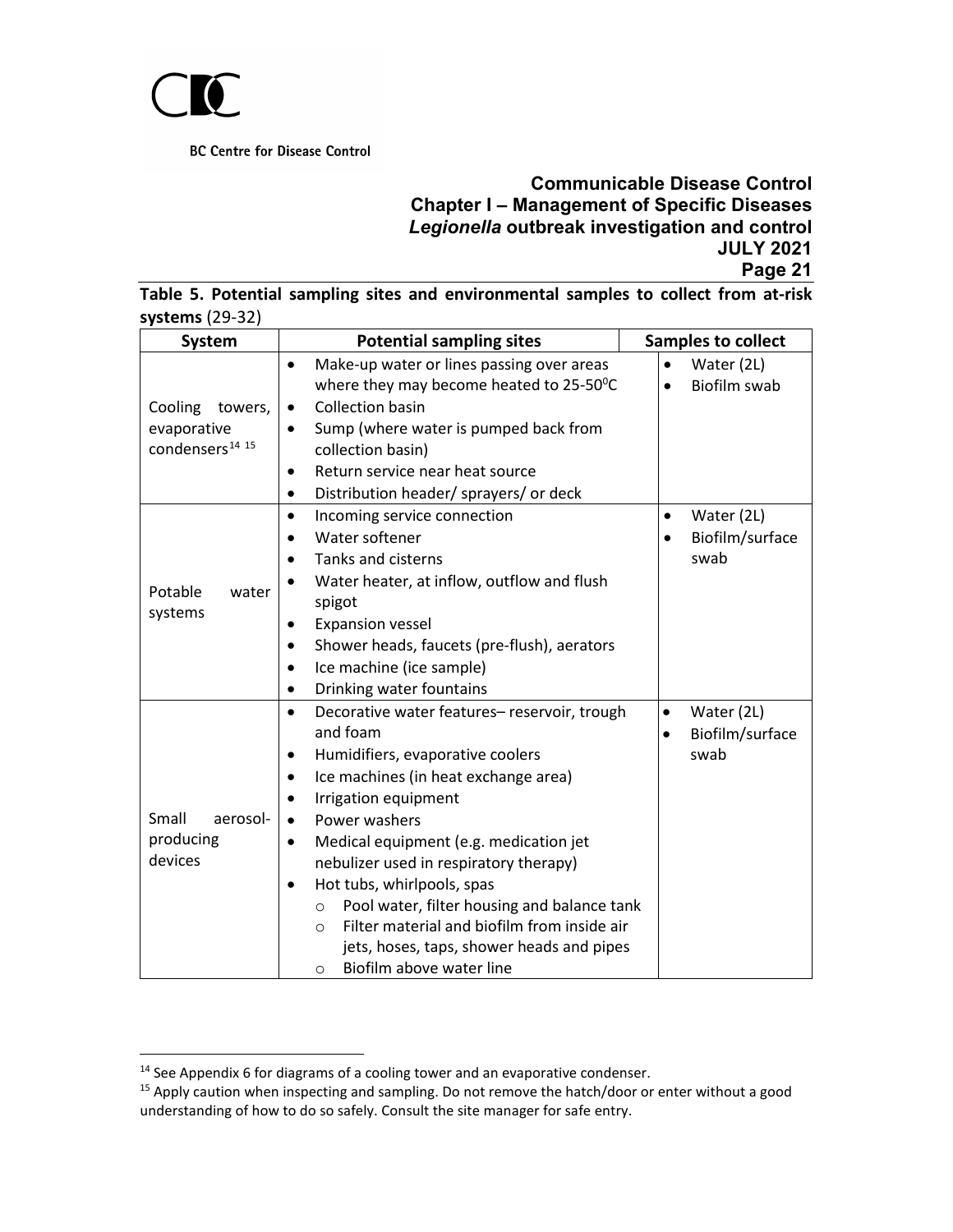**Table 5. Potential sampling sites and environmental samples to collect from at-risk systems** (29-32)

| System | Potential sampling sites | Samples to collect |
|---|---|---|
| Cooling towers, evaporative condensers[14] [15] | • Make-up water or lines passing over areas where they may become heated to 25-50$^0$C<br>• Collection basin<br>• Sump (where water is pumped back from collection basin)<br>• Return service near heat source<br>• Distribution header/ sprayers/ or deck | • Water (2L)<br>• Biofilm swab |
| Potable water systems | • Incoming service connection<br>• Water softener<br>• Tanks and cisterns<br>• Water heater, at inflow, outflow and flush spigot<br>• Expansion vessel<br>• Shower heads, faucets (pre-flush), aerators<br>• Ice machine (ice sample)<br>• Drinking water fountains | • Water (2L)<br>• Biofilm/surface swab |
| Small aerosol-producing devices | • Decorative water features– reservoir, trough and foam<br>• Humidifiers, evaporative coolers<br>• Ice machines (in heat exchange area)<br>• Irrigation equipment<br>• Power washers<br>• Medical equipment (e.g. medication jet nebulizer used in respiratory therapy)<br>• Hot tubs, whirlpools, spas<br>  ○ Pool water, filter housing and balance tank<br>  ○ Filter material and biofilm from inside air jets, hoses, taps, shower heads and pipes<br>  ○ Biofilm above water line | • Water (2L)<br>• Biofilm/surface swab |

[14] See Appendix 6 for diagrams of a cooling tower and an evaporative condenser.

[15] Apply caution when inspecting and sampling. Do not remove the hatch/door or enter without a good understanding of how to do so safely. Consult the site manager for safe entry.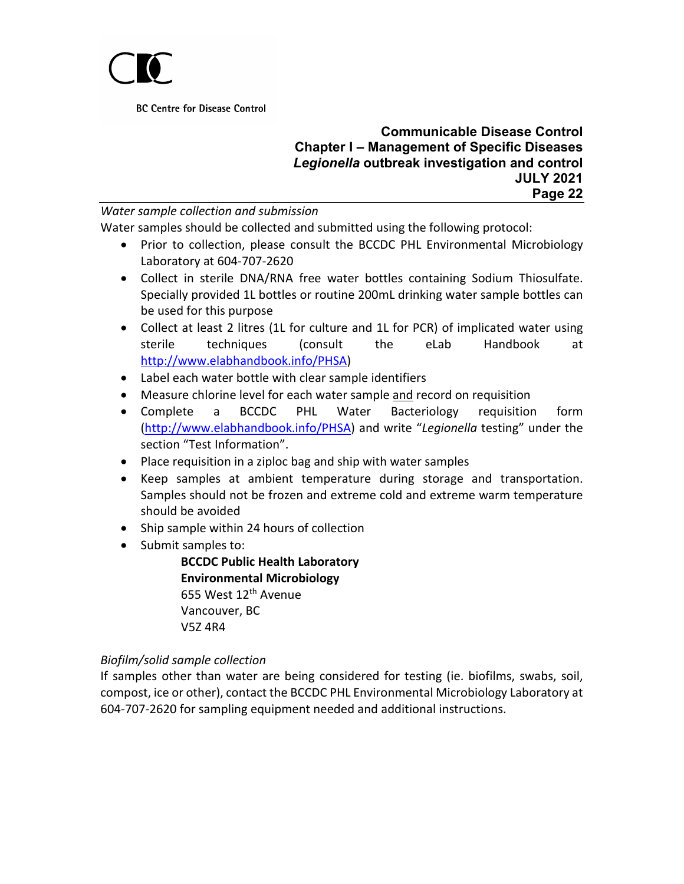*Water sample collection and submission*

Water samples should be collected and submitted using the following protocol:

- Prior to collection, please consult the BCCDC PHL Environmental Microbiology Laboratory at 604-707-2620
- Collect in sterile DNA/RNA free water bottles containing Sodium Thiosulfate. Specially provided 1L bottles or routine 200mL drinking water sample bottles can be used for this purpose
- Collect at least 2 litres (1L for culture and 1L for PCR) of implicated water using sterile techniques (consult the eLab Handbook at http://www.elabhandbook.info/PHSA)
- Label each water bottle with clear sample identifiers
- Measure chlorine level for each water sample and record on requisition
- Complete a BCCDC PHL Water Bacteriology requisition form (http://www.elabhandbook.info/PHSA) and write "*Legionella* testing" under the section "Test Information".
- Place requisition in a ziploc bag and ship with water samples
- Keep samples at ambient temperature during storage and transportation. Samples should not be frozen and extreme cold and extreme warm temperature should be avoided
- Ship sample within 24 hours of collection
- Submit samples to:

  **BCCDC Public Health Laboratory**
  **Environmental Microbiology**
  655 West 12th Avenue
  Vancouver, BC
  V5Z 4R4

*Biofilm/solid sample collection*

If samples other than water are being considered for testing (ie. biofilms, swabs, soil, compost, ice or other), contact the BCCDC PHL Environmental Microbiology Laboratory at 604-707-2620 for sampling equipment needed and additional instructions.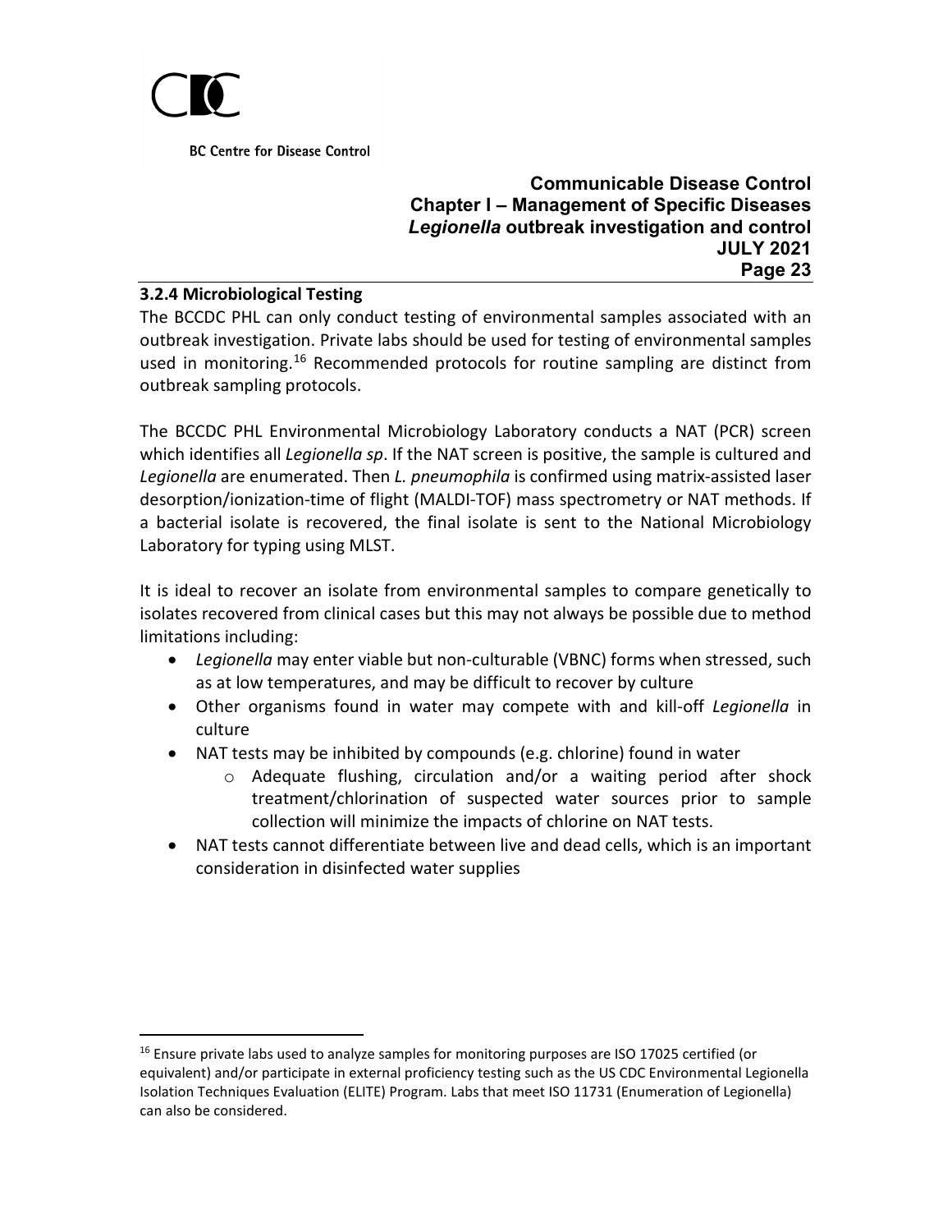### 3.2.4 Microbiological Testing

The BCCDC PHL can only conduct testing of environmental samples associated with an outbreak investigation. Private labs should be used for testing of environmental samples used in monitoring.[16] Recommended protocols for routine sampling are distinct from outbreak sampling protocols.

The BCCDC PHL Environmental Microbiology Laboratory conducts a NAT (PCR) screen which identifies all *Legionella sp*. If the NAT screen is positive, the sample is cultured and *Legionella* are enumerated. Then *L. pneumophila* is confirmed using matrix-assisted laser desorption/ionization-time of flight (MALDI-TOF) mass spectrometry or NAT methods. If a bacterial isolate is recovered, the final isolate is sent to the National Microbiology Laboratory for typing using MLST.

It is ideal to recover an isolate from environmental samples to compare genetically to isolates recovered from clinical cases but this may not always be possible due to method limitations including:

- *Legionella* may enter viable but non-culturable (VBNC) forms when stressed, such as at low temperatures, and may be difficult to recover by culture
- Other organisms found in water may compete with and kill-off *Legionella* in culture
- NAT tests may be inhibited by compounds (e.g. chlorine) found in water
  - Adequate flushing, circulation and/or a waiting period after shock treatment/chlorination of suspected water sources prior to sample collection will minimize the impacts of chlorine on NAT tests.
- NAT tests cannot differentiate between live and dead cells, which is an important consideration in disinfected water supplies

[16] Ensure private labs used to analyze samples for monitoring purposes are ISO 17025 certified (or equivalent) and/or participate in external proficiency testing such as the US CDC Environmental Legionella Isolation Techniques Evaluation (ELITE) Program. Labs that meet ISO 11731 (Enumeration of Legionella) can also be considered.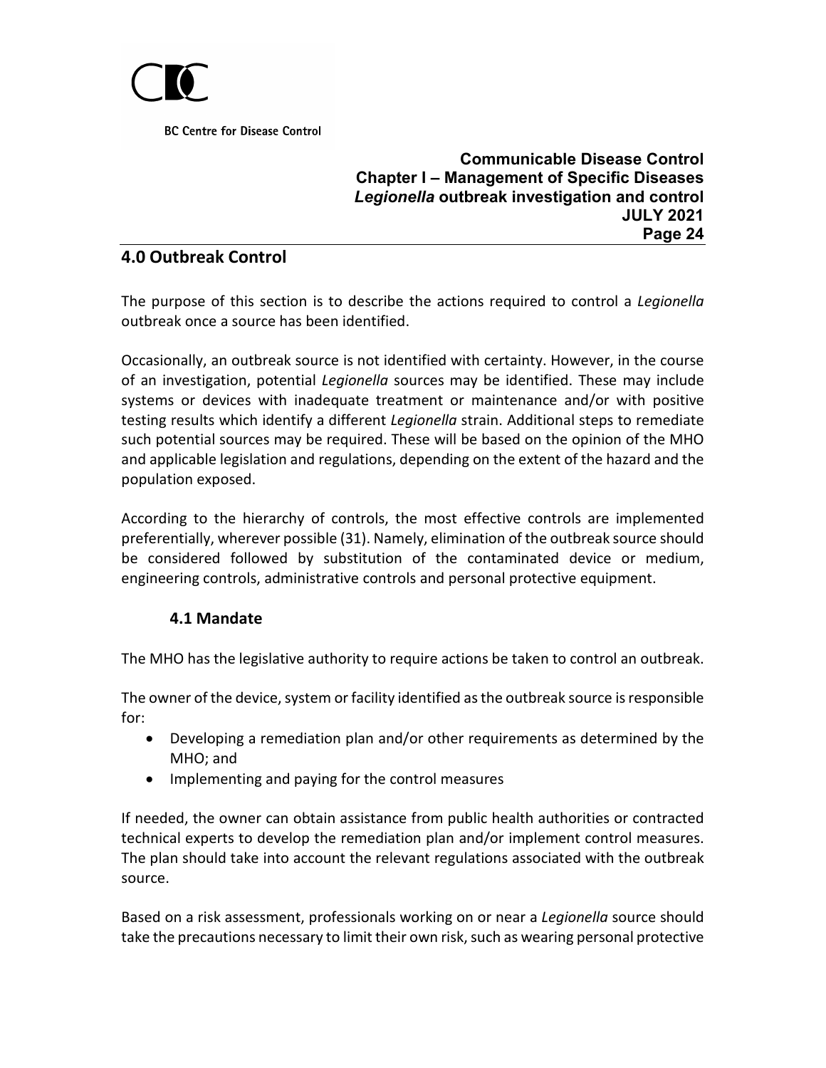## 4.0 Outbreak Control

The purpose of this section is to describe the actions required to control a *Legionella* outbreak once a source has been identified.

Occasionally, an outbreak source is not identified with certainty. However, in the course of an investigation, potential *Legionella* sources may be identified. These may include systems or devices with inadequate treatment or maintenance and/or with positive testing results which identify a different *Legionella* strain. Additional steps to remediate such potential sources may be required. These will be based on the opinion of the MHO and applicable legislation and regulations, depending on the extent of the hazard and the population exposed.

According to the hierarchy of controls, the most effective controls are implemented preferentially, wherever possible (31). Namely, elimination of the outbreak source should be considered followed by substitution of the contaminated device or medium, engineering controls, administrative controls and personal protective equipment.

### 4.1 Mandate

The MHO has the legislative authority to require actions be taken to control an outbreak.

The owner of the device, system or facility identified as the outbreak source is responsible for:

- Developing a remediation plan and/or other requirements as determined by the MHO; and
- Implementing and paying for the control measures

If needed, the owner can obtain assistance from public health authorities or contracted technical experts to develop the remediation plan and/or implement control measures. The plan should take into account the relevant regulations associated with the outbreak source.

Based on a risk assessment, professionals working on or near a *Legionella* source should take the precautions necessary to limit their own risk, such as wearing personal protective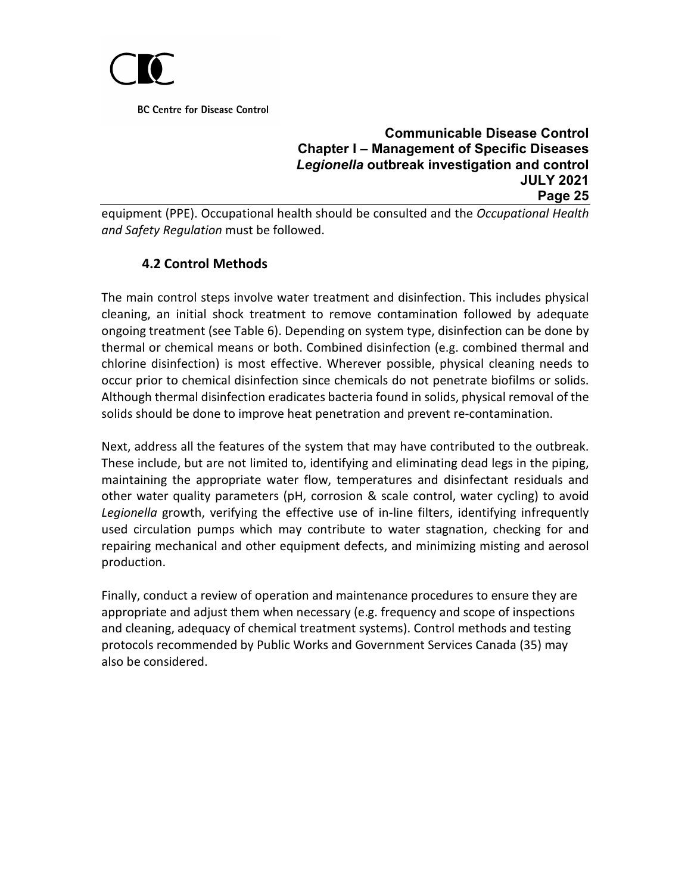equipment (PPE). Occupational health should be consulted and the *Occupational Health and Safety Regulation* must be followed.

### 4.2 Control Methods

The main control steps involve water treatment and disinfection. This includes physical cleaning, an initial shock treatment to remove contamination followed by adequate ongoing treatment (see Table 6). Depending on system type, disinfection can be done by thermal or chemical means or both. Combined disinfection (e.g. combined thermal and chlorine disinfection) is most effective. Wherever possible, physical cleaning needs to occur prior to chemical disinfection since chemicals do not penetrate biofilms or solids. Although thermal disinfection eradicates bacteria found in solids, physical removal of the solids should be done to improve heat penetration and prevent re-contamination.

Next, address all the features of the system that may have contributed to the outbreak. These include, but are not limited to, identifying and eliminating dead legs in the piping, maintaining the appropriate water flow, temperatures and disinfectant residuals and other water quality parameters (pH, corrosion & scale control, water cycling) to avoid *Legionella* growth, verifying the effective use of in-line filters, identifying infrequently used circulation pumps which may contribute to water stagnation, checking for and repairing mechanical and other equipment defects, and minimizing misting and aerosol production.

Finally, conduct a review of operation and maintenance procedures to ensure they are appropriate and adjust them when necessary (e.g. frequency and scope of inspections and cleaning, adequacy of chemical treatment systems). Control methods and testing protocols recommended by Public Works and Government Services Canada (35) may also be considered.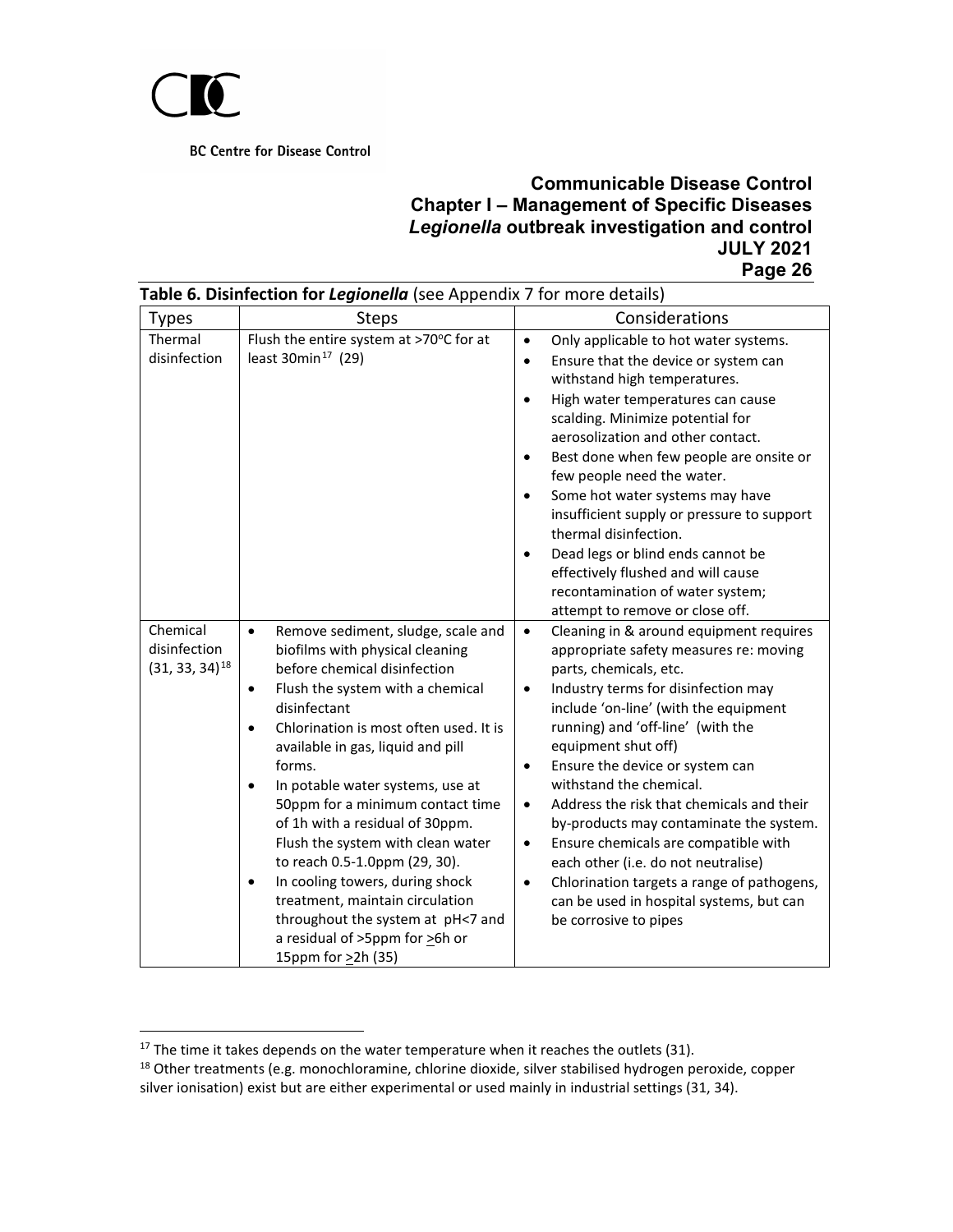**Table 6. Disinfection for *Legionella*** (see Appendix 7 for more details)

| Types | Steps | Considerations |
|---|---|---|
| Thermal disinfection | Flush the entire system at >70°C for at least 30min[17] (29) | • Only applicable to hot water systems.<br>• Ensure that the device or system can withstand high temperatures.<br>• High water temperatures can cause scalding. Minimize potential for aerosolization and other contact.<br>• Best done when few people are onsite or few people need the water.<br>• Some hot water systems may have insufficient supply or pressure to support thermal disinfection.<br>• Dead legs or blind ends cannot be effectively flushed and will cause recontamination of water system; attempt to remove or close off. |
| Chemical disinfection (31, 33, 34)[18] | • Remove sediment, sludge, scale and biofilms with physical cleaning before chemical disinfection<br>• Flush the system with a chemical disinfectant<br>• Chlorination is most often used. It is available in gas, liquid and pill forms.<br>• In potable water systems, use at 50ppm for a minimum contact time of 1h with a residual of 30ppm. Flush the system with clean water to reach 0.5-1.0ppm (29, 30).<br>• In cooling towers, during shock treatment, maintain circulation throughout the system at pH<7 and a residual of >5ppm for ≥6h or 15ppm for ≥2h (35) | • Cleaning in & around equipment requires appropriate safety measures re: moving parts, chemicals, etc.<br>• Industry terms for disinfection may include 'on-line' (with the equipment running) and 'off-line' (with the equipment shut off)<br>• Ensure the device or system can withstand the chemical.<br>• Address the risk that chemicals and their by-products may contaminate the system.<br>• Ensure chemicals are compatible with each other (i.e. do not neutralise)<br>• Chlorination targets a range of pathogens, can be used in hospital systems, but can be corrosive to pipes |

[17] The time it takes depends on the water temperature when it reaches the outlets (31).

[18] Other treatments (e.g. monochloramine, chlorine dioxide, silver stabilised hydrogen peroxide, copper silver ionisation) exist but are either experimental or used mainly in industrial settings (31, 34).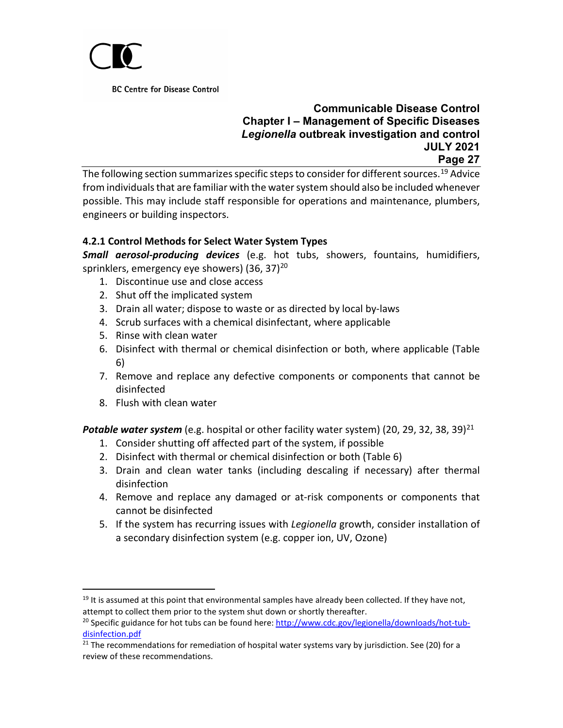The following section summarizes specific steps to consider for different sources.[19] Advice from individuals that are familiar with the water system should also be included whenever possible. This may include staff responsible for operations and maintenance, plumbers, engineers or building inspectors.

### 4.2.1 Control Methods for Select Water System Types

***Small aerosol-producing devices*** (e.g. hot tubs, showers, fountains, humidifiers, sprinklers, emergency eye showers) (36, 37)[20]

1. Discontinue use and close access
2. Shut off the implicated system
3. Drain all water; dispose to waste or as directed by local by-laws
4. Scrub surfaces with a chemical disinfectant, where applicable
5. Rinse with clean water
6. Disinfect with thermal or chemical disinfection or both, where applicable (Table 6)
7. Remove and replace any defective components or components that cannot be disinfected
8. Flush with clean water

***Potable water system*** (e.g. hospital or other facility water system) (20, 29, 32, 38, 39)[21]

1. Consider shutting off affected part of the system, if possible
2. Disinfect with thermal or chemical disinfection or both (Table 6)
3. Drain and clean water tanks (including descaling if necessary) after thermal disinfection
4. Remove and replace any damaged or at-risk components or components that cannot be disinfected
5. If the system has recurring issues with *Legionella* growth, consider installation of a secondary disinfection system (e.g. copper ion, UV, Ozone)

---

[19] It is assumed at this point that environmental samples have already been collected. If they have not, attempt to collect them prior to the system shut down or shortly thereafter.

[20] Specific guidance for hot tubs can be found here: [http://www.cdc.gov/legionella/downloads/hot-tub-disinfection.pdf](http://www.cdc.gov/legionella/downloads/hot-tub-disinfection.pdf)

[21] The recommendations for remediation of hospital water systems vary by jurisdiction. See (20) for a review of these recommendations.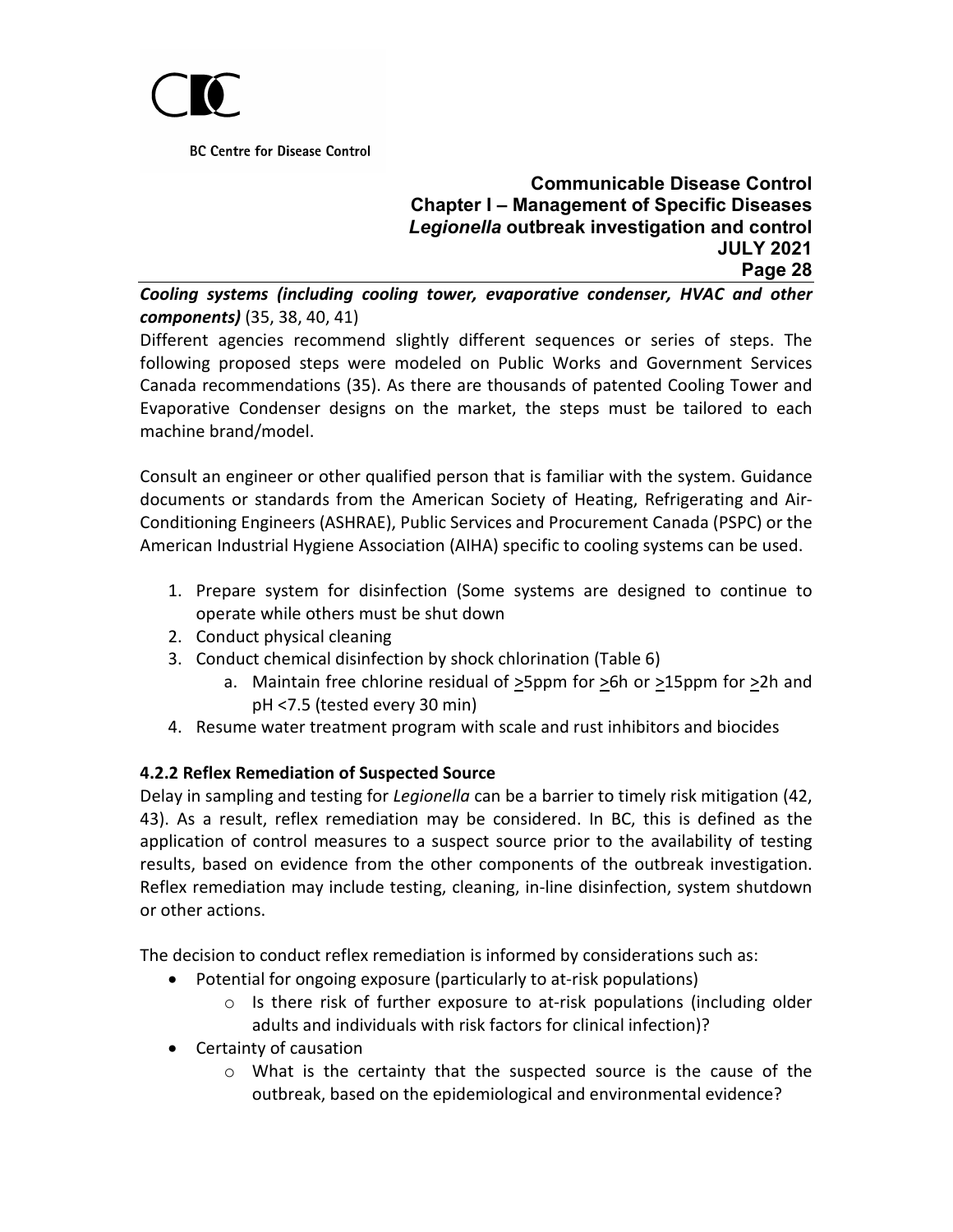***Cooling systems (including cooling tower, evaporative condenser, HVAC and other components)*** (35, 38, 40, 41)

Different agencies recommend slightly different sequences or series of steps. The following proposed steps were modeled on Public Works and Government Services Canada recommendations (35). As there are thousands of patented Cooling Tower and Evaporative Condenser designs on the market, the steps must be tailored to each machine brand/model.

Consult an engineer or other qualified person that is familiar with the system. Guidance documents or standards from the American Society of Heating, Refrigerating and Air-Conditioning Engineers (ASHRAE), Public Services and Procurement Canada (PSPC) or the American Industrial Hygiene Association (AIHA) specific to cooling systems can be used.

1. Prepare system for disinfection (Some systems are designed to continue to operate while others must be shut down
2. Conduct physical cleaning
3. Conduct chemical disinfection by shock chlorination (Table 6)
    a. Maintain free chlorine residual of $\geq$5ppm for $\geq$6h or $\geq$15ppm for $\geq$2h and pH <7.5 (tested every 30 min)
4. Resume water treatment program with scale and rust inhibitors and biocides

### 4.2.2 Reflex Remediation of Suspected Source

Delay in sampling and testing for *Legionella* can be a barrier to timely risk mitigation (42, 43). As a result, reflex remediation may be considered. In BC, this is defined as the application of control measures to a suspect source prior to the availability of testing results, based on evidence from the other components of the outbreak investigation. Reflex remediation may include testing, cleaning, in-line disinfection, system shutdown or other actions.

The decision to conduct reflex remediation is informed by considerations such as:

- Potential for ongoing exposure (particularly to at-risk populations)
    - Is there risk of further exposure to at-risk populations (including older adults and individuals with risk factors for clinical infection)?
- Certainty of causation
    - What is the certainty that the suspected source is the cause of the outbreak, based on the epidemiological and environmental evidence?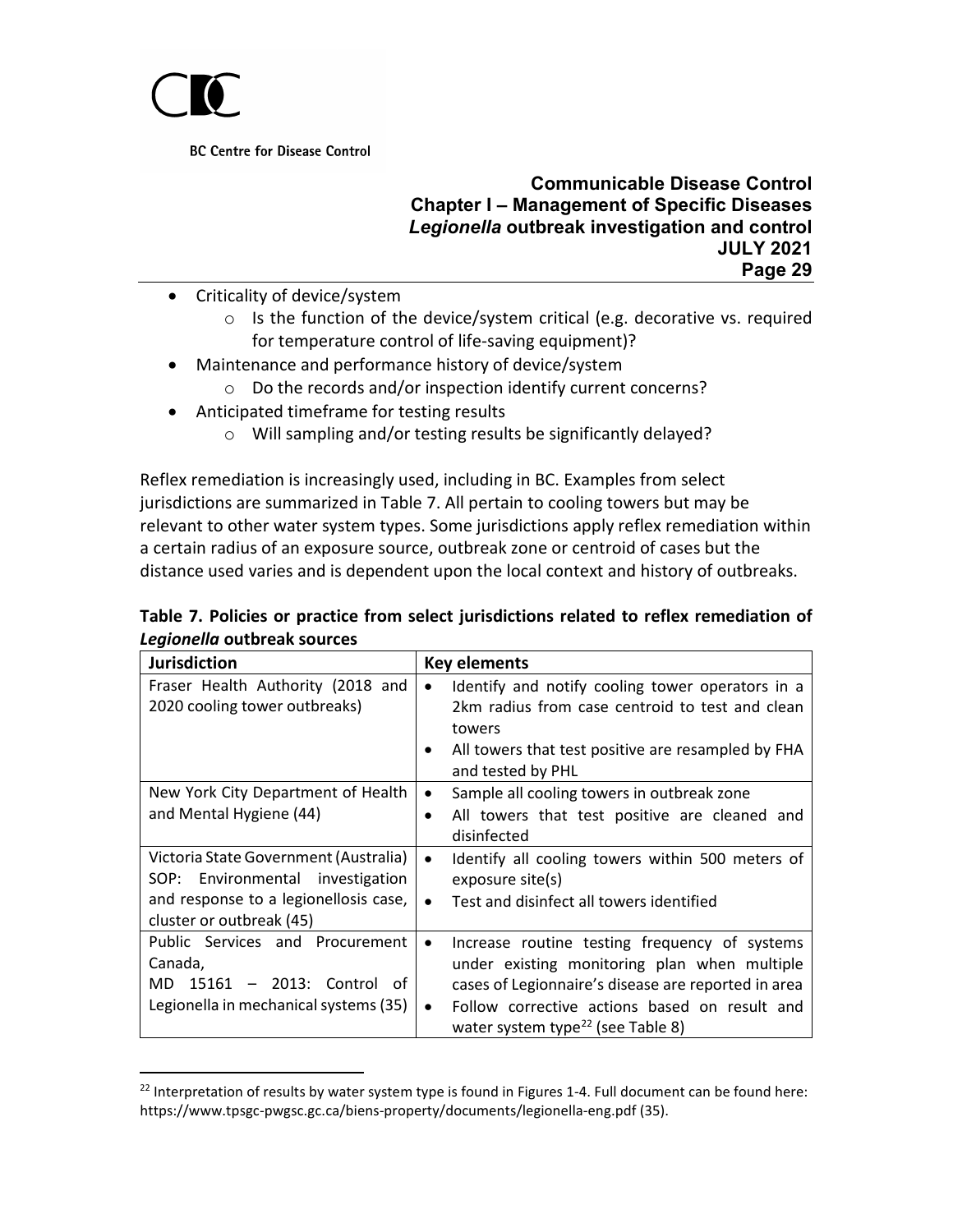- Criticality of device/system
    - Is the function of the device/system critical (e.g. decorative vs. required for temperature control of life-saving equipment)?
- Maintenance and performance history of device/system
    - Do the records and/or inspection identify current concerns?
- Anticipated timeframe for testing results
    - Will sampling and/or testing results be significantly delayed?

Reflex remediation is increasingly used, including in BC. Examples from select jurisdictions are summarized in Table 7. All pertain to cooling towers but may be relevant to other water system types. Some jurisdictions apply reflex remediation within a certain radius of an exposure source, outbreak zone or centroid of cases but the distance used varies and is dependent upon the local context and history of outbreaks.

**Table 7. Policies or practice from select jurisdictions related to reflex remediation of *Legionella* outbreak sources**

| Jurisdiction | Key elements |
|---|---|
| Fraser Health Authority (2018 and 2020 cooling tower outbreaks) | • Identify and notify cooling tower operators in a 2km radius from case centroid to test and clean towers<br>• All towers that test positive are resampled by FHA and tested by PHL |
| New York City Department of Health and Mental Hygiene (44) | • Sample all cooling towers in outbreak zone<br>• All towers that test positive are cleaned and disinfected |
| Victoria State Government (Australia) SOP: Environmental investigation and response to a legionellosis case, cluster or outbreak (45) | • Identify all cooling towers within 500 meters of exposure site(s)<br>• Test and disinfect all towers identified |
| Public Services and Procurement Canada, MD 15161 – 2013: Control of Legionella in mechanical systems (35) | • Increase routine testing frequency of systems under existing monitoring plan when multiple cases of Legionnaire's disease are reported in area<br>• Follow corrective actions based on result and water system type[22] (see Table 8) |

[22] Interpretation of results by water system type is found in Figures 1-4. Full document can be found here: https://www.tpsgc-pwgsc.gc.ca/biens-property/documents/legionella-eng.pdf (35).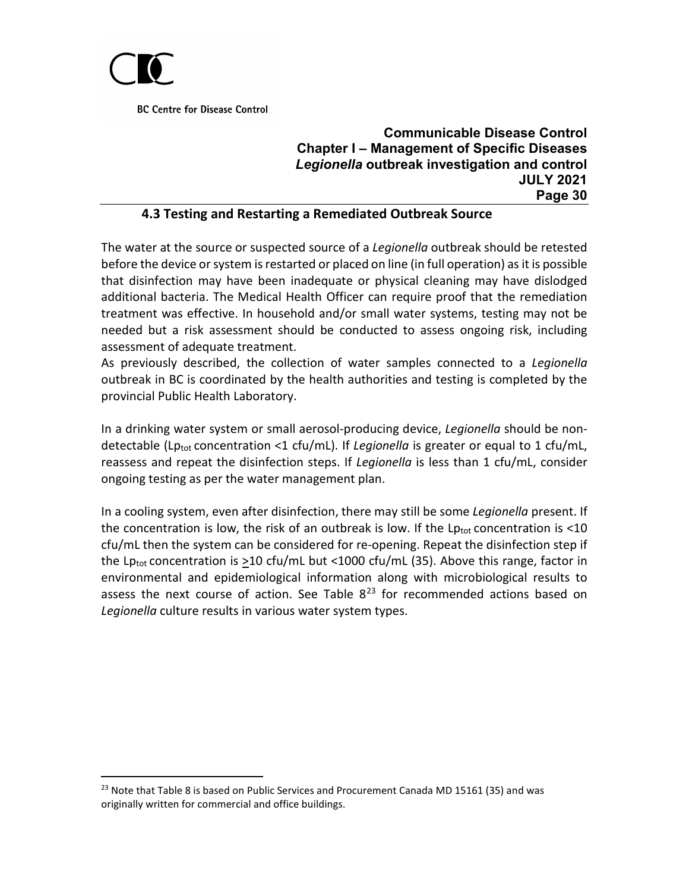### 4.3 Testing and Restarting a Remediated Outbreak Source

The water at the source or suspected source of a *Legionella* outbreak should be retested before the device or system is restarted or placed on line (in full operation) as it is possible that disinfection may have been inadequate or physical cleaning may have dislodged additional bacteria. The Medical Health Officer can require proof that the remediation treatment was effective. In household and/or small water systems, testing may not be needed but a risk assessment should be conducted to assess ongoing risk, including assessment of adequate treatment.

As previously described, the collection of water samples connected to a *Legionella* outbreak in BC is coordinated by the health authorities and testing is completed by the provincial Public Health Laboratory.

In a drinking water system or small aerosol-producing device, *Legionella* should be non-detectable ($Lp_{tot}$ concentration <1 cfu/mL). If *Legionella* is greater or equal to 1 cfu/mL, reassess and repeat the disinfection steps. If *Legionella* is less than 1 cfu/mL, consider ongoing testing as per the water management plan.

In a cooling system, even after disinfection, there may still be some *Legionella* present. If the concentration is low, the risk of an outbreak is low. If the $Lp_{tot}$ concentration is <10 cfu/mL then the system can be considered for re-opening. Repeat the disinfection step if the $Lp_{tot}$ concentration is $\geq$10 cfu/mL but <1000 cfu/mL (35). Above this range, factor in environmental and epidemiological information along with microbiological results to assess the next course of action. See Table 8[23] for recommended actions based on *Legionella* culture results in various water system types.

---

[23] Note that Table 8 is based on Public Services and Procurement Canada MD 15161 (35) and was originally written for commercial and office buildings.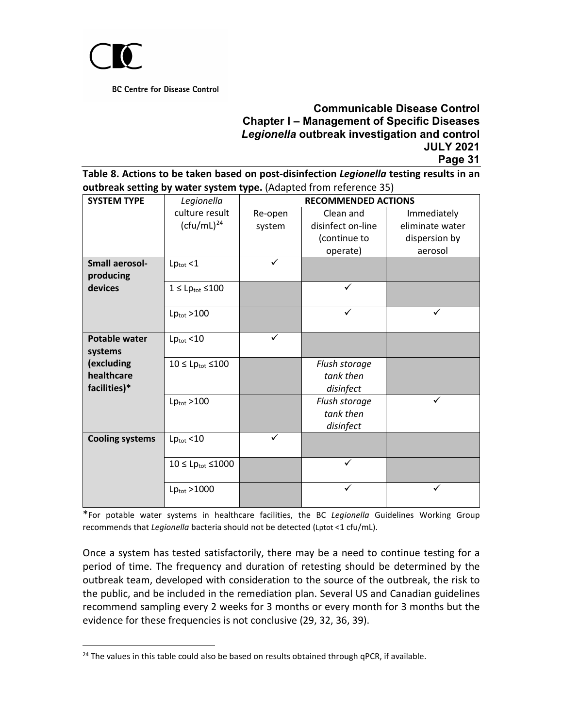**Table 8. Actions to be taken based on post-disinfection *Legionella* testing results in an outbreak setting by water system type.** (Adapted from reference 35)

| SYSTEM TYPE | *Legionella* culture result (cfu/mL)[24] | RECOMMENDED ACTIONS | | |
|---|---|---|---|---|
| | | Re-open system | Clean and disinfect on-line (continue to operate) | Immediately eliminate water dispersion by aerosol |
| **Small aerosol-producing devices** | $Lp_{tot} < 1$ | ✓ | | |
| | $1 \leq Lp_{tot} \leq 100$ | | ✓ | |
| | $Lp_{tot} > 100$ | | ✓ | ✓ |
| **Potable water systems (excluding healthcare facilities)*** | $Lp_{tot} < 10$ | ✓ | | |
| | $10 \leq Lp_{tot} \leq 100$ | | *Flush storage tank then disinfect* | |
| | $Lp_{tot} > 100$ | | *Flush storage tank then disinfect* | ✓ |
| **Cooling systems** | $Lp_{tot} < 10$ | ✓ | | |
| | $10 \leq Lp_{tot} \leq 1000$ | | ✓ | |
| | $Lp_{tot} > 1000$ | | ✓ | ✓ |

*For potable water systems in healthcare facilities, the BC *Legionella* Guidelines Working Group recommends that *Legionella* bacteria should not be detected ($Lp_{tot} < 1$ cfu/mL).

Once a system has tested satisfactorily, there may be a need to continue testing for a period of time. The frequency and duration of retesting should be determined by the outbreak team, developed with consideration to the source of the outbreak, the risk to the public, and be included in the remediation plan. Several US and Canadian guidelines recommend sampling every 2 weeks for 3 months or every month for 3 months but the evidence for these frequencies is not conclusive (29, 32, 36, 39).

[24] The values in this table could also be based on results obtained through qPCR, if available.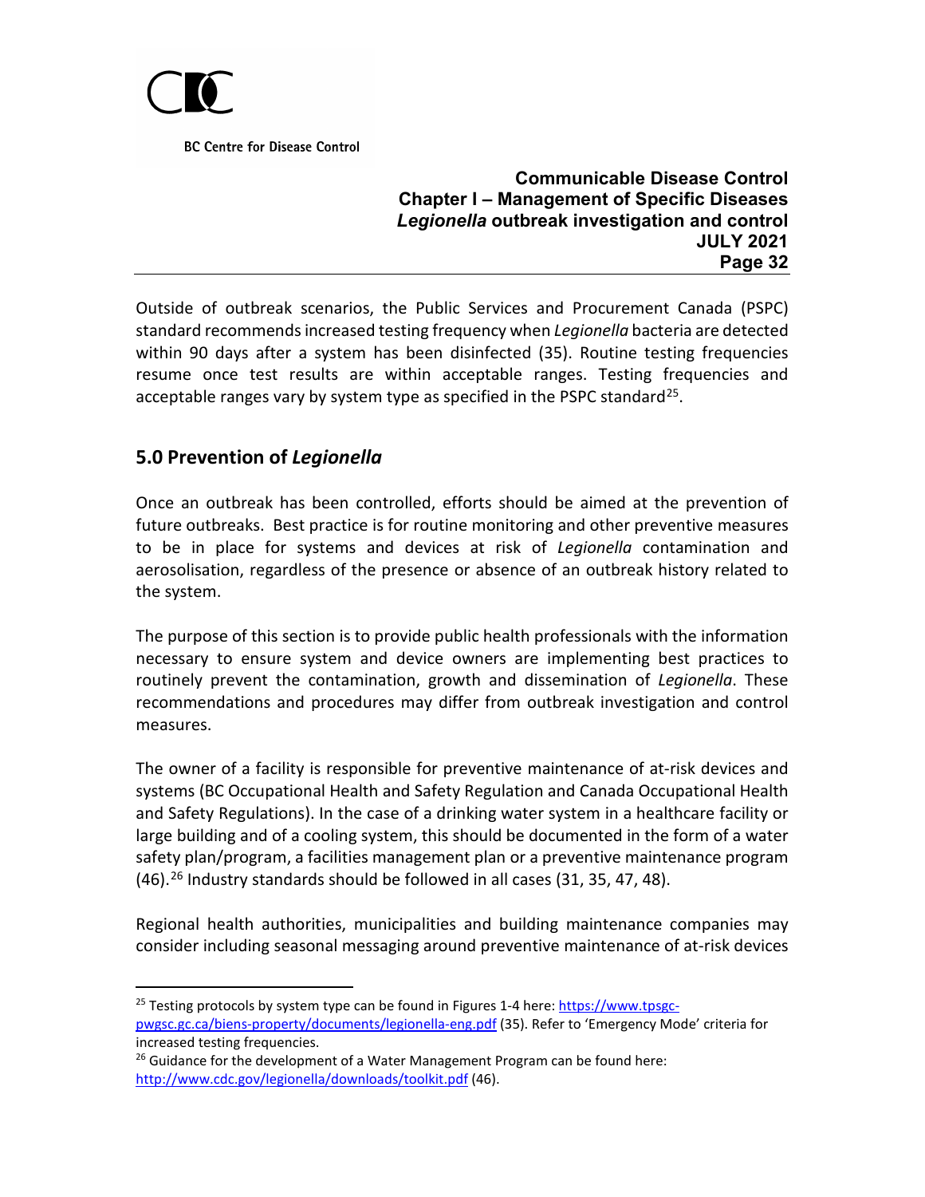Outside of outbreak scenarios, the Public Services and Procurement Canada (PSPC) standard recommends increased testing frequency when *Legionella* bacteria are detected within 90 days after a system has been disinfected (35). Routine testing frequencies resume once test results are within acceptable ranges. Testing frequencies and acceptable ranges vary by system type as specified in the PSPC standard[25].

## 5.0 Prevention of *Legionella*

Once an outbreak has been controlled, efforts should be aimed at the prevention of future outbreaks. Best practice is for routine monitoring and other preventive measures to be in place for systems and devices at risk of *Legionella* contamination and aerosolisation, regardless of the presence or absence of an outbreak history related to the system.

The purpose of this section is to provide public health professionals with the information necessary to ensure system and device owners are implementing best practices to routinely prevent the contamination, growth and dissemination of *Legionella*. These recommendations and procedures may differ from outbreak investigation and control measures.

The owner of a facility is responsible for preventive maintenance of at-risk devices and systems (BC Occupational Health and Safety Regulation and Canada Occupational Health and Safety Regulations). In the case of a drinking water system in a healthcare facility or large building and of a cooling system, this should be documented in the form of a water safety plan/program, a facilities management plan or a preventive maintenance program (46).[26] Industry standards should be followed in all cases (31, 35, 47, 48).

Regional health authorities, municipalities and building maintenance companies may consider including seasonal messaging around preventive maintenance of at-risk devices

---

[25] Testing protocols by system type can be found in Figures 1-4 here: https://www.tpsgc-pwgsc.gc.ca/biens-property/documents/legionella-eng.pdf (35). Refer to 'Emergency Mode' criteria for increased testing frequencies.

[26] Guidance for the development of a Water Management Program can be found here: http://www.cdc.gov/legionella/downloads/toolkit.pdf (46).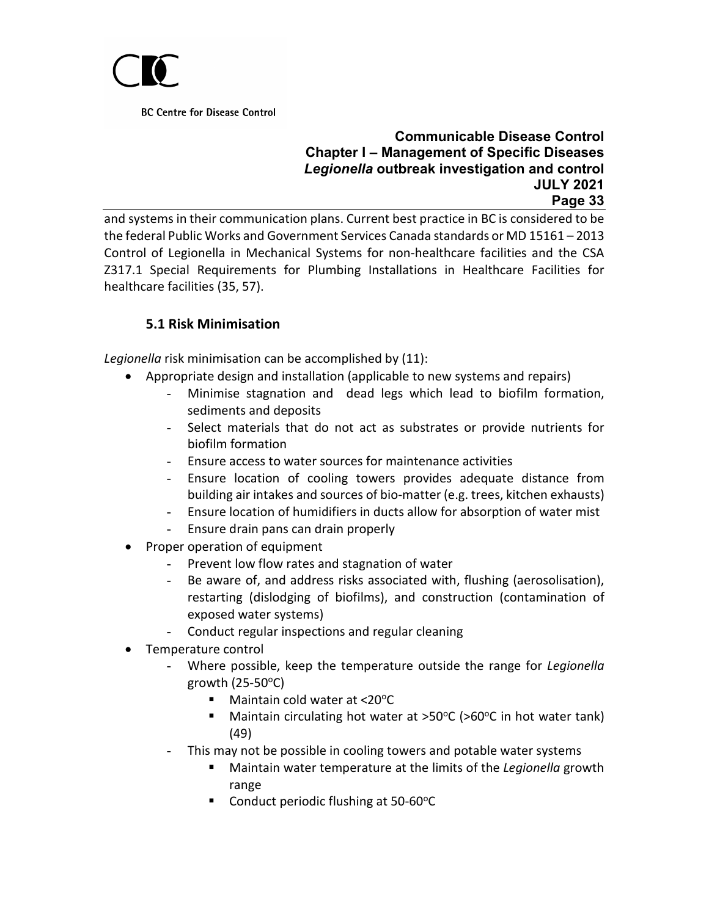and systems in their communication plans. Current best practice in BC is considered to be the federal Public Works and Government Services Canada standards or MD 15161 – 2013 Control of Legionella in Mechanical Systems for non-healthcare facilities and the CSA Z317.1 Special Requirements for Plumbing Installations in Healthcare Facilities for healthcare facilities (35, 57).

### 5.1 Risk Minimisation

*Legionella* risk minimisation can be accomplished by (11):

- Appropriate design and installation (applicable to new systems and repairs)
  - Minimise stagnation and dead legs which lead to biofilm formation, sediments and deposits
  - Select materials that do not act as substrates or provide nutrients for biofilm formation
  - Ensure access to water sources for maintenance activities
  - Ensure location of cooling towers provides adequate distance from building air intakes and sources of bio-matter (e.g. trees, kitchen exhausts)
  - Ensure location of humidifiers in ducts allow for absorption of water mist
  - Ensure drain pans can drain properly
- Proper operation of equipment
  - Prevent low flow rates and stagnation of water
  - Be aware of, and address risks associated with, flushing (aerosolisation), restarting (dislodging of biofilms), and construction (contamination of exposed water systems)
  - Conduct regular inspections and regular cleaning
- Temperature control
  - Where possible, keep the temperature outside the range for *Legionella* growth (25-50°C)
    - Maintain cold water at <20°C
    - Maintain circulating hot water at >50°C (>60°C in hot water tank) (49)
  - This may not be possible in cooling towers and potable water systems
    - Maintain water temperature at the limits of the *Legionella* growth range
    - Conduct periodic flushing at 50-60°C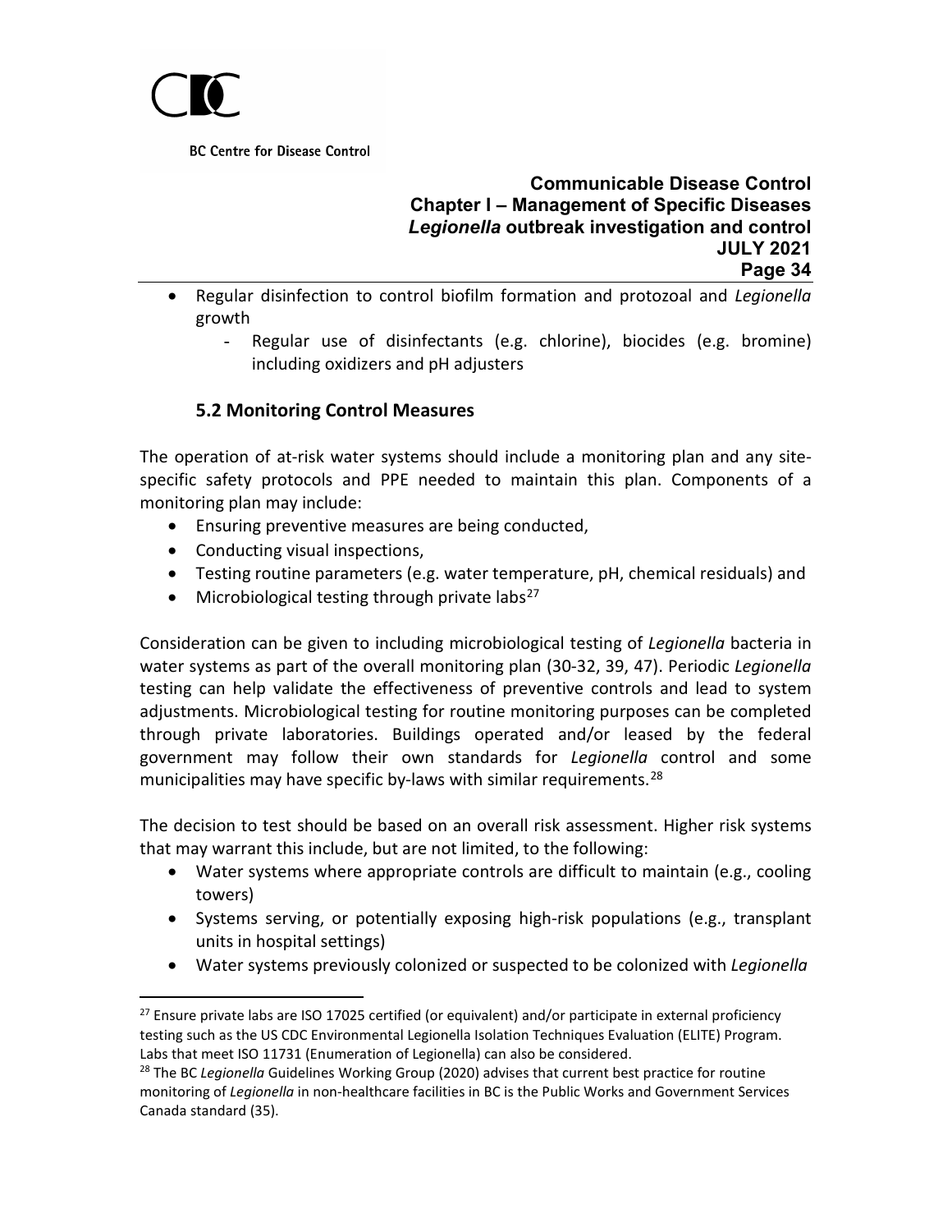- Regular disinfection to control biofilm formation and protozoal and *Legionella* growth
    - Regular use of disinfectants (e.g. chlorine), biocides (e.g. bromine) including oxidizers and pH adjusters

### 5.2 Monitoring Control Measures

The operation of at-risk water systems should include a monitoring plan and any site-specific safety protocols and PPE needed to maintain this plan. Components of a monitoring plan may include:

- Ensuring preventive measures are being conducted,
- Conducting visual inspections,
- Testing routine parameters (e.g. water temperature, pH, chemical residuals) and
- Microbiological testing through private labs[27]

Consideration can be given to including microbiological testing of *Legionella* bacteria in water systems as part of the overall monitoring plan (30-32, 39, 47). Periodic *Legionella* testing can help validate the effectiveness of preventive controls and lead to system adjustments. Microbiological testing for routine monitoring purposes can be completed through private laboratories. Buildings operated and/or leased by the federal government may follow their own standards for *Legionella* control and some municipalities may have specific by-laws with similar requirements.[28]

The decision to test should be based on an overall risk assessment. Higher risk systems that may warrant this include, but are not limited, to the following:

- Water systems where appropriate controls are difficult to maintain (e.g., cooling towers)
- Systems serving, or potentially exposing high-risk populations (e.g., transplant units in hospital settings)
- Water systems previously colonized or suspected to be colonized with *Legionella*

---

[27] Ensure private labs are ISO 17025 certified (or equivalent) and/or participate in external proficiency testing such as the US CDC Environmental Legionella Isolation Techniques Evaluation (ELITE) Program. Labs that meet ISO 11731 (Enumeration of Legionella) can also be considered.

[28] The BC *Legionella* Guidelines Working Group (2020) advises that current best practice for routine monitoring of *Legionella* in non-healthcare facilities in BC is the Public Works and Government Services Canada standard (35).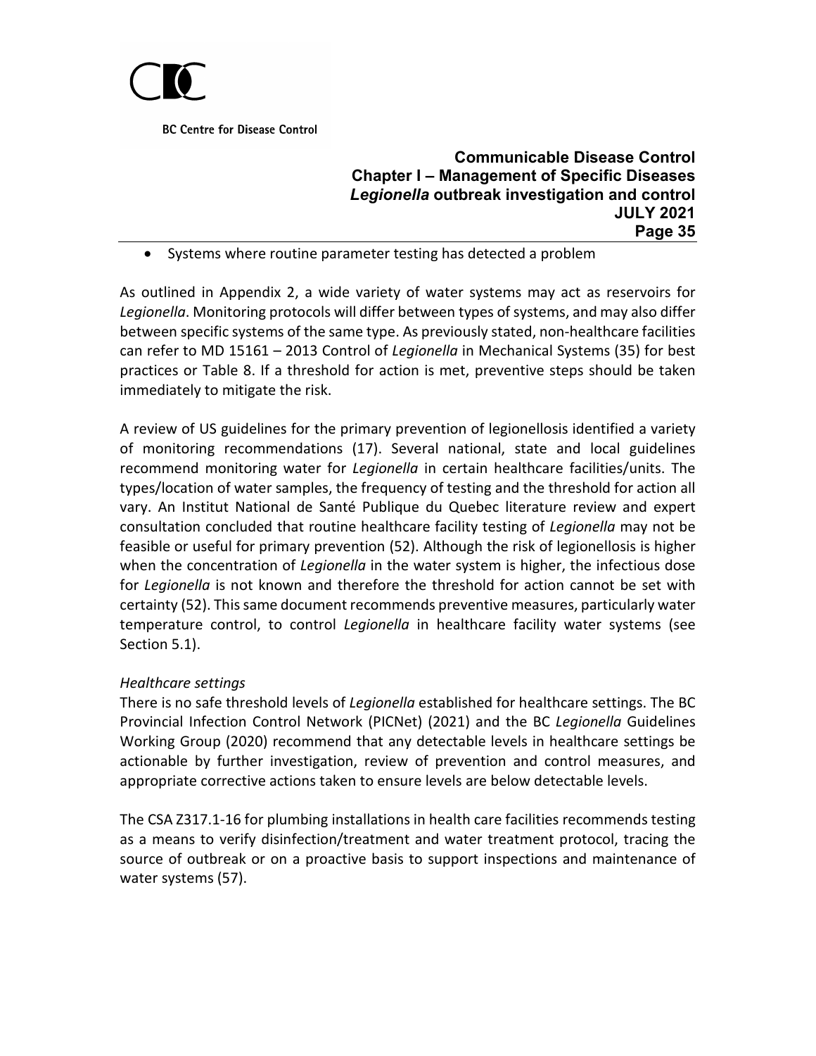- Systems where routine parameter testing has detected a problem

As outlined in Appendix 2, a wide variety of water systems may act as reservoirs for *Legionella*. Monitoring protocols will differ between types of systems, and may also differ between specific systems of the same type. As previously stated, non-healthcare facilities can refer to MD 15161 – 2013 Control of *Legionella* in Mechanical Systems (35) for best practices or Table 8. If a threshold for action is met, preventive steps should be taken immediately to mitigate the risk.

A review of US guidelines for the primary prevention of legionellosis identified a variety of monitoring recommendations (17). Several national, state and local guidelines recommend monitoring water for *Legionella* in certain healthcare facilities/units. The types/location of water samples, the frequency of testing and the threshold for action all vary. An Institut National de Santé Publique du Quebec literature review and expert consultation concluded that routine healthcare facility testing of *Legionella* may not be feasible or useful for primary prevention (52). Although the risk of legionellosis is higher when the concentration of *Legionella* in the water system is higher, the infectious dose for *Legionella* is not known and therefore the threshold for action cannot be set with certainty (52). This same document recommends preventive measures, particularly water temperature control, to control *Legionella* in healthcare facility water systems (see Section 5.1).

*Healthcare settings*

There is no safe threshold levels of *Legionella* established for healthcare settings. The BC Provincial Infection Control Network (PICNet) (2021) and the BC *Legionella* Guidelines Working Group (2020) recommend that any detectable levels in healthcare settings be actionable by further investigation, review of prevention and control measures, and appropriate corrective actions taken to ensure levels are below detectable levels.

The CSA Z317.1-16 for plumbing installations in health care facilities recommends testing as a means to verify disinfection/treatment and water treatment protocol, tracing the source of outbreak or on a proactive basis to support inspections and maintenance of water systems (57).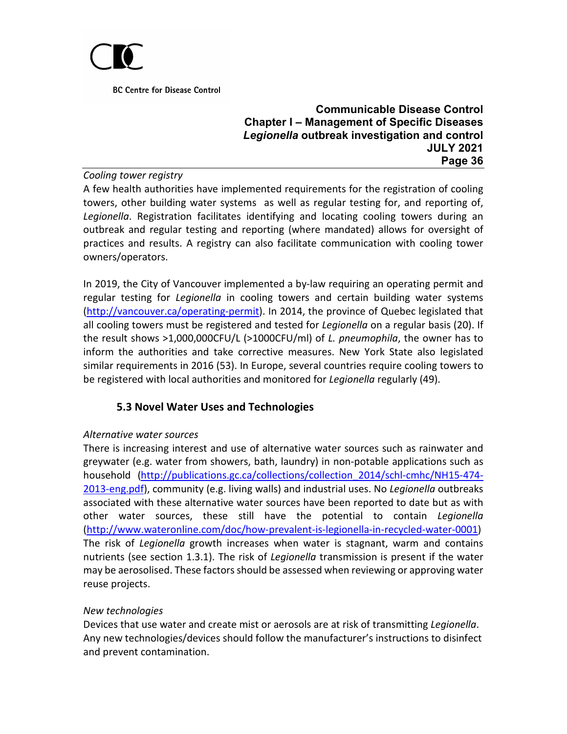*Cooling tower registry*

A few health authorities have implemented requirements for the registration of cooling towers, other building water systems as well as regular testing for, and reporting of, *Legionella*. Registration facilitates identifying and locating cooling towers during an outbreak and regular testing and reporting (where mandated) allows for oversight of practices and results. A registry can also facilitate communication with cooling tower owners/operators.

In 2019, the City of Vancouver implemented a by-law requiring an operating permit and regular testing for *Legionella* in cooling towers and certain building water systems (http://vancouver.ca/operating-permit). In 2014, the province of Quebec legislated that all cooling towers must be registered and tested for *Legionella* on a regular basis (20). If the result shows >1,000,000CFU/L (>1000CFU/ml) of *L. pneumophila*, the owner has to inform the authorities and take corrective measures. New York State also legislated similar requirements in 2016 (53). In Europe, several countries require cooling towers to be registered with local authorities and monitored for *Legionella* regularly (49).

## 5.3 Novel Water Uses and Technologies

*Alternative water sources*

There is increasing interest and use of alternative water sources such as rainwater and greywater (e.g. water from showers, bath, laundry) in non-potable applications such as household (http://publications.gc.ca/collections/collection_2014/schl-cmhc/NH15-474-2013-eng.pdf), community (e.g. living walls) and industrial uses. No *Legionella* outbreaks associated with these alternative water sources have been reported to date but as with other water sources, these still have the potential to contain *Legionella* (http://www.wateronline.com/doc/how-prevalent-is-legionella-in-recycled-water-0001) The risk of *Legionella* growth increases when water is stagnant, warm and contains nutrients (see section 1.3.1). The risk of *Legionella* transmission is present if the water may be aerosolised. These factors should be assessed when reviewing or approving water reuse projects.

*New technologies*

Devices that use water and create mist or aerosols are at risk of transmitting *Legionella*. Any new technologies/devices should follow the manufacturer's instructions to disinfect and prevent contamination.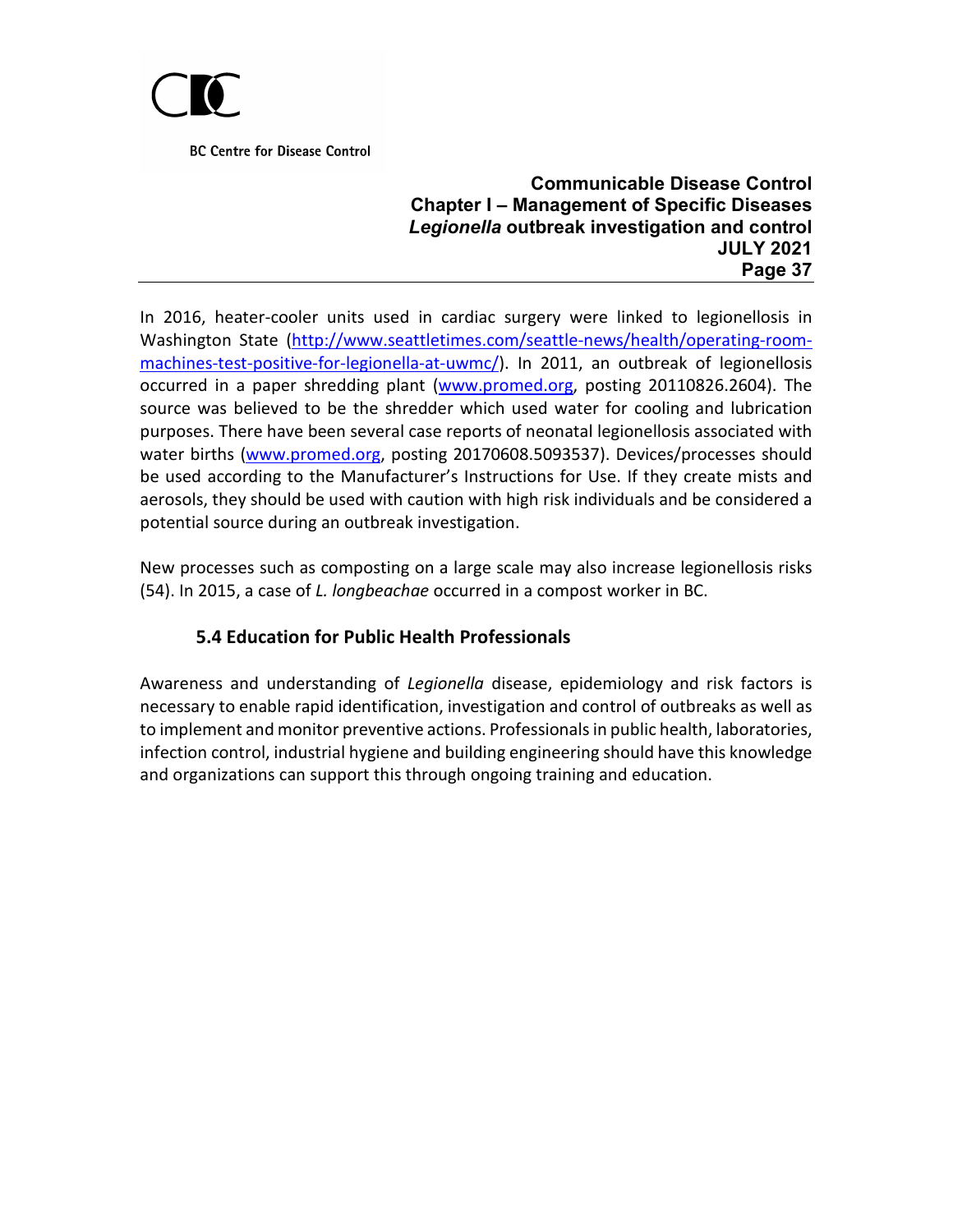In 2016, heater-cooler units used in cardiac surgery were linked to legionellosis in Washington State (http://www.seattletimes.com/seattle-news/health/operating-room-machines-test-positive-for-legionella-at-uwmc/). In 2011, an outbreak of legionellosis occurred in a paper shredding plant (www.promed.org, posting 20110826.2604). The source was believed to be the shredder which used water for cooling and lubrication purposes. There have been several case reports of neonatal legionellosis associated with water births (www.promed.org, posting 20170608.5093537). Devices/processes should be used according to the Manufacturer's Instructions for Use. If they create mists and aerosols, they should be used with caution with high risk individuals and be considered a potential source during an outbreak investigation.

New processes such as composting on a large scale may also increase legionellosis risks (54). In 2015, a case of *L. longbeachae* occurred in a compost worker in BC.

### 5.4 Education for Public Health Professionals

Awareness and understanding of *Legionella* disease, epidemiology and risk factors is necessary to enable rapid identification, investigation and control of outbreaks as well as to implement and monitor preventive actions. Professionals in public health, laboratories, infection control, industrial hygiene and building engineering should have this knowledge and organizations can support this through ongoing training and education.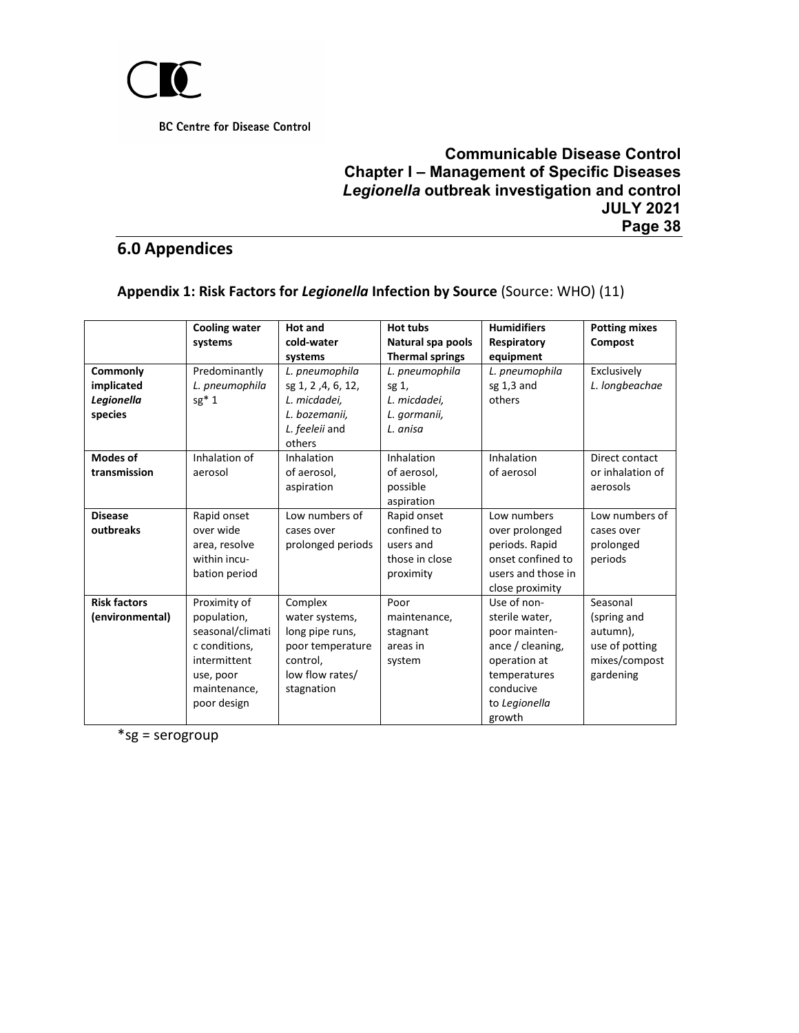## 6.0 Appendices

### Appendix 1: Risk Factors for *Legionella* Infection by Source (Source: WHO) (11)

| | Cooling water systems | Hot and cold-water systems | Hot tubs Natural spa pools Thermal springs | Humidifiers Respiratory equipment | Potting mixes Compost |
|---|---|---|---|---|---|
| **Commonly implicated *Legionella* species** | Predominantly *L. pneumophila* sg* 1 | *L. pneumophila* sg 1, 2 ,4, 6, 12, *L. micdadei, L. bozemanii, L. feeleii* and others | *L. pneumophila* sg 1, *L. micdadei, L. gormanii, L. anisa* | *L. pneumophila* sg 1,3 and others | Exclusively *L. longbeachae* |
| **Modes of transmission** | Inhalation of aerosol | Inhalation of aerosol, aspiration | Inhalation of aerosol, possible aspiration | Inhalation of aerosol | Direct contact or inhalation of aerosols |
| **Disease outbreaks** | Rapid onset over wide area, resolve within incubation period | Low numbers of cases over prolonged periods | Rapid onset confined to users and those in close proximity | Low numbers over prolonged periods. Rapid onset confined to users and those in close proximity | Low numbers of cases over prolonged periods |
| **Risk factors (environmental)** | Proximity of population, seasonal/climatic conditions, intermittent use, poor maintenance, poor design | Complex water systems, long pipe runs, poor temperature control, low flow rates/ stagnation | Poor maintenance, stagnant areas in system | Use of non-sterile water, poor maintenance / cleaning, operation at temperatures conducive to *Legionella* growth | Seasonal (spring and autumn), use of potting mixes/compost gardening |

*sg = serogroup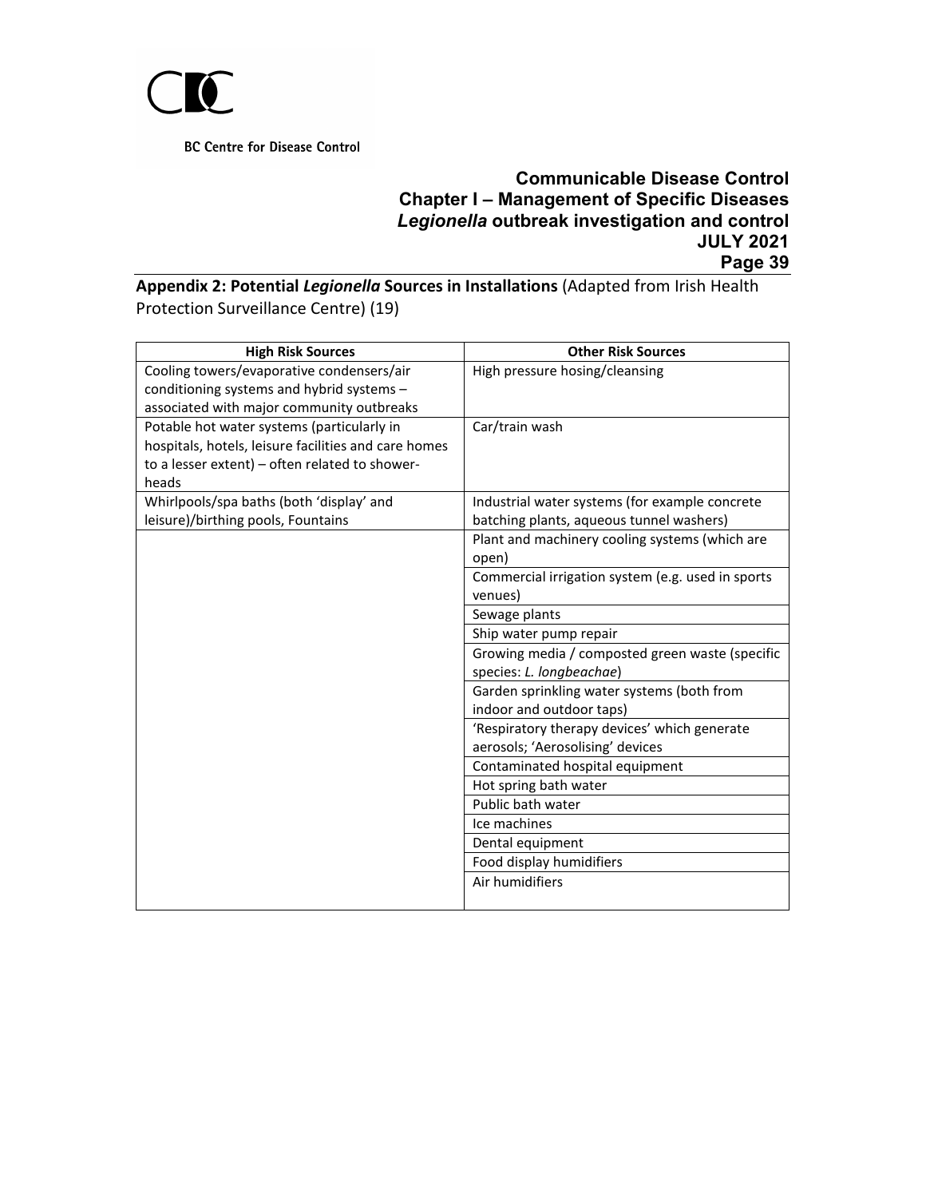**Appendix 2: Potential *Legionella* Sources in Installations** (Adapted from Irish Health Protection Surveillance Centre) (19)

| High Risk Sources | Other Risk Sources |
|---|---|
| Cooling towers/evaporative condensers/air conditioning systems and hybrid systems – associated with major community outbreaks | High pressure hosing/cleansing |
| Potable hot water systems (particularly in hospitals, hotels, leisure facilities and care homes to a lesser extent) – often related to shower-heads | Car/train wash |
| Whirlpools/spa baths (both 'display' and leisure)/birthing pools, Fountains | Industrial water systems (for example concrete batching plants, aqueous tunnel washers) |
| | Plant and machinery cooling systems (which are open) |
| | Commercial irrigation system (e.g. used in sports venues) |
| | Sewage plants |
| | Ship water pump repair |
| | Growing media / composted green waste (specific species: *L. longbeachae*) |
| | Garden sprinkling water systems (both from indoor and outdoor taps) |
| | 'Respiratory therapy devices' which generate aerosols; 'Aerosolising' devices |
| | Contaminated hospital equipment |
| | Hot spring bath water |
| | Public bath water |
| | Ice machines |
| | Dental equipment |
| | Food display humidifiers |
| | Air humidifiers |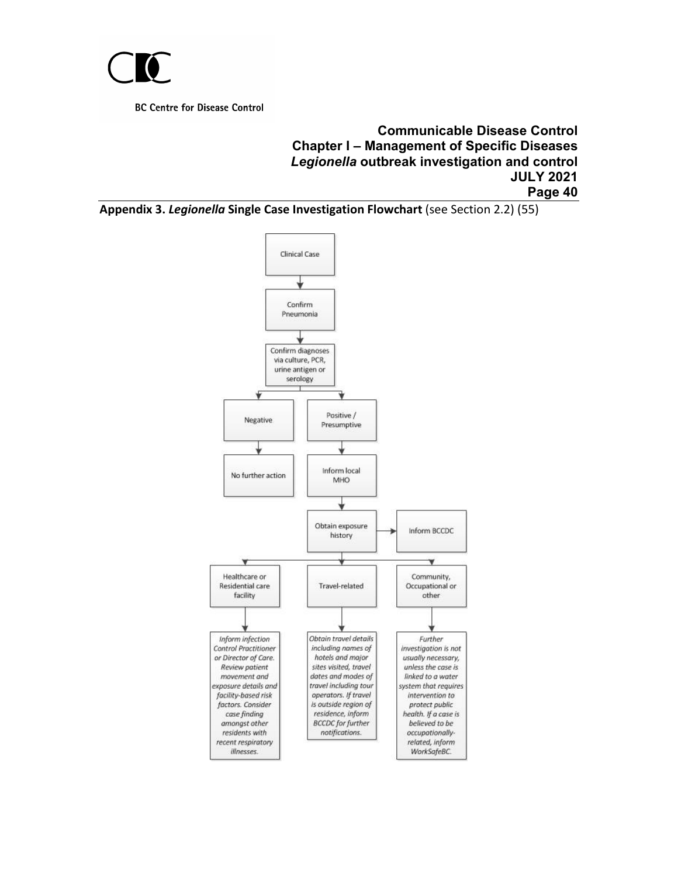**Appendix 3. *Legionella* Single Case Investigation Flowchart** (see Section 2.2) (55)

Clinical Case

↓

Confirm Pneumonia

↓

Confirm diagnoses via culture, PCR, urine antigen or serology

↓

- **Negative** → No further action
- **Positive / Presumptive** → Inform local MHO → Obtain exposure history → Inform BCCDC

Obtain exposure history branches to:

- **Healthcare or Residential care facility** → *Inform infection Control Practitioner or Director of Care. Review patient movement and exposure details and facility-based risk factors. Consider case finding amongst other residents with recent respiratory illnesses.*
- **Travel-related** → *Obtain travel details including names of hotels and major sites visited, travel dates and modes of travel including tour operators. If travel is outside region of residence, inform BCCDC for further notifications.*
- **Community, Occupational or other** → *Further investigation is not usually necessary, unless the case is linked to a water system that requires intervention to protect public health. If a case is believed to be occupationally-related, inform WorkSafeBC.*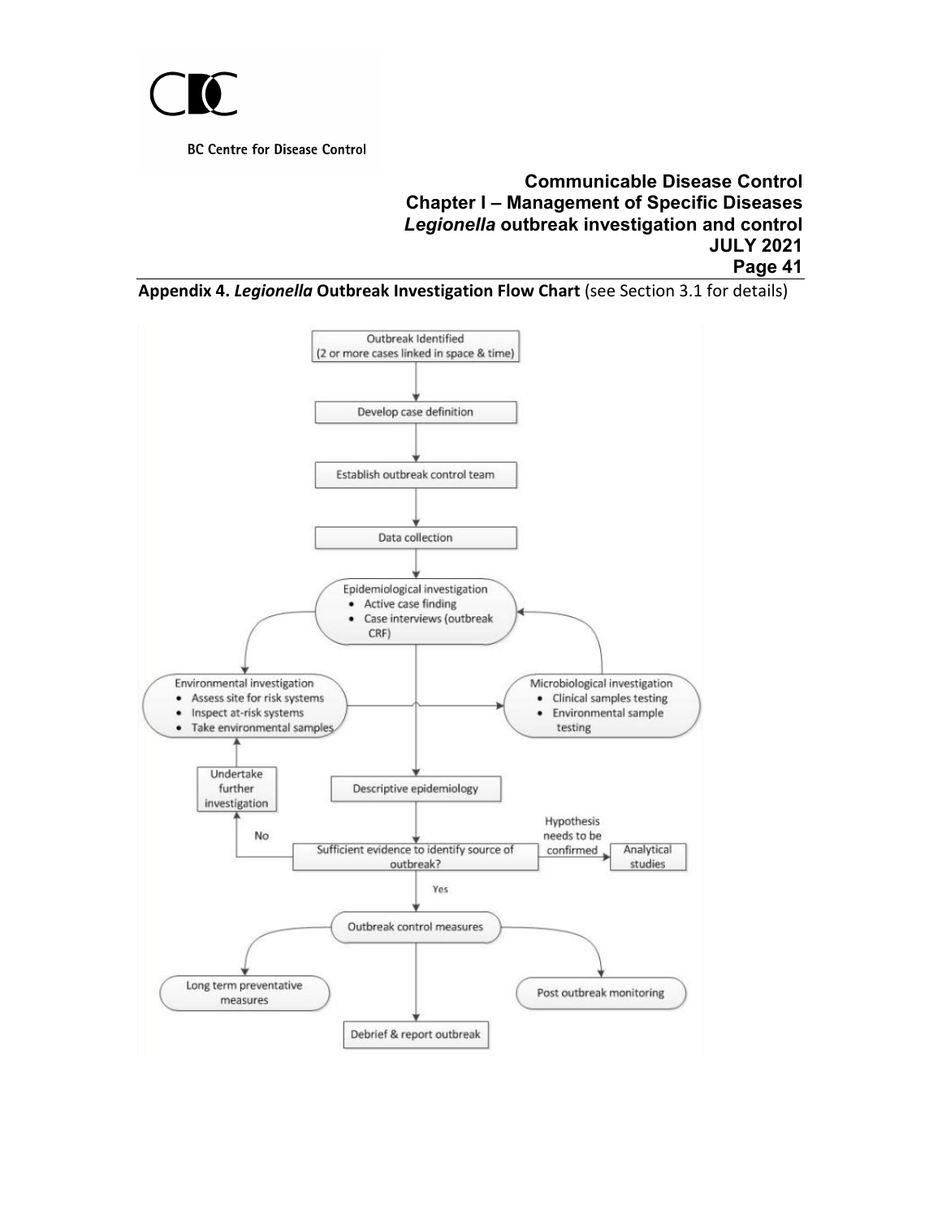**Appendix 4. *Legionella* Outbreak Investigation Flow Chart** (see Section 3.1 for details)

Outbreak Identified
(2 or more cases linked in space & time)

Develop case definition

Establish outbreak control team

Data collection

Epidemiological investigation
- Active case finding
- Case interviews (outbreak CRF)

Environmental investigation
- Assess site for risk systems
- Inspect at-risk systems
- Take environmental samples

Microbiological investigation
- Clinical samples testing
- Environmental sample testing

Undertake further investigation

Descriptive epidemiology

Sufficient evidence to identify source of outbreak?

No

Yes

Hypothesis needs to be confirmed

Analytical studies

Outbreak control measures

Long term preventative measures

Post outbreak monitoring

Debrief & report outbreak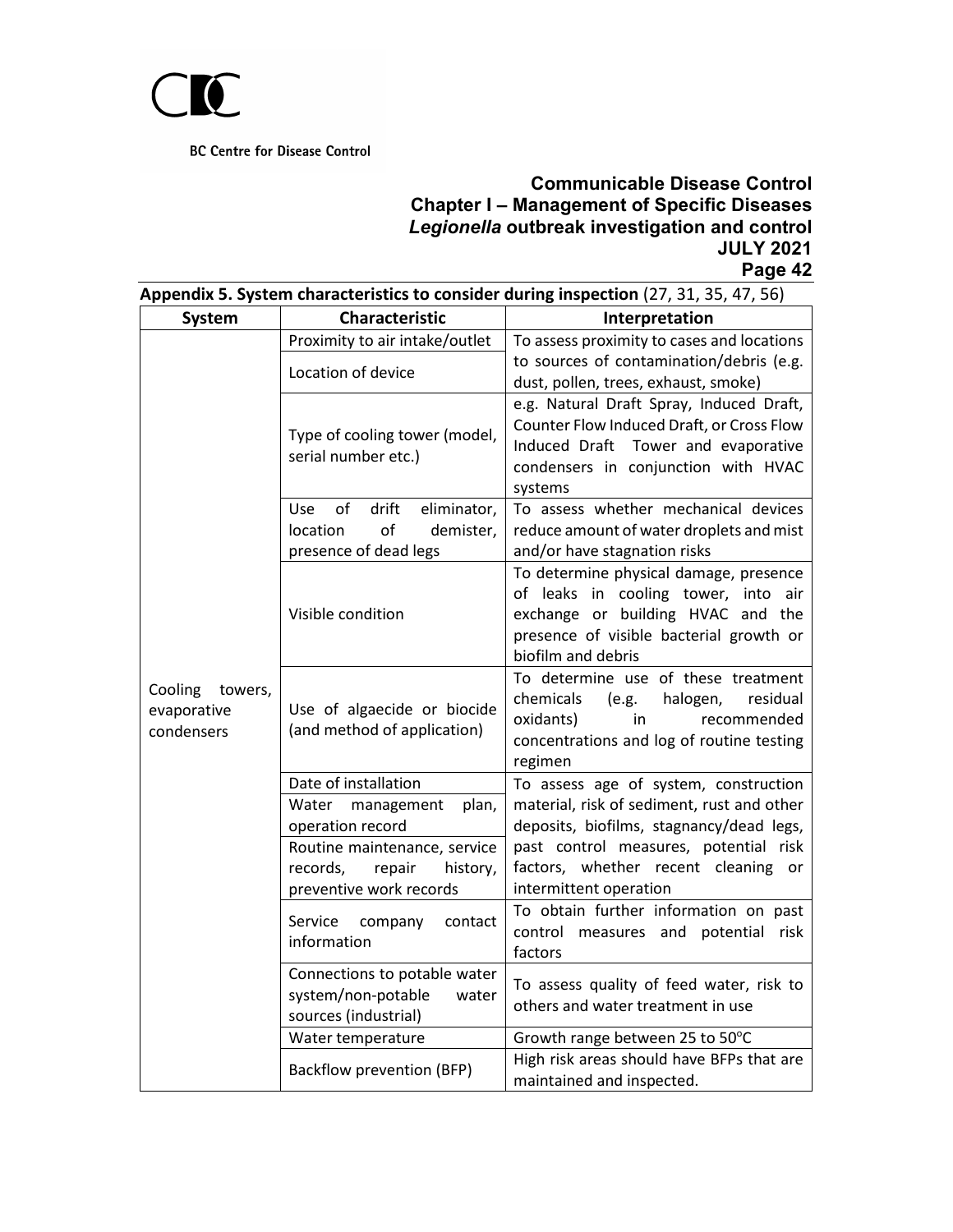**Appendix 5. System characteristics to consider during inspection** (27, 31, 35, 47, 56)

| System | Characteristic | Interpretation |
|---|---|---|
| Cooling towers, evaporative condensers | Proximity to air intake/outlet | To assess proximity to cases and locations to sources of contamination/debris (e.g. dust, pollen, trees, exhaust, smoke) |
| | Location of device | |
| | Type of cooling tower (model, serial number etc.) | e.g. Natural Draft Spray, Induced Draft, Counter Flow Induced Draft, or Cross Flow Induced Draft Tower and evaporative condensers in conjunction with HVAC systems |
| | Use of drift eliminator, location of demister, presence of dead legs | To assess whether mechanical devices reduce amount of water droplets and mist and/or have stagnation risks |
| | Visible condition | To determine physical damage, presence of leaks in cooling tower, into air exchange or building HVAC and the presence of visible bacterial growth or biofilm and debris |
| | Use of algaecide or biocide (and method of application) | To determine use of these treatment chemicals (e.g. halogen, residual oxidants) in recommended concentrations and log of routine testing regimen |
| | Date of installation | To assess age of system, construction material, risk of sediment, rust and other deposits, biofilms, stagnancy/dead legs, past control measures, potential risk factors, whether recent cleaning or intermittent operation |
| | Water management plan, operation record | |
| | Routine maintenance, service records, repair history, preventive work records | |
| | Service company contact information | To obtain further information on past control measures and potential risk factors |
| | Connections to potable water system/non-potable water sources (industrial) | To assess quality of feed water, risk to others and water treatment in use |
| | Water temperature | Growth range between 25 to 50°C |
| | Backflow prevention (BFP) | High risk areas should have BFPs that are maintained and inspected. |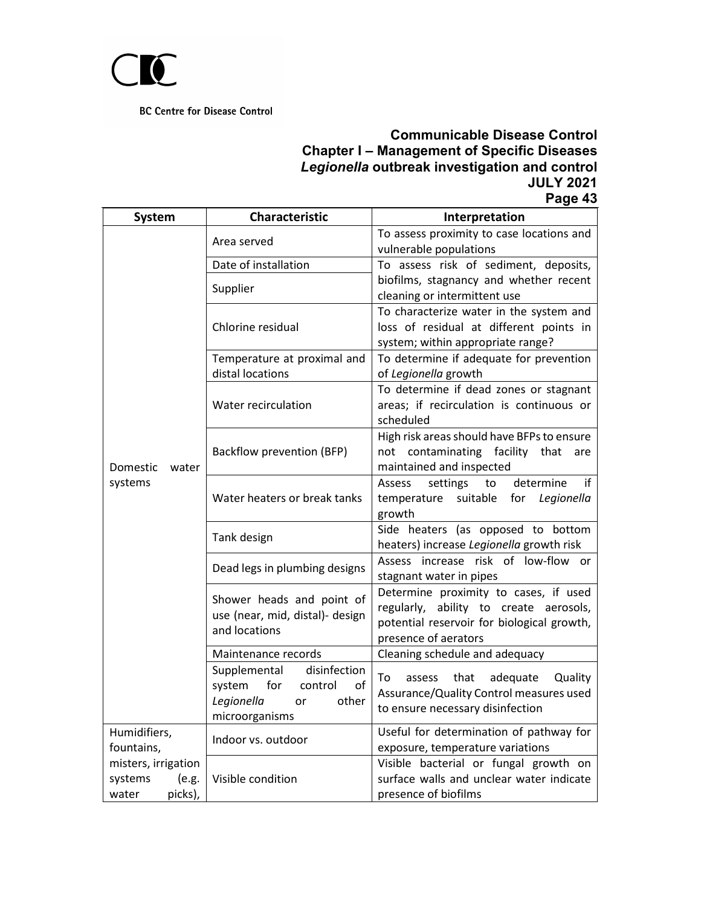| System | Characteristic | Interpretation |
| --- | --- | --- |
| Domestic water systems | Area served | To assess proximity to case locations and vulnerable populations |
| | Date of installation | To assess risk of sediment, deposits, biofilms, stagnancy and whether recent cleaning or intermittent use |
| | Supplier | |
| | Chlorine residual | To characterize water in the system and loss of residual at different points in system; within appropriate range? |
| | Temperature at proximal and distal locations | To determine if adequate for prevention of *Legionella* growth |
| | Water recirculation | To determine if dead zones or stagnant areas; if recirculation is continuous or scheduled |
| | Backflow prevention (BFP) | High risk areas should have BFPs to ensure not contaminating facility that are maintained and inspected |
| | Water heaters or break tanks | Assess settings to determine if temperature suitable for *Legionella* growth |
| | Tank design | Side heaters (as opposed to bottom heaters) increase *Legionella* growth risk |
| | Dead legs in plumbing designs | Assess increase risk of low-flow or stagnant water in pipes |
| | Shower heads and point of use (near, mid, distal)- design and locations | Determine proximity to cases, if used regularly, ability to create aerosols, potential reservoir for biological growth, presence of aerators |
| | Maintenance records | Cleaning schedule and adequacy |
| | Supplemental disinfection system for control of *Legionella* or other microorganisms | To assess that adequate Quality Assurance/Quality Control measures used to ensure necessary disinfection |
| Humidifiers, fountains, misters, irrigation systems (e.g. water picks), | Indoor vs. outdoor | Useful for determination of pathway for exposure, temperature variations |
| | Visible condition | Visible bacterial or fungal growth on surface walls and unclear water indicate presence of biofilms |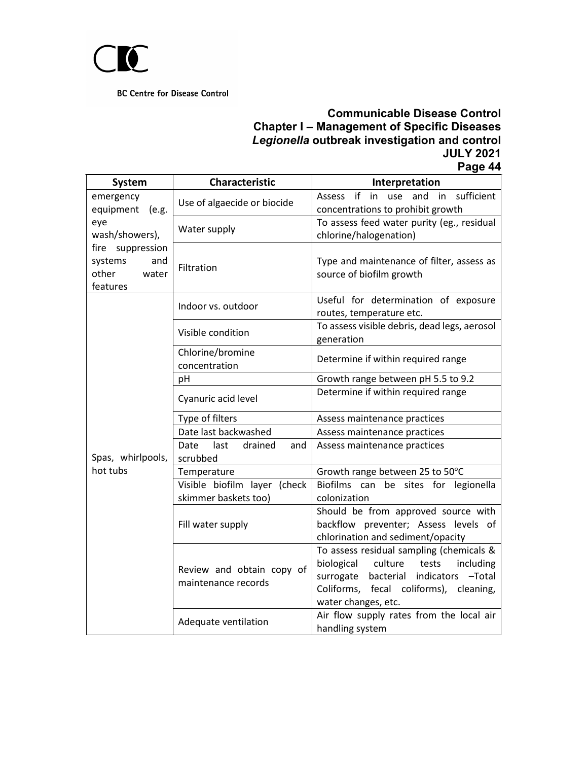| System | Characteristic | Interpretation |
|---|---|---|
| emergency equipment (e.g. eye wash/showers), fire suppression systems and other water features | Use of algaecide or biocide | Assess if in use and in sufficient concentrations to prohibit growth |
| | Water supply | To assess feed water purity (eg., residual chlorine/halogenation) |
| | Filtration | Type and maintenance of filter, assess as source of biofilm growth |
| Spas, whirlpools, hot tubs | Indoor vs. outdoor | Useful for determination of exposure routes, temperature etc. |
| | Visible condition | To assess visible debris, dead legs, aerosol generation |
| | Chlorine/bromine concentration | Determine if within required range |
| | pH | Growth range between pH 5.5 to 9.2 |
| | Cyanuric acid level | Determine if within required range |
| | Type of filters | Assess maintenance practices |
| | Date last backwashed | Assess maintenance practices |
| | Date last drained and scrubbed | Assess maintenance practices |
| | Temperature | Growth range between 25 to 50°C |
| | Visible biofilm layer (check skimmer baskets too) | Biofilms can be sites for legionella colonization |
| | Fill water supply | Should be from approved source with backflow preventer; Assess levels of chlorination and sediment/opacity |
| | Review and obtain copy of maintenance records | To assess residual sampling (chemicals & biological culture tests including surrogate bacterial indicators –Total Coliforms, fecal coliforms), cleaning, water changes, etc. |
| | Adequate ventilation | Air flow supply rates from the local air handling system |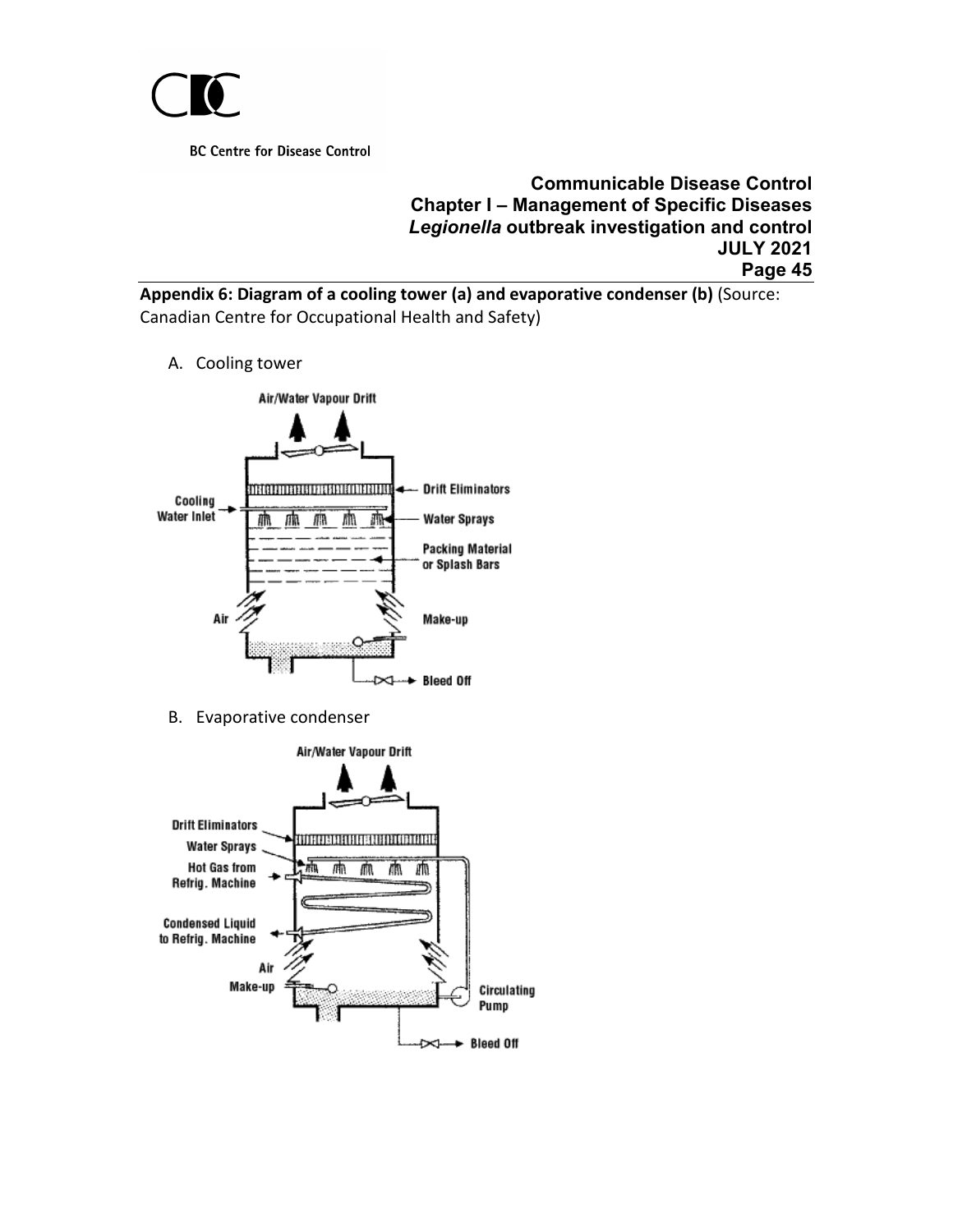**Appendix 6: Diagram of a cooling tower (a) and evaporative condenser (b)** (Source: Canadian Centre for Occupational Health and Safety)

A. Cooling tower

B. Evaporative condenser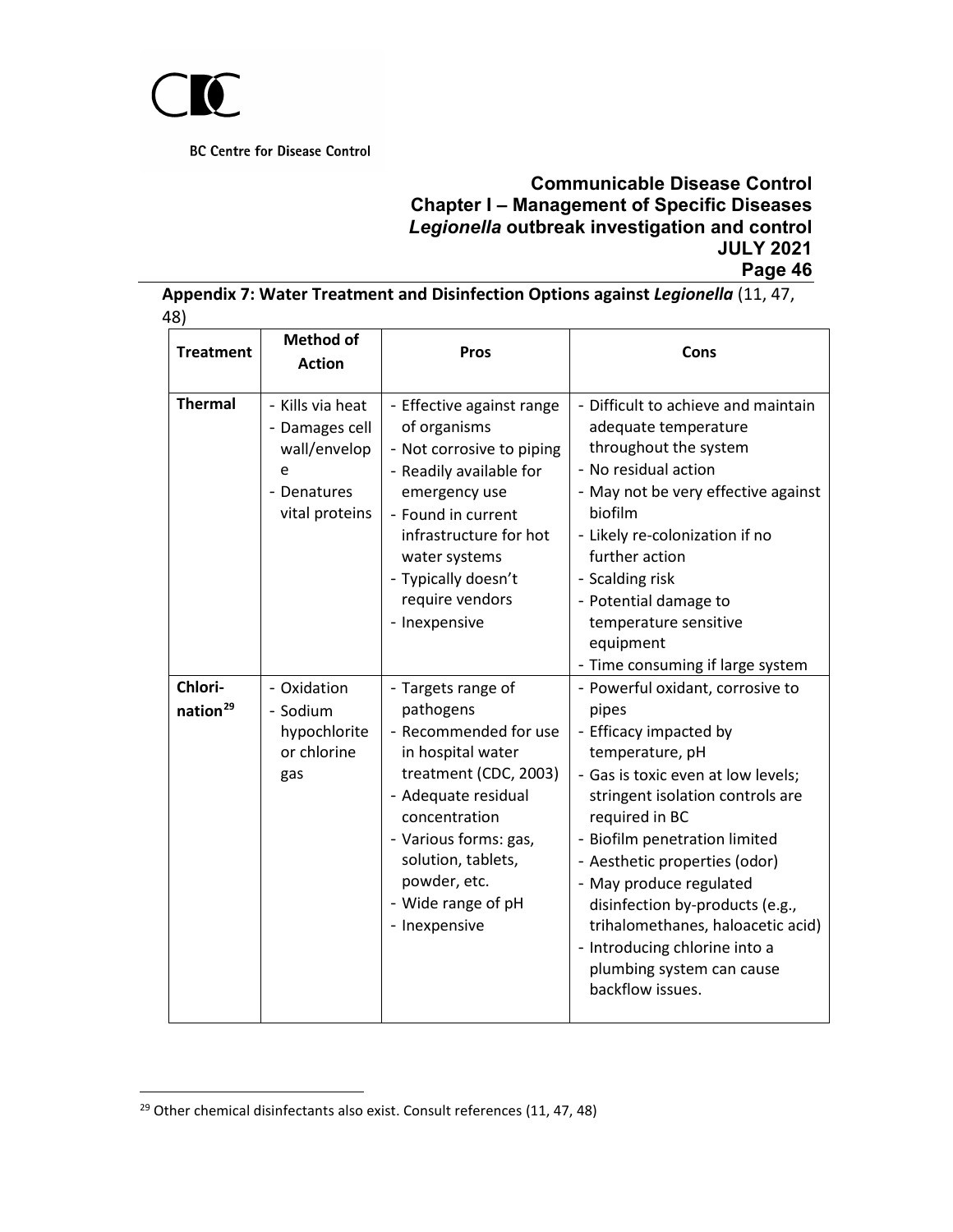**Appendix 7: Water Treatment and Disinfection Options against *Legionella*** (11, 47, 48)

| Treatment | Method of Action | Pros | Cons |
|---|---|---|---|
| **Thermal** | - Kills via heat<br>- Damages cell wall/envelope<br>- Denatures vital proteins | - Effective against range of organisms<br>- Not corrosive to piping<br>- Readily available for emergency use<br>- Found in current infrastructure for hot water systems<br>- Typically doesn't require vendors<br>- Inexpensive | - Difficult to achieve and maintain adequate temperature throughout the system<br>- No residual action<br>- May not be very effective against biofilm<br>- Likely re-colonization if no further action<br>- Scalding risk<br>- Potential damage to temperature sensitive equipment<br>- Time consuming if large system |
| **Chlorination**[29] | - Oxidation<br>- Sodium hypochlorite or chlorine gas | - Targets range of pathogens<br>- Recommended for use in hospital water treatment (CDC, 2003)<br>- Adequate residual concentration<br>- Various forms: gas, solution, tablets, powder, etc.<br>- Wide range of pH<br>- Inexpensive | - Powerful oxidant, corrosive to pipes<br>- Efficacy impacted by temperature, pH<br>- Gas is toxic even at low levels; stringent isolation controls are required in BC<br>- Biofilm penetration limited<br>- Aesthetic properties (odor)<br>- May produce regulated disinfection by-products (e.g., trihalomethanes, haloacetic acid)<br>- Introducing chlorine into a plumbing system can cause backflow issues. |

[29] Other chemical disinfectants also exist. Consult references (11, 47, 48)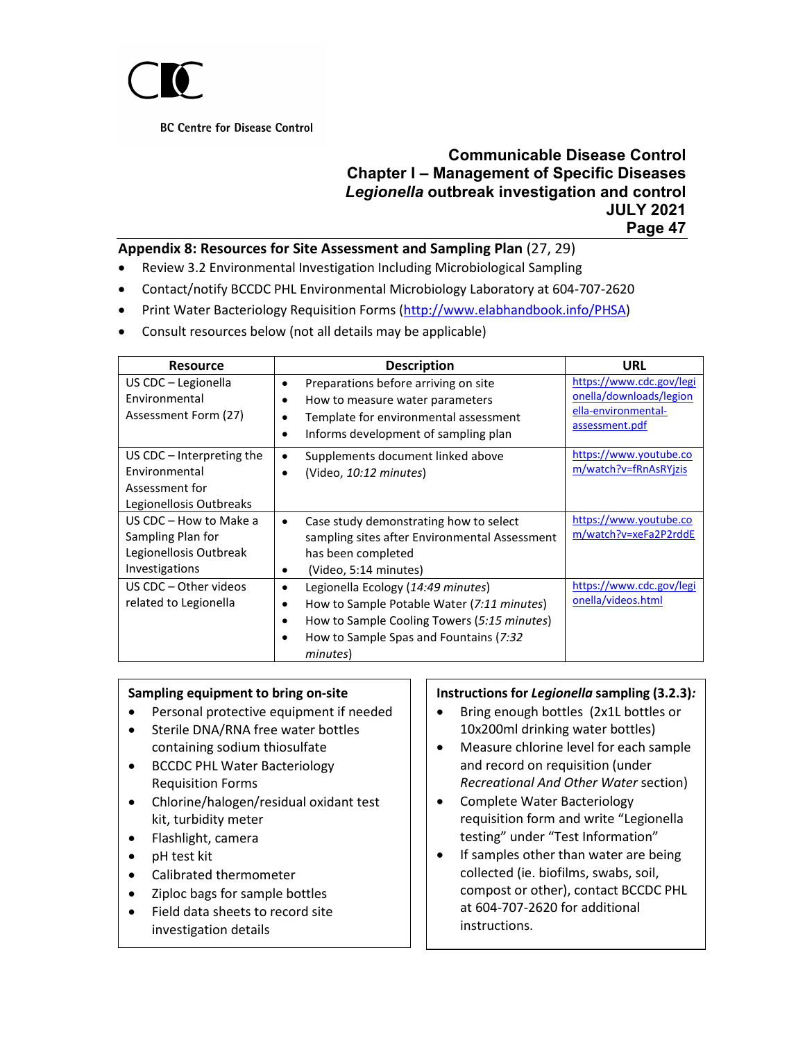## Appendix 8: Resources for Site Assessment and Sampling Plan (27, 29)

- Review 3.2 Environmental Investigation Including Microbiological Sampling
- Contact/notify BCCDC PHL Environmental Microbiology Laboratory at 604-707-2620
- Print Water Bacteriology Requisition Forms (http://www.elabhandbook.info/PHSA)
- Consult resources below (not all details may be applicable)

| Resource | Description | URL |
|---|---|---|
| US CDC – Legionella Environmental Assessment Form (27) | • Preparations before arriving on site<br>• How to measure water parameters<br>• Template for environmental assessment<br>• Informs development of sampling plan | https://www.cdc.gov/legionella/downloads/legionella-environmental-assessment.pdf |
| US CDC – Interpreting the Environmental Assessment for Legionellosis Outbreaks | • Supplements document linked above<br>• (Video, *10:12 minutes*) | https://www.youtube.com/watch?v=fRnAsRYjzis |
| US CDC – How to Make a Sampling Plan for Legionellosis Outbreak Investigations | • Case study demonstrating how to select sampling sites after Environmental Assessment has been completed<br>• (Video, 5:14 minutes) | https://www.youtube.com/watch?v=xeFa2P2rddE |
| US CDC – Other videos related to Legionella | • Legionella Ecology (*14:49 minutes*)<br>• How to Sample Potable Water (*7:11 minutes*)<br>• How to Sample Cooling Towers (*5:15 minutes*)<br>• How to Sample Spas and Fountains (*7:32 minutes*) | https://www.cdc.gov/legionella/videos.html |

**Sampling equipment to bring on-site**

- Personal protective equipment if needed
- Sterile DNA/RNA free water bottles containing sodium thiosulfate
- BCCDC PHL Water Bacteriology Requisition Forms
- Chlorine/halogen/residual oxidant test kit, turbidity meter
- Flashlight, camera
- pH test kit
- Calibrated thermometer
- Ziploc bags for sample bottles
- Field data sheets to record site investigation details

**Instructions for *Legionella* sampling (3.2.3):**

- Bring enough bottles (2x1L bottles or 10x200ml drinking water bottles)
- Measure chlorine level for each sample and record on requisition (under *Recreational And Other Water* section)
- Complete Water Bacteriology requisition form and write "Legionella testing" under "Test Information"
- If samples other than water are being collected (ie. biofilms, swabs, soil, compost or other), contact BCCDC PHL at 604-707-2620 for additional instructions.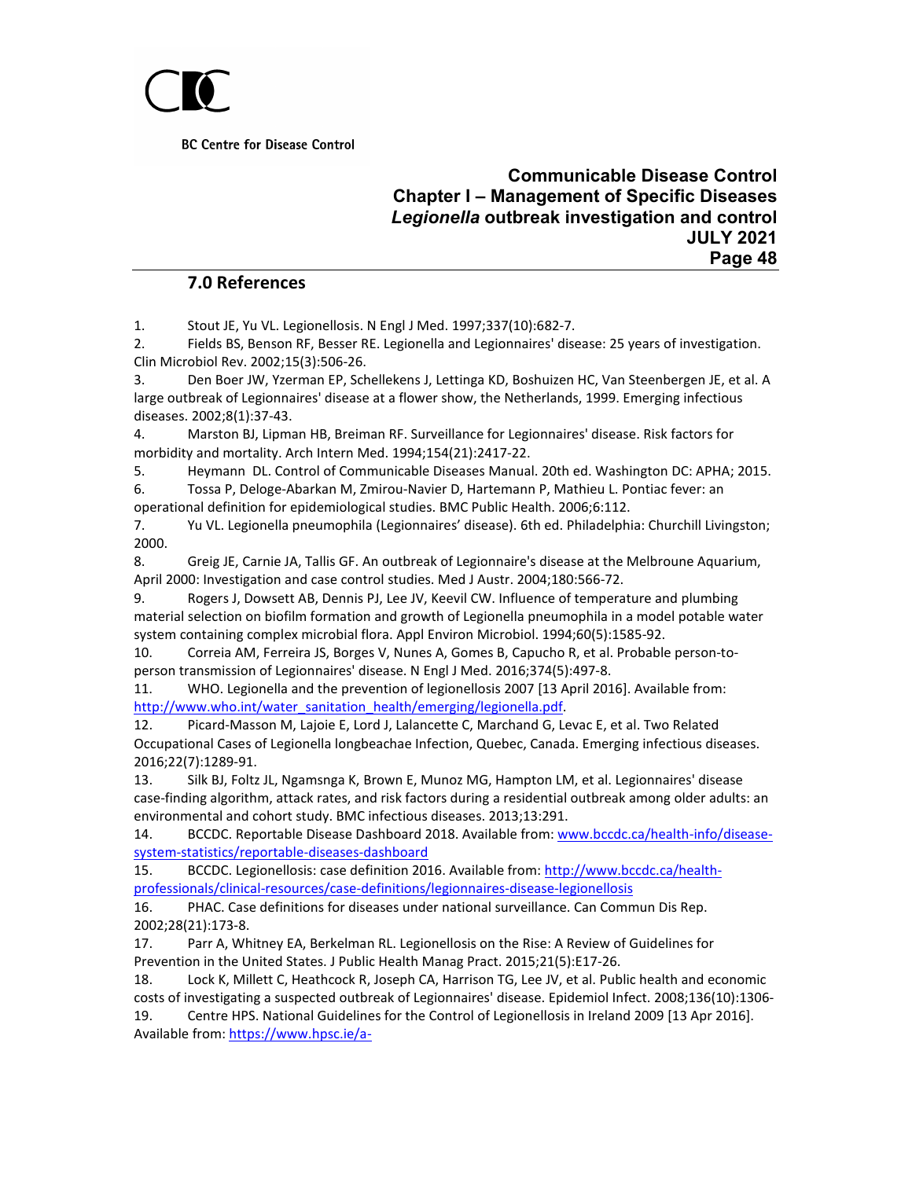## 7.0 References

1. Stout JE, Yu VL. Legionellosis. N Engl J Med. 1997;337(10):682-7.
2. Fields BS, Benson RF, Besser RE. Legionella and Legionnaires' disease: 25 years of investigation. Clin Microbiol Rev. 2002;15(3):506-26.
3. Den Boer JW, Yzerman EP, Schellekens J, Lettinga KD, Boshuizen HC, Van Steenbergen JE, et al. A large outbreak of Legionnaires' disease at a flower show, the Netherlands, 1999. Emerging infectious diseases. 2002;8(1):37-43.
4. Marston BJ, Lipman HB, Breiman RF. Surveillance for Legionnaires' disease. Risk factors for morbidity and mortality. Arch Intern Med. 1994;154(21):2417-22.
5. Heymann DL. Control of Communicable Diseases Manual. 20th ed. Washington DC: APHA; 2015.
6. Tossa P, Deloge-Abarkan M, Zmirou-Navier D, Hartemann P, Mathieu L. Pontiac fever: an operational definition for epidemiological studies. BMC Public Health. 2006;6:112.
7. Yu VL. Legionella pneumophila (Legionnaires' disease). 6th ed. Philadelphia: Churchill Livingston; 2000.
8. Greig JE, Carnie JA, Tallis GF. An outbreak of Legionnaire's disease at the Melbroune Aquarium, April 2000: Investigation and case control studies. Med J Austr. 2004;180:566-72.
9. Rogers J, Dowsett AB, Dennis PJ, Lee JV, Keevil CW. Influence of temperature and plumbing material selection on biofilm formation and growth of Legionella pneumophila in a model potable water system containing complex microbial flora. Appl Environ Microbiol. 1994;60(5):1585-92.
10. Correia AM, Ferreira JS, Borges V, Nunes A, Gomes B, Capucho R, et al. Probable person-to-person transmission of Legionnaires' disease. N Engl J Med. 2016;374(5):497-8.
11. WHO. Legionella and the prevention of legionellosis 2007 [13 April 2016]. Available from: http://www.who.int/water_sanitation_health/emerging/legionella.pdf.
12. Picard-Masson M, Lajoie E, Lord J, Lalancette C, Marchand G, Levac E, et al. Two Related Occupational Cases of Legionella longbeachae Infection, Quebec, Canada. Emerging infectious diseases. 2016;22(7):1289-91.
13. Silk BJ, Foltz JL, Ngamsnga K, Brown E, Munoz MG, Hampton LM, et al. Legionnaires' disease case-finding algorithm, attack rates, and risk factors during a residential outbreak among older adults: an environmental and cohort study. BMC infectious diseases. 2013;13:291.
14. BCCDC. Reportable Disease Dashboard 2018. Available from: www.bccdc.ca/health-info/disease-system-statistics/reportable-diseases-dashboard
15. BCCDC. Legionellosis: case definition 2016. Available from: http://www.bccdc.ca/health-professionals/clinical-resources/case-definitions/legionnaires-disease-legionellosis
16. PHAC. Case definitions for diseases under national surveillance. Can Commun Dis Rep. 2002;28(21):173-8.
17. Parr A, Whitney EA, Berkelman RL. Legionellosis on the Rise: A Review of Guidelines for Prevention in the United States. J Public Health Manag Pract. 2015;21(5):E17-26.
18. Lock K, Millett C, Heathcock R, Joseph CA, Harrison TG, Lee JV, et al. Public health and economic costs of investigating a suspected outbreak of Legionnaires' disease. Epidemiol Infect. 2008;136(10):1306-
19. Centre HPS. National Guidelines for the Control of Legionellosis in Ireland 2009 [13 Apr 2016]. Available from: https://www.hpsc.ie/a-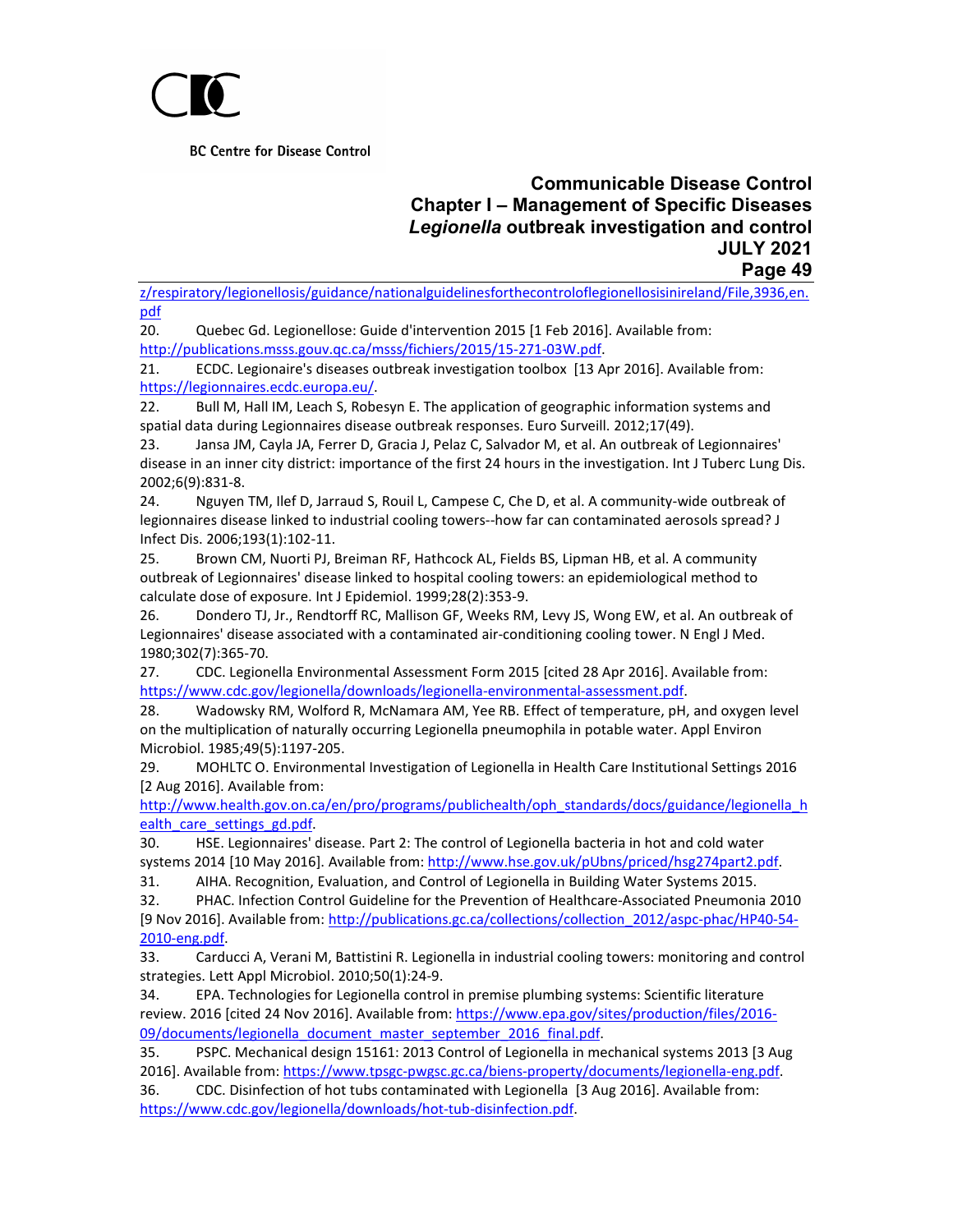z/respiratory/legionellosis/guidance/nationalguidelinesforthecontroloflegionellosisinireland/File,3936,en.pdf

20. Quebec Gd. Legionellose: Guide d'intervention 2015 [1 Feb 2016]. Available from: http://publications.msss.gouv.qc.ca/msss/fichiers/2015/15-271-03W.pdf.

21. ECDC. Legionaire's diseases outbreak investigation toolbox [13 Apr 2016]. Available from: https://legionnaires.ecdc.europa.eu/.

22. Bull M, Hall IM, Leach S, Robesyn E. The application of geographic information systems and spatial data during Legionnaires disease outbreak responses. Euro Surveill. 2012;17(49).

23. Jansa JM, Cayla JA, Ferrer D, Gracia J, Pelaz C, Salvador M, et al. An outbreak of Legionnaires' disease in an inner city district: importance of the first 24 hours in the investigation. Int J Tuberc Lung Dis. 2002;6(9):831-8.

24. Nguyen TM, Ilef D, Jarraud S, Rouil L, Campese C, Che D, et al. A community-wide outbreak of legionnaires disease linked to industrial cooling towers--how far can contaminated aerosols spread? J Infect Dis. 2006;193(1):102-11.

25. Brown CM, Nuorti PJ, Breiman RF, Hathcock AL, Fields BS, Lipman HB, et al. A community outbreak of Legionnaires' disease linked to hospital cooling towers: an epidemiological method to calculate dose of exposure. Int J Epidemiol. 1999;28(2):353-9.

26. Dondero TJ, Jr., Rendtorff RC, Mallison GF, Weeks RM, Levy JS, Wong EW, et al. An outbreak of Legionnaires' disease associated with a contaminated air-conditioning cooling tower. N Engl J Med. 1980;302(7):365-70.

27. CDC. Legionella Environmental Assessment Form 2015 [cited 28 Apr 2016]. Available from: https://www.cdc.gov/legionella/downloads/legionella-environmental-assessment.pdf.

28. Wadowsky RM, Wolford R, McNamara AM, Yee RB. Effect of temperature, pH, and oxygen level on the multiplication of naturally occurring Legionella pneumophila in potable water. Appl Environ Microbiol. 1985;49(5):1197-205.

29. MOHLTC O. Environmental Investigation of Legionella in Health Care Institutional Settings 2016 [2 Aug 2016]. Available from: http://www.health.gov.on.ca/en/pro/programs/publichealth/oph_standards/docs/guidance/legionella_health_care_settings_gd.pdf.

30. HSE. Legionnaires' disease. Part 2: The control of Legionella bacteria in hot and cold water systems 2014 [10 May 2016]. Available from: http://www.hse.gov.uk/pUbns/priced/hsg274part2.pdf.

31. AIHA. Recognition, Evaluation, and Control of Legionella in Building Water Systems 2015.

32. PHAC. Infection Control Guideline for the Prevention of Healthcare-Associated Pneumonia 2010 [9 Nov 2016]. Available from: http://publications.gc.ca/collections/collection_2012/aspc-phac/HP40-54-2010-eng.pdf.

33. Carducci A, Verani M, Battistini R. Legionella in industrial cooling towers: monitoring and control strategies. Lett Appl Microbiol. 2010;50(1):24-9.

34. EPA. Technologies for Legionella control in premise plumbing systems: Scientific literature review. 2016 [cited 24 Nov 2016]. Available from: https://www.epa.gov/sites/production/files/2016-09/documents/legionella_document_master_september_2016_final.pdf.

35. PSPC. Mechanical design 15161: 2013 Control of Legionella in mechanical systems 2013 [3 Aug 2016]. Available from: https://www.tpsgc-pwgsc.gc.ca/biens-property/documents/legionella-eng.pdf.

36. CDC. Disinfection of hot tubs contaminated with Legionella [3 Aug 2016]. Available from: https://www.cdc.gov/legionella/downloads/hot-tub-disinfection.pdf.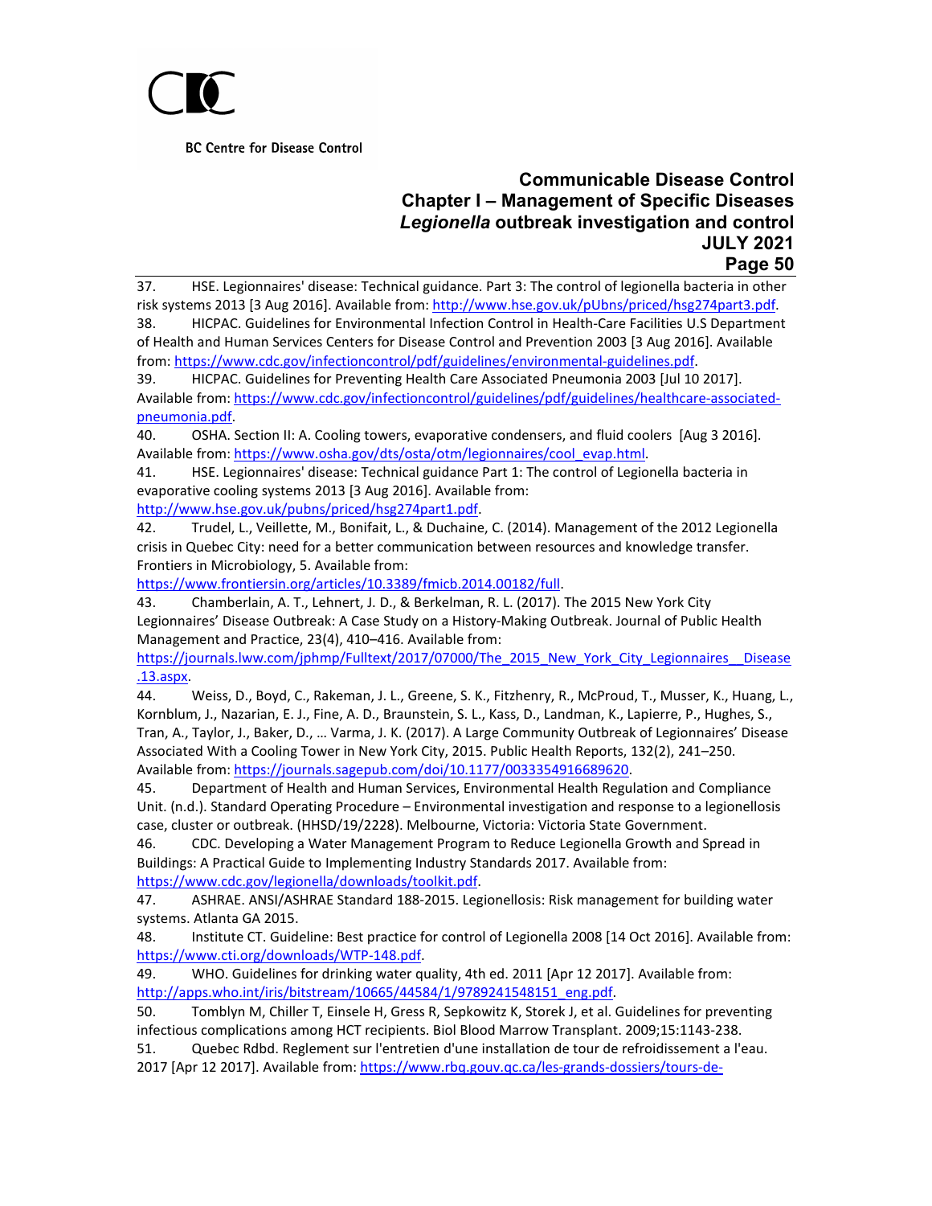37. HSE. Legionnaires' disease: Technical guidance. Part 3: The control of legionella bacteria in other risk systems 2013 [3 Aug 2016]. Available from: http://www.hse.gov.uk/pUbns/priced/hsg274part3.pdf.

38. HICPAC. Guidelines for Environmental Infection Control in Health-Care Facilities U.S Department of Health and Human Services Centers for Disease Control and Prevention 2003 [3 Aug 2016]. Available from: https://www.cdc.gov/infectioncontrol/pdf/guidelines/environmental-guidelines.pdf.

39. HICPAC. Guidelines for Preventing Health Care Associated Pneumonia 2003 [Jul 10 2017]. Available from: https://www.cdc.gov/infectioncontrol/guidelines/pdf/guidelines/healthcare-associated-pneumonia.pdf.

40. OSHA. Section II: A. Cooling towers, evaporative condensers, and fluid coolers [Aug 3 2016]. Available from: https://www.osha.gov/dts/osta/otm/legionnaires/cool_evap.html.

41. HSE. Legionnaires' disease: Technical guidance Part 1: The control of Legionella bacteria in evaporative cooling systems 2013 [3 Aug 2016]. Available from: http://www.hse.gov.uk/pubns/priced/hsg274part1.pdf.

42. Trudel, L., Veillette, M., Bonifait, L., & Duchaine, C. (2014). Management of the 2012 Legionella crisis in Quebec City: need for a better communication between resources and knowledge transfer. Frontiers in Microbiology, 5. Available from: https://www.frontiersin.org/articles/10.3389/fmicb.2014.00182/full.

43. Chamberlain, A. T., Lehnert, J. D., & Berkelman, R. L. (2017). The 2015 New York City Legionnaires' Disease Outbreak: A Case Study on a History-Making Outbreak. Journal of Public Health Management and Practice, 23(4), 410–416. Available from: https://journals.lww.com/jphmp/Fulltext/2017/07000/The_2015_New_York_City_Legionnaires__Disease.13.aspx.

44. Weiss, D., Boyd, C., Rakeman, J. L., Greene, S. K., Fitzhenry, R., McProud, T., Musser, K., Huang, L., Kornblum, J., Nazarian, E. J., Fine, A. D., Braunstein, S. L., Kass, D., Landman, K., Lapierre, P., Hughes, S., Tran, A., Taylor, J., Baker, D., … Varma, J. K. (2017). A Large Community Outbreak of Legionnaires' Disease Associated With a Cooling Tower in New York City, 2015. Public Health Reports, 132(2), 241–250. Available from: https://journals.sagepub.com/doi/10.1177/0033354916689620.

45. Department of Health and Human Services, Environmental Health Regulation and Compliance Unit. (n.d.). Standard Operating Procedure – Environmental investigation and response to a legionellosis case, cluster or outbreak. (HHSD/19/2228). Melbourne, Victoria: Victoria State Government.

46. CDC. Developing a Water Management Program to Reduce Legionella Growth and Spread in Buildings: A Practical Guide to Implementing Industry Standards 2017. Available from: https://www.cdc.gov/legionella/downloads/toolkit.pdf.

47. ASHRAE. ANSI/ASHRAE Standard 188-2015. Legionellosis: Risk management for building water systems. Atlanta GA 2015.

48. Institute CT. Guideline: Best practice for control of Legionella 2008 [14 Oct 2016]. Available from: https://www.cti.org/downloads/WTP-148.pdf.

49. WHO. Guidelines for drinking water quality, 4th ed. 2011 [Apr 12 2017]. Available from: http://apps.who.int/iris/bitstream/10665/44584/1/9789241548151_eng.pdf.

50. Tomblyn M, Chiller T, Einsele H, Gress R, Sepkowitz K, Storek J, et al. Guidelines for preventing infectious complications among HCT recipients. Biol Blood Marrow Transplant. 2009;15:1143-238.

51. Quebec Rdbd. Reglement sur l'entretien d'une installation de tour de refroidissement a l'eau. 2017 [Apr 12 2017]. Available from: https://www.rbq.gouv.qc.ca/les-grands-dossiers/tours-de-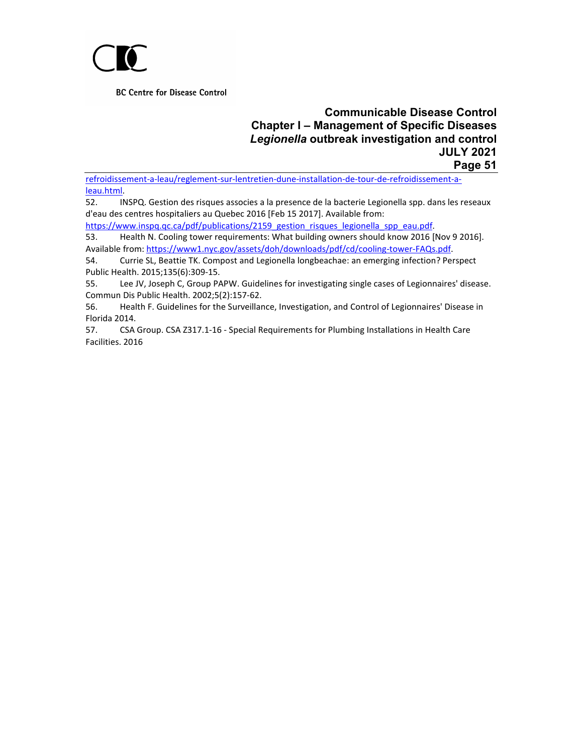refroidissement-a-leau/reglement-sur-lentretien-dune-installation-de-tour-de-refroidissement-a-leau.html.

52. INSPQ. Gestion des risques associes a la presence de la bacterie Legionella spp. dans les reseaux d'eau des centres hospitaliers au Quebec 2016 [Feb 15 2017]. Available from: https://www.inspq.qc.ca/pdf/publications/2159_gestion_risques_legionella_spp_eau.pdf.

53. Health N. Cooling tower requirements: What building owners should know 2016 [Nov 9 2016]. Available from: https://www1.nyc.gov/assets/doh/downloads/pdf/cd/cooling-tower-FAQs.pdf.

54. Currie SL, Beattie TK. Compost and Legionella longbeachae: an emerging infection? Perspect Public Health. 2015;135(6):309-15.

55. Lee JV, Joseph C, Group PAPW. Guidelines for investigating single cases of Legionnaires' disease. Commun Dis Public Health. 2002;5(2):157-62.

56. Health F. Guidelines for the Surveillance, Investigation, and Control of Legionnaires' Disease in Florida 2014.

57. CSA Group. CSA Z317.1-16 - Special Requirements for Plumbing Installations in Health Care Facilities. 2016